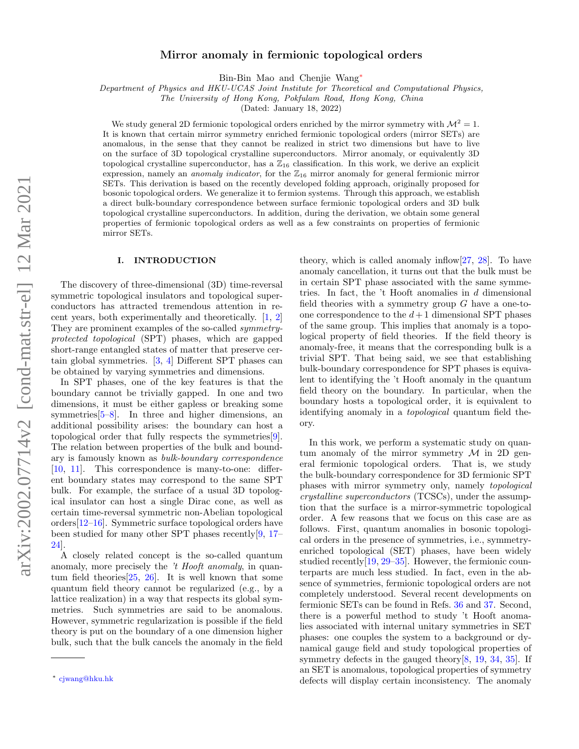# Mirror anomaly in fermionic topological orders

Bin-Bin Mao and Chenjie Wang*

*Department of Physics and HKU-UCAS Joint Institute for Theoretical and Computational Physics, The University of Hong Kong, Pokfulam Road, Hong Kong, China*

(Dated: January 18, 2022)

We study general 2D fermionic topological orders enriched by the mirror symmetry with $\mathcal{M}^2 = 1$. It is known that certain mirror symmetry enriched fermionic topological orders (mirror SETs) are anomalous, in the sense that they cannot be realized in strict two dimensions but have to live on the surface of 3D topological crystalline superconductors. Mirror anomaly, or equivalently 3D topological crystalline superconductor, has a $\mathbb{Z}_{16}$ classification. In this work, we derive an explicit expression, namely an *anomaly indicator*, for the $\mathbb{Z}_{16}$ mirror anomaly for general fermionic mirror SETs. This derivation is based on the recently developed folding approach, originally proposed for bosonic topological orders. We generalize it to fermion systems. Through this approach, we establish a direct bulk-boundary correspondence between surface fermionic topological orders and 3D bulk topological crystalline superconductors. In addition, during the derivation, we obtain some general properties of fermionic topological orders as well as a few constraints on properties of fermionic mirror SETs.

## I. INTRODUCTION

The discovery of three-dimensional (3D) time-reversal symmetric topological insulators and topological superconductors has attracted tremendous attention in recent years, both experimentally and theoretically. [1, 2] They are prominent examples of the so-called *symmetry-protected topological* (SPT) phases, which are gapped short-range entangled states of matter that preserve certain global symmetries. [3, 4] Different SPT phases can be obtained by varying symmetries and dimensions.

In SPT phases, one of the key features is that the boundary cannot be trivially gapped. In one and two dimensions, it must be either gapless or breaking some symmetries[5–8]. In three and higher dimensions, an additional possibility arises: the boundary can host a topological order that fully respects the symmetries[9]. The relation between properties of the bulk and boundary is famously known as *bulk-boundary correspondence* [10, 11]. This correspondence is many-to-one: different boundary states may correspond to the same SPT bulk. For example, the surface of a usual 3D topological insulator can host a single Dirac cone, as well as certain time-reversal symmetric non-Abelian topological orders[12–16]. Symmetric surface topological orders have been studied for many other SPT phases recently[9, 17–24].

A closely related concept is the so-called quantum anomaly, more precisely the *'t Hooft anomaly*, in quantum field theories[25, 26]. It is well known that some quantum field theory cannot be regularized (e.g., by a lattice realization) in a way that respects its global symmetries. Such symmetries are said to be anomalous. However, symmetric regularization is possible if the field theory is put on the boundary of a one dimension higher bulk, such that the bulk cancels the anomaly in the field theory, which is called anomaly inflow[27, 28]. To have anomaly cancellation, it turns out that the bulk must be in certain SPT phase associated with the same symmetries. In fact, the 't Hooft anomalies in $d$ dimensional field theories with a symmetry group $G$ have a one-to-one correspondence to the $d+1$ dimensional SPT phases of the same group. This implies that anomaly is a topological property of field theories. If the field theory is anomaly-free, it means that the corresponding bulk is a trivial SPT. That being said, we see that establishing bulk-boundary correspondence for SPT phases is equivalent to identifying the 't Hooft anomaly in the quantum field theory on the boundary. In particular, when the boundary hosts a topological order, it is equivalent to identifying anomaly in a *topological* quantum field theory.

In this work, we perform a systematic study on quantum anomaly of the mirror symmetry $\mathcal{M}$ in 2D general fermionic topological orders. That is, we study the bulk-boundary correspondence for 3D fermionic SPT phases with mirror symmetry only, namely *topological crystalline superconductors* (TCSCs), under the assumption that the surface is a mirror-symmetric topological order. A few reasons that we focus on this case are as follows. First, quantum anomalies in bosonic topological orders in the presence of symmetries, i.e., symmetry-enriched topological (SET) phases, have been widely studied recently[19, 29–35]. However, the fermionic counterparts are much less studied. In fact, even in the absence of symmetries, fermionic topological orders are not completely understood. Several recent developments on fermionic SETs can be found in Refs. 36 and 37. Second, there is a powerful method to study 't Hooft anomalies associated with internal unitary symmetries in SET phases: one couples the system to a background or dynamical gauge field and study topological properties of symmetry defects in the gauged theory[8, 19, 34, 35]. If an SET is anomalous, topological properties of symmetry defects will display certain inconsistency. The anomaly

* cjwang@hku.hk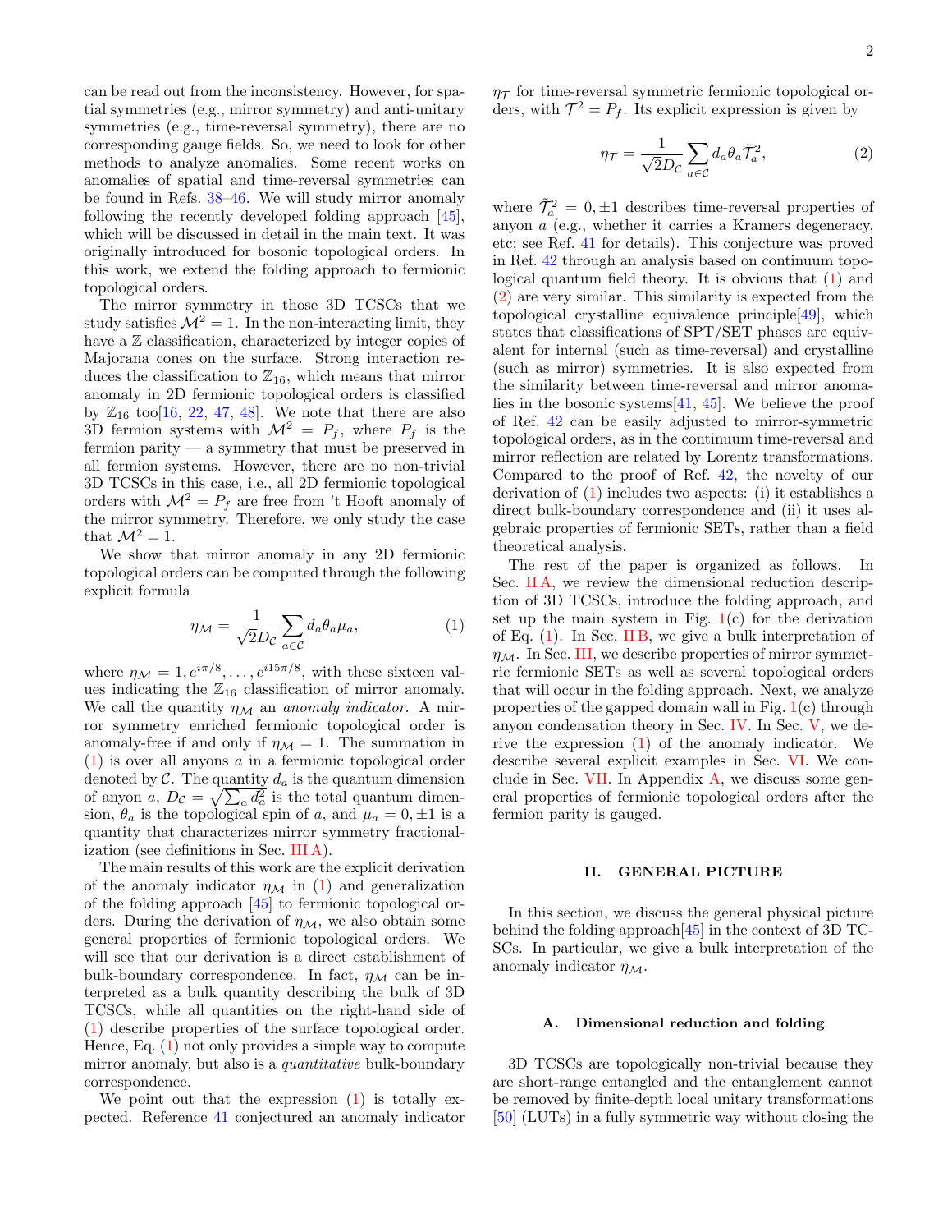can be read out from the inconsistency. However, for spatial symmetries (e.g., mirror symmetry) and anti-unitary symmetries (e.g., time-reversal symmetry), there are no corresponding gauge fields. So, we need to look for other methods to analyze anomalies. Some recent works on anomalies of spatial and time-reversal symmetries can be found in Refs. 38–46. We will study mirror anomaly following the recently developed folding approach [45], which will be discussed in detail in the main text. It was originally introduced for bosonic topological orders. In this work, we extend the folding approach to fermionic topological orders.

The mirror symmetry in those 3D TCSCs that we study satisfies $\mathcal{M}^2 = 1$. In the non-interacting limit, they have a $\mathbb{Z}$ classification, characterized by integer copies of Majorana cones on the surface. Strong interaction reduces the classification to $\mathbb{Z}_{16}$, which means that mirror anomaly in 2D fermionic topological orders is classified by $\mathbb{Z}_{16}$ too[16, 22, 47, 48]. We note that there are also 3D fermion systems with $\mathcal{M}^2 = P_f$, where $P_f$ is the fermion parity — a symmetry that must be preserved in all fermion systems. However, there are no non-trivial 3D TCSCs in this case, i.e., all 2D fermionic topological orders with $\mathcal{M}^2 = P_f$ are free from 't Hooft anomaly of the mirror symmetry. Therefore, we only study the case that $\mathcal{M}^2 = 1$.

We show that mirror anomaly in any 2D fermionic topological orders can be computed through the following explicit formula

$$\eta_{\mathcal{M}} = \frac{1}{\sqrt{2}D_{\mathcal{C}}} \sum_{a\in\mathcal{C}} d_a \theta_a \mu_a, \tag{1}$$

where $\eta_{\mathcal{M}} = 1, e^{i\pi/8}, \ldots, e^{i15\pi/8}$, with these sixteen values indicating the $\mathbb{Z}_{16}$ classification of mirror anomaly. We call the quantity $\eta_{\mathcal{M}}$ an *anomaly indicator*. A mirror symmetry enriched fermionic topological order is anomaly-free if and only if $\eta_{\mathcal{M}} = 1$. The summation in (1) is over all anyons $a$ in a fermionic topological order denoted by $\mathcal{C}$. The quantity $d_a$ is the quantum dimension of anyon $a$, $D_{\mathcal{C}} = \sqrt{\sum_a d_a^2}$ is the total quantum dimension, $\theta_a$ is the topological spin of $a$, and $\mu_a = 0, \pm 1$ is a quantity that characterizes mirror symmetry fractionalization (see definitions in Sec. III A).

The main results of this work are the explicit derivation of the anomaly indicator $\eta_{\mathcal{M}}$ in (1) and generalization of the folding approach [45] to fermionic topological orders. During the derivation of $\eta_{\mathcal{M}}$, we also obtain some general properties of fermionic topological orders. We will see that our derivation is a direct establishment of bulk-boundary correspondence. In fact, $\eta_{\mathcal{M}}$ can be interpreted as a bulk quantity describing the bulk of 3D TCSCs, while all quantities on the right-hand side of (1) describe properties of the surface topological order. Hence, Eq. (1) not only provides a simple way to compute mirror anomaly, but also is a *quantitative* bulk-boundary correspondence.

We point out that the expression (1) is totally expected. Reference 41 conjectured an anomaly indicator $\eta_{\mathcal{T}}$ for time-reversal symmetric fermionic topological orders, with $\mathcal{T}^2 = P_f$. Its explicit expression is given by

$$\eta_{\mathcal{T}} = \frac{1}{\sqrt{2}D_{\mathcal{C}}} \sum_{a\in\mathcal{C}} d_a \theta_a \tilde{\mathcal{T}}_a^2, \tag{2}$$

where $\tilde{\mathcal{T}}_a^2 = 0, \pm 1$ describes time-reversal properties of anyon $a$ (e.g., whether it carries a Kramers degeneracy, etc; see Ref. 41 for details). This conjecture was proved in Ref. 42 through an analysis based on continuum topological quantum field theory. It is obvious that (1) and (2) are very similar. This similarity is expected from the topological crystalline equivalence principle[49], which states that classifications of SPT/SET phases are equivalent for internal (such as time-reversal) and crystalline (such as mirror) symmetries. It is also expected from the similarity between time-reversal and mirror anomalies in the bosonic systems[41, 45]. We believe the proof of Ref. 42 can be easily adjusted to mirror-symmetric topological orders, as in the continuum time-reversal and mirror reflection are related by Lorentz transformations. Compared to the proof of Ref. 42, the novelty of our derivation of (1) includes two aspects: (i) it establishes a direct bulk-boundary correspondence and (ii) it uses algebraic properties of fermionic SETs, rather than a field theoretical analysis.

The rest of the paper is organized as follows. In Sec. II A, we review the dimensional reduction description of 3D TCSCs, introduce the folding approach, and set up the main system in Fig. 1(c) for the derivation of Eq. (1). In Sec. II B, we give a bulk interpretation of $\eta_{\mathcal{M}}$. In Sec. III, we describe properties of mirror symmetric fermionic SETs as well as several topological orders that will occur in the folding approach. Next, we analyze properties of the gapped domain wall in Fig. 1(c) through anyon condensation theory in Sec. IV. In Sec. V, we derive the expression (1) of the anomaly indicator. We describe several explicit examples in Sec. VI. We conclude in Sec. VII. In Appendix A, we discuss some general properties of fermionic topological orders after the fermion parity is gauged.

## II. GENERAL PICTURE

In this section, we discuss the general physical picture behind the folding approach[45] in the context of 3D TCSCs. In particular, we give a bulk interpretation of the anomaly indicator $\eta_{\mathcal{M}}$.

### A. Dimensional reduction and folding

3D TCSCs are topologically non-trivial because they are short-range entangled and the entanglement cannot be removed by finite-depth local unitary transformations [50] (LUTs) in a fully symmetric way without closing the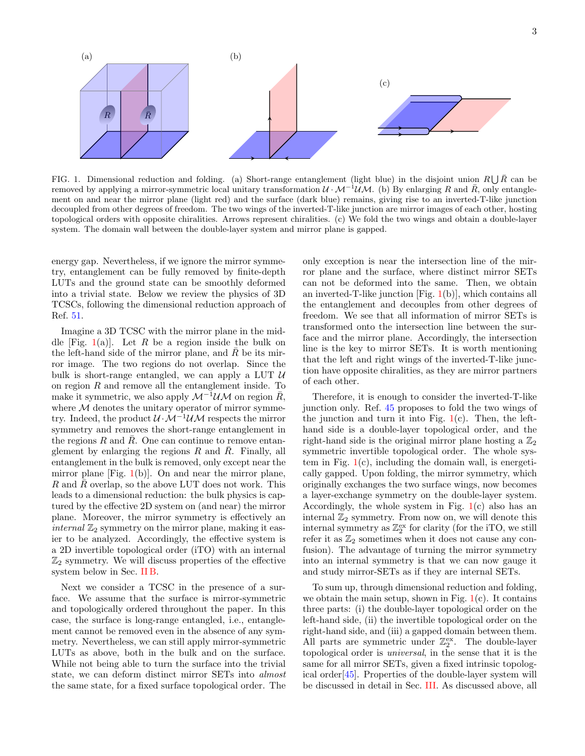FIG. 1. Dimensional reduction and folding. (a) Short-range entanglement (light blue) in the disjoint union $R \bigcup \bar{R}$ can be removed by applying a mirror-symmetric local unitary transformation $\mathcal{U} \cdot \mathcal{M}^{-1}\mathcal{U}\mathcal{M}$. (b) By enlarging $R$ and $\bar{R}$, only entanglement on and near the mirror plane (light red) and the surface (dark blue) remains, giving rise to an inverted-T-like junction decoupled from other degrees of freedom. The two wings of the inverted-T-like junction are mirror images of each other, hosting topological orders with opposite chiralities. Arrows represent chiralities. (c) We fold the two wings and obtain a double-layer system. The domain wall between the double-layer system and mirror plane is gapped.

energy gap. Nevertheless, if we ignore the mirror symmetry, entanglement can be fully removed by finite-depth LUTs and the ground state can be smoothly deformed into a trivial state. Below we review the physics of 3D TCSCs, following the dimensional reduction approach of Ref. 51.

Imagine a 3D TCSC with the mirror plane in the middle [Fig. 1(a)]. Let $R$ be a region inside the bulk on the left-hand side of the mirror plane, and $\bar{R}$ be its mirror image. The two regions do not overlap. Since the bulk is short-range entangled, we can apply a LUT $\mathcal{U}$ on region $R$ and remove all the entanglement inside. To make it symmetric, we also apply $\mathcal{M}^{-1}\mathcal{U}\mathcal{M}$ on region $\bar{R}$, where $\mathcal{M}$ denotes the unitary operator of mirror symmetry. Indeed, the product $\mathcal{U} \cdot \mathcal{M}^{-1}\mathcal{U}\mathcal{M}$ respects the mirror symmetry and removes the short-range entanglement in the regions $R$ and $\bar{R}$. One can continue to remove entanglement by enlarging the regions $R$ and $\bar{R}$. Finally, all entanglement in the bulk is removed, only except near the mirror plane [Fig. 1(b)]. On and near the mirror plane, $R$ and $\bar{R}$ overlap, so the above LUT does not work. This leads to a dimensional reduction: the bulk physics is captured by the effective 2D system on (and near) the mirror plane. Moreover, the mirror symmetry is effectively an *internal* $\mathbb{Z}_2$ symmetry on the mirror plane, making it easier to be analyzed. Accordingly, the effective system is a 2D invertible topological order (iTO) with an internal $\mathbb{Z}_2$ symmetry. We will discuss properties of the effective system below in Sec. II B.

Next we consider a TCSC in the presence of a surface. We assume that the surface is mirror-symmetric and topologically ordered throughout the paper. In this case, the surface is long-range entangled, i.e., entanglement cannot be removed even in the absence of any symmetry. Nevertheless, we can still apply mirror-symmetric LUTs as above, both in the bulk and on the surface. While not being able to turn the surface into the trivial state, we can deform distinct mirror SETs into *almost* the same state, for a fixed surface topological order. The only exception is near the intersection line of the mirror plane and the surface, where distinct mirror SETs can not be deformed into the same. Then, we obtain an inverted-T-like junction [Fig. 1(b)], which contains all the entanglement and decouples from other degrees of freedom. We see that all information of mirror SETs is transformed onto the intersection line between the surface and the mirror plane. Accordingly, the intersection line is the key to mirror SETs. It is worth mentioning that the left and right wings of the inverted-T-like junction have opposite chiralities, as they are mirror partners of each other.

Therefore, it is enough to consider the inverted-T-like junction only. Ref. 45 proposes to fold the two wings of the junction and turn it into Fig. 1(c). Then, the left-hand side is a double-layer topological order, and the right-hand side is the original mirror plane hosting a $\mathbb{Z}_2$ symmetric invertible topological order. The whole system in Fig. 1(c), including the domain wall, is energetically gapped. Upon folding, the mirror symmetry, which originally exchanges the two surface wings, now becomes a layer-exchange symmetry on the double-layer system. Accordingly, the whole system in Fig. 1(c) also has an internal $\mathbb{Z}_2$ symmetry. From now on, we will denote this internal symmetry as $\mathbb{Z}_2^{\text{ex}}$ for clarity (for the iTO, we still refer it as $\mathbb{Z}_2$ sometimes when it does not cause any confusion). The advantage of turning the mirror symmetry into an internal symmetry is that we can now gauge it and study mirror-SETs as if they are internal SETs.

To sum up, through dimensional reduction and folding, we obtain the main setup, shown in Fig. 1(c). It contains three parts: (i) the double-layer topological order on the left-hand side, (ii) the invertible topological order on the right-hand side, and (iii) a gapped domain between them. All parts are symmetric under $\mathbb{Z}_2^{\text{ex}}$. The double-layer topological order is *universal*, in the sense that it is the same for all mirror SETs, given a fixed intrinsic topological order[45]. Properties of the double-layer system will be discussed in detail in Sec. III. As discussed above, all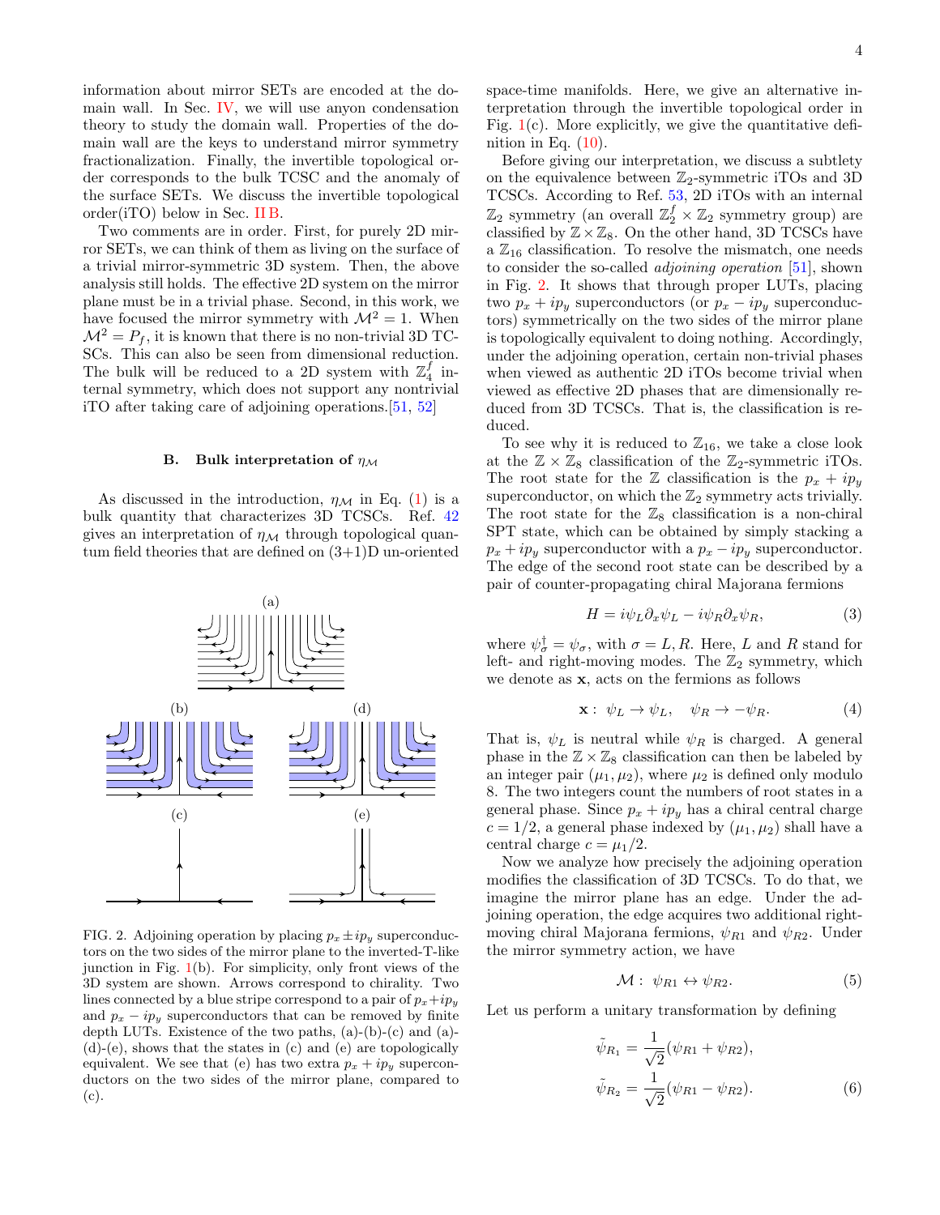information about mirror SETs are encoded at the domain wall. In Sec. IV, we will use anyon condensation theory to study the domain wall. Properties of the domain wall are the keys to understand mirror symmetry fractionalization. Finally, the invertible topological order corresponds to the bulk TCSC and the anomaly of the surface SETs. We discuss the invertible topological order(iTO) below in Sec. II B.

Two comments are in order. First, for purely 2D mirror SETs, we can think of them as living on the surface of a trivial mirror-symmetric 3D system. Then, the above analysis still holds. The effective 2D system on the mirror plane must be in a trivial phase. Second, in this work, we have focused the mirror symmetry with $\mathcal{M}^2 = 1$. When $\mathcal{M}^2 = P_f$, it is known that there is no non-trivial 3D TCSCs. This can also be seen from dimensional reduction. The bulk will be reduced to a 2D system with $\mathbb{Z}_4^f$ internal symmetry, which does not support any nontrivial iTO after taking care of adjoining operations.[51, 52]

### B. Bulk interpretation of $\eta_{\mathcal{M}}$

As discussed in the introduction, $\eta_{\mathcal{M}}$ in Eq. (1) is a bulk quantity that characterizes 3D TCSCs. Ref. 42 gives an interpretation of $\eta_{\mathcal{M}}$ through topological quantum field theories that are defined on (3+1)D un-oriented space-time manifolds. Here, we give an alternative interpretation through the invertible topological order in Fig. 1(c). More explicitly, we give the quantitative definition in Eq. (10).

FIG. 2. Adjoining operation by placing $p_x \pm ip_y$ superconductors on the two sides of the mirror plane to the inverted-T-like junction in Fig. 1(b). For simplicity, only front views of the 3D system are shown. Arrows correspond to chirality. Two lines connected by a blue stripe correspond to a pair of $p_x+ip_y$ and $p_x - ip_y$ superconductors that can be removed by finite depth LUTs. Existence of the two paths, (a)-(b)-(c) and (a)-(d)-(e), shows that the states in (c) and (e) are topologically equivalent. We see that (e) has two extra $p_x + ip_y$ superconductors on the two sides of the mirror plane, compared to (c).

Before giving our interpretation, we discuss a subtlety on the equivalence between $\mathbb{Z}_2$-symmetric iTOs and 3D TCSCs. According to Ref. 53, 2D iTOs with an internal $\mathbb{Z}_2$ symmetry (an overall $\mathbb{Z}_2^f \times \mathbb{Z}_2$ symmetry group) are classified by $\mathbb{Z}\times\mathbb{Z}_8$. On the other hand, 3D TCSCs have a $\mathbb{Z}_{16}$ classification. To resolve the mismatch, one needs to consider the so-called *adjoining operation* [51], shown in Fig. 2. It shows that through proper LUTs, placing two $p_x + ip_y$ superconductors (or $p_x - ip_y$ superconductors) symmetrically on the two sides of the mirror plane is topologically equivalent to doing nothing. Accordingly, under the adjoining operation, certain non-trivial phases when viewed as authentic 2D iTOs become trivial when viewed as effective 2D phases that are dimensionally reduced from 3D TCSCs. That is, the classification is reduced.

To see why it is reduced to $\mathbb{Z}_{16}$, we take a close look at the $\mathbb{Z}\times\mathbb{Z}_8$ classification of the $\mathbb{Z}_2$-symmetric iTOs. The root state for the $\mathbb{Z}$ classification is the $p_x + ip_y$ superconductor, on which the $\mathbb{Z}_2$ symmetry acts trivially. The root state for the $\mathbb{Z}_8$ classification is a non-chiral SPT state, which can be obtained by simply stacking a $p_x + ip_y$ superconductor with a $p_x - ip_y$ superconductor. The edge of the second root state can be described by a pair of counter-propagating chiral Majorana fermions

$$H = i\psi_L\partial_x\psi_L - i\psi_R\partial_x\psi_R, \tag{3}$$

where $\psi_\sigma^\dagger = \psi_\sigma$, with $\sigma = L, R$. Here, $L$ and $R$ stand for left- and right-moving modes. The $\mathbb{Z}_2$ symmetry, which we denote as $\mathbf{x}$, acts on the fermions as follows

$$\mathbf{x}: \ \psi_L \to \psi_L, \quad \psi_R \to -\psi_R. \tag{4}$$

That is, $\psi_L$ is neutral while $\psi_R$ is charged. A general phase in the $\mathbb{Z}\times\mathbb{Z}_8$ classification can then be labeled by an integer pair $(\mu_1, \mu_2)$, where $\mu_2$ is defined only modulo 8. The two integers count the numbers of root states in a general phase. Since $p_x + ip_y$ has a chiral central charge $c = 1/2$, a general phase indexed by $(\mu_1, \mu_2)$ shall have a central charge $c = \mu_1/2$.

Now we analyze how precisely the adjoining operation modifies the classification of 3D TCSCs. To do that, we imagine the mirror plane has an edge. Under the adjoining operation, the edge acquires two additional right-moving chiral Majorana fermions, $\psi_{R1}$ and $\psi_{R2}$. Under the mirror symmetry action, we have

$$\mathcal{M}: \ \psi_{R1} \leftrightarrow \psi_{R2}. \tag{5}$$

Let us perform a unitary transformation by defining

$$\tilde{\psi}_{R_1} = \frac{1}{\sqrt{2}}(\psi_{R1} + \psi_{R2}),$$
$$\tilde{\psi}_{R_2} = \frac{1}{\sqrt{2}}(\psi_{R1} - \psi_{R2}). \tag{6}$$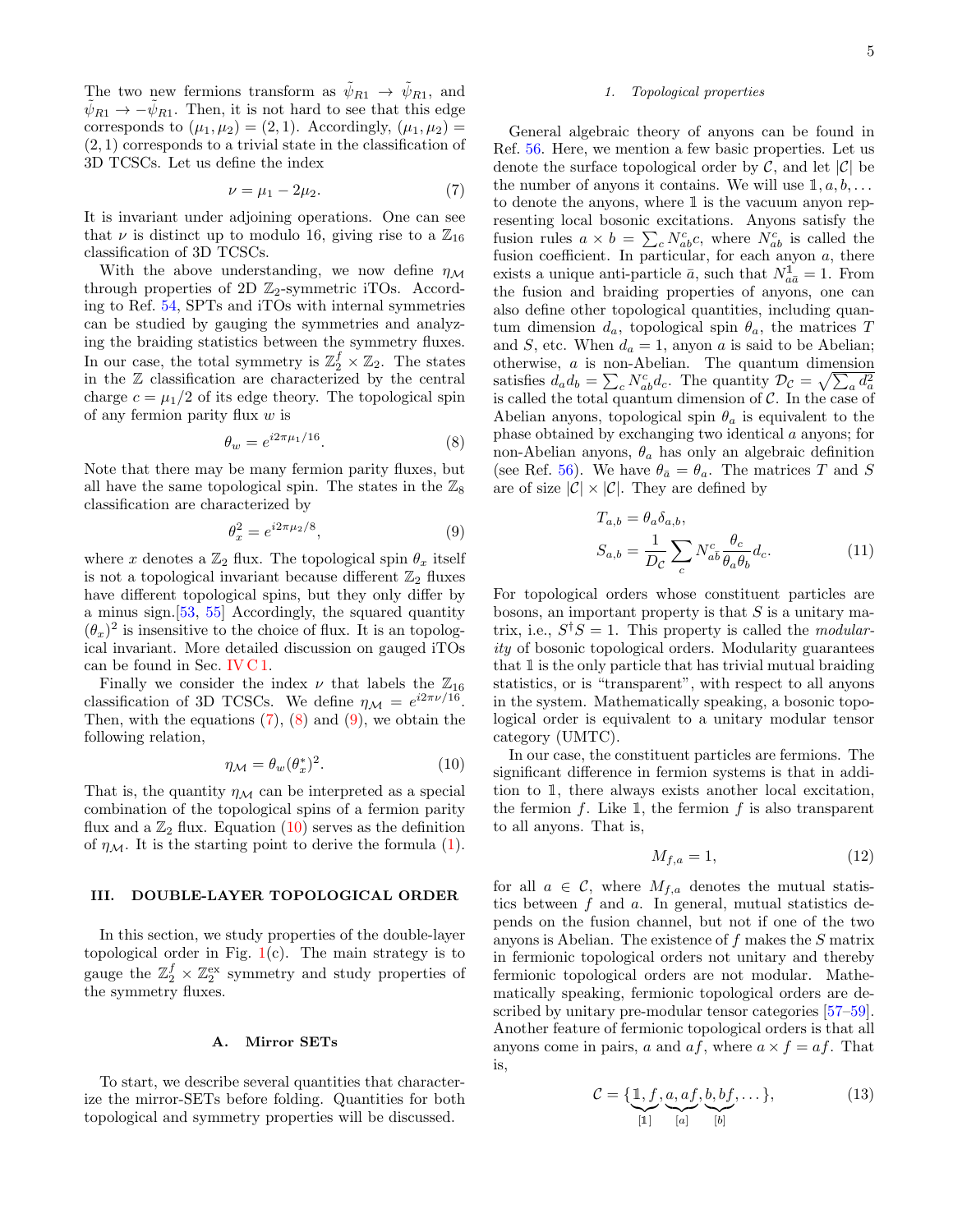The two new fermions transform as $\tilde{\psi}_{R1} \to \tilde{\psi}_{R1}$, and $\bar{\psi}_{R1} \to -\bar{\psi}_{R1}$. Then, it is not hard to see that this edge corresponds to $(\mu_1, \mu_2) = (2, 1)$. Accordingly, $(\mu_1, \mu_2) = (2, 1)$ corresponds to a trivial state in the classification of 3D TCSCs. Let us define the index

$$\nu = \mu_1 - 2\mu_2. \tag{7}$$

It is invariant under adjoining operations. One can see that $\nu$ is distinct up to modulo 16, giving rise to a $\mathbb{Z}_{16}$ classification of 3D TCSCs.

With the above understanding, we now define $\eta_{\mathcal{M}}$ through properties of 2D $\mathbb{Z}_2$-symmetric iTOs. According to Ref. 54, SPTs and iTOs with internal symmetries can be studied by gauging the symmetries and analyzing the braiding statistics between the symmetry fluxes. In our case, the total symmetry is $\mathbb{Z}_2^f \times \mathbb{Z}_2$. The states in the $\mathbb{Z}$ classification are characterized by the central charge $c = \mu_1/2$ of its edge theory. The topological spin of any fermion parity flux $w$ is

$$\theta_w = e^{i2\pi\mu_1/16}. \tag{8}$$

Note that there may be many fermion parity fluxes, but all have the same topological spin. The states in the $\mathbb{Z}_8$ classification are characterized by

$$\theta_x^2 = e^{i2\pi\mu_2/8}, \tag{9}$$

where $x$ denotes a $\mathbb{Z}_2$ flux. The topological spin $\theta_x$ itself is not a topological invariant because different $\mathbb{Z}_2$ fluxes have different topological spins, but they only differ by a minus sign.[53, 55] Accordingly, the squared quantity $(\theta_x)^2$ is insensitive to the choice of flux. It is an topological invariant. More detailed discussion on gauged iTOs can be found in Sec. IV C 1.

Finally we consider the index $\nu$ that labels the $\mathbb{Z}_{16}$ classification of 3D TCSCs. We define $\eta_{\mathcal{M}} = e^{i2\pi\nu/16}$. Then, with the equations (7), (8) and (9), we obtain the following relation,

$$\eta_{\mathcal{M}} = \theta_w(\theta_x^*)^2. \tag{10}$$

That is, the quantity $\eta_{\mathcal{M}}$ can be interpreted as a special combination of the topological spins of a fermion parity flux and a $\mathbb{Z}_2$ flux. Equation (10) serves as the definition of $\eta_{\mathcal{M}}$. It is the starting point to derive the formula (1).

## III. DOUBLE-LAYER TOPOLOGICAL ORDER

In this section, we study properties of the double-layer topological order in Fig. 1(c). The main strategy is to gauge the $\mathbb{Z}_2^f \times \mathbb{Z}_2^{\text{ex}}$ symmetry and study properties of the symmetry fluxes.

### A. Mirror SETs

To start, we describe several quantities that characterize the mirror-SETs before folding. Quantities for both topological and symmetry properties will be discussed.

#### 1. Topological properties

General algebraic theory of anyons can be found in Ref. 56. Here, we mention a few basic properties. Let us denote the surface topological order by $\mathcal{C}$, and let $|\mathcal{C}|$ be the number of anyons it contains. We will use $\mathbb{1}, a, b, \dots$ to denote the anyons, where $\mathbb{1}$ is the vacuum anyon representing local bosonic excitations. Anyons satisfy the fusion rules $a \times b = \sum_c N_{ab}^c c$, where $N_{ab}^c$ is called the fusion coefficient. In particular, for each anyon $a$, there exists a unique anti-particle $\bar{a}$, such that $N_{a\bar{a}}^{\mathbb{1}} = 1$. From the fusion and braiding properties of anyons, one can also define other topological quantities, including quantum dimension $d_a$, topological spin $\theta_a$, the matrices $T$ and $S$, etc. When $d_a = 1$, anyon $a$ is said to be Abelian; otherwise, $a$ is non-Abelian. The quantum dimension satisfies $d_a d_b = \sum_c N_{ab}^c d_c$. The quantity $\mathcal{D}_{\mathcal{C}} = \sqrt{\sum_a d_a^2}$ is called the total quantum dimension of $\mathcal{C}$. In the case of Abelian anyons, topological spin $\theta_a$ is equivalent to the phase obtained by exchanging two identical $a$ anyons; for non-Abelian anyons, $\theta_a$ has only an algebraic definition (see Ref. 56). We have $\theta_{\bar{a}} = \theta_a$. The matrices $T$ and $S$ are of size $|\mathcal{C}| \times |\mathcal{C}|$. They are defined by

$$\begin{aligned} T_{a,b} &= \theta_a \delta_{a,b}, \\ S_{a,b} &= \frac{1}{D_{\mathcal{C}}} \sum_c N_{a\bar{b}}^c \frac{\theta_c}{\theta_a \theta_b} d_c. \end{aligned} \tag{11}$$

For topological orders whose constituent particles are bosons, an important property is that $S$ is a unitary matrix, i.e., $S^\dagger S = 1$. This property is called the *modularity* of bosonic topological orders. Modularity guarantees that $\mathbb{1}$ is the only particle that has trivial mutual braiding statistics, or is "transparent", with respect to all anyons in the system. Mathematically speaking, a bosonic topological order is equivalent to a unitary modular tensor category (UMTC).

In our case, the constituent particles are fermions. The significant difference in fermion systems is that in addition to $\mathbb{1}$, there always exists another local excitation, the fermion $f$. Like $\mathbb{1}$, the fermion $f$ is also transparent to all anyons. That is,

$$M_{f,a} = 1, \tag{12}$$

for all $a \in \mathcal{C}$, where $M_{f,a}$ denotes the mutual statistics between $f$ and $a$. In general, mutual statistics depends on the fusion channel, but not if one of the two anyons is Abelian. The existence of $f$ makes the $S$ matrix in fermionic topological orders not unitary and thereby fermionic topological orders are not modular. Mathematically speaking, fermionic topological orders are described by unitary pre-modular tensor categories [57–59]. Another feature of fermionic topological orders is that all anyons come in pairs, $a$ and $af$, where $a \times f = af$. That is,

$$\mathcal{C} = \{\underbrace{\mathbb{1}, f}_{[\mathbb{1}]}, \underbrace{a, af}_{[a]}, \underbrace{b, bf}_{[b]}, \dots\}, \tag{13}$$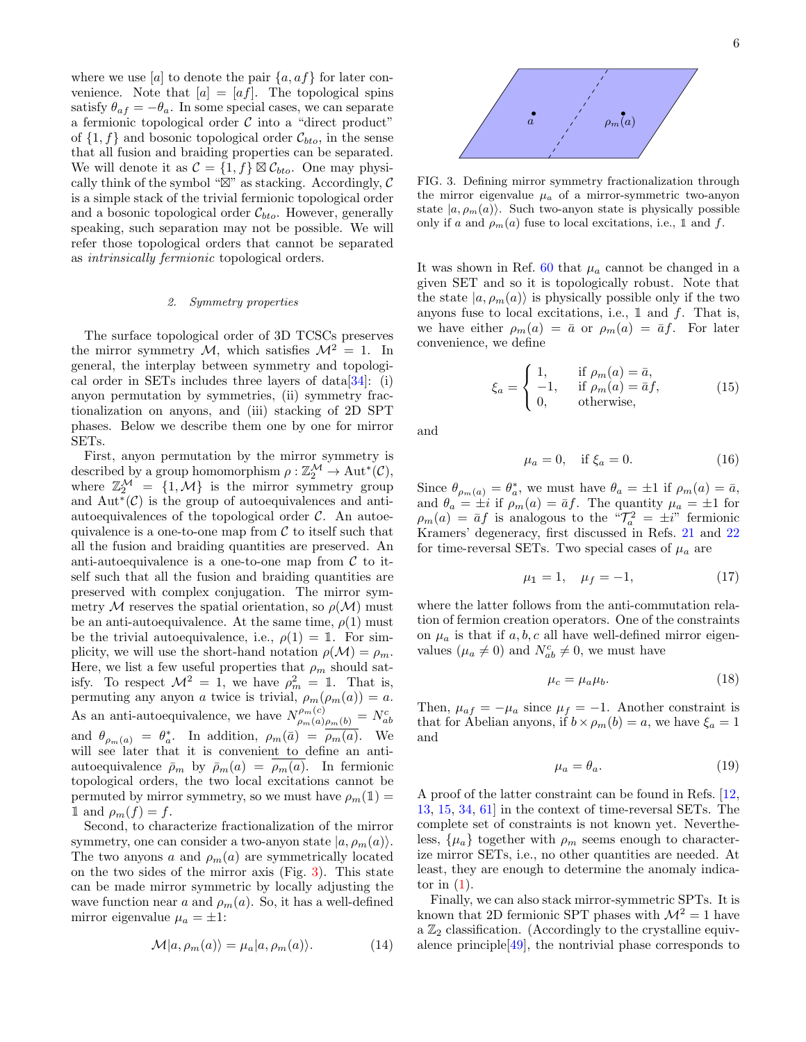where we use $[a]$ to denote the pair $\{a, af\}$ for later convenience. Note that $[a] = [af]$. The topological spins satisfy $\theta_{af} = -\theta_a$. In some special cases, we can separate a fermionic topological order $\mathcal{C}$ into a "direct product" of $\{1, f\}$ and bosonic topological order $\mathcal{C}_{bto}$, in the sense that all fusion and braiding properties can be separated. We will denote it as $\mathcal{C} = \{1, f\} \boxtimes \mathcal{C}_{bto}$. One may physically think of the symbol "$\boxtimes$" as stacking. Accordingly, $\mathcal{C}$ is a simple stack of the trivial fermionic topological order and a bosonic topological order $\mathcal{C}_{bto}$. However, generally speaking, such separation may not be possible. We will refer those topological orders that cannot be separated as *intrinsically fermionic* topological orders.

### 2. Symmetry properties

The surface topological order of 3D TCSCs preserves the mirror symmetry $\mathcal{M}$, which satisfies $\mathcal{M}^2 = 1$. In general, the interplay between symmetry and topological order in SETs includes three layers of data[34]: (i) anyon permutation by symmetries, (ii) symmetry fractionalization on anyons, and (iii) stacking of 2D SPT phases. Below we describe them one by one for mirror SETs.

First, anyon permutation by the mirror symmetry is described by a group homomorphism $\rho : \mathbb{Z}_2^{\mathcal{M}} \to \mathrm{Aut}^*(\mathcal{C})$, where $\mathbb{Z}_2^{\mathcal{M}} = \{1, \mathcal{M}\}$ is the mirror symmetry group and $\mathrm{Aut}^*(\mathcal{C})$ is the group of autoequivalences and anti-autoequivalences of the topological order $\mathcal{C}$. An autoequivalence is a one-to-one map from $\mathcal{C}$ to itself such that all the fusion and braiding quantities are preserved. An anti-autoequivalence is a one-to-one map from $\mathcal{C}$ to itself such that all the fusion and braiding quantities are preserved with complex conjugation. The mirror symmetry $\mathcal{M}$ reserves the spatial orientation, so $\rho(\mathcal{M})$ must be an anti-autoequivalence. At the same time, $\rho(1)$ must be the trivial autoequivalence, i.e., $\rho(1) = \mathbb{1}$. For simplicity, we will use the short-hand notation $\rho(\mathcal{M}) = \rho_m$. Here, we list a few useful properties that $\rho_m$ should satisfy. To respect $\mathcal{M}^2 = 1$, we have $\rho_m^2 = \mathbb{1}$. That is, permuting any anyon $a$ twice is trivial, $\rho_m(\rho_m(a)) = a$. As an anti-autoequivalence, we have $N_{\rho_m(a)\rho_m(b)}^{\rho_m(c)} = N_{ab}^c$ and $\theta_{\rho_m(a)} = \theta_a^*$. In addition, $\rho_m(\bar{a}) = \overline{\rho_m(a)}$. We will see later that it is convenient to define an anti-autoequivalence $\bar{\rho}_m$ by $\bar{\rho}_m(a) = \overline{\rho_m(a)}$. In fermionic topological orders, the two local excitations cannot be permuted by mirror symmetry, so we must have $\rho_m(\mathbb{1}) = \mathbb{1}$ and $\rho_m(f) = f$.

Second, to characterize fractionalization of the mirror symmetry, one can consider a two-anyon state $|a, \rho_m(a)\rangle$. The two anyons $a$ and $\rho_m(a)$ are symmetrically located on the two sides of the mirror axis (Fig. 3). This state can be made mirror symmetric by locally adjusting the wave function near $a$ and $\rho_m(a)$. So, it has a well-defined mirror eigenvalue $\mu_a = \pm 1$:

$$\mathcal{M}|a, \rho_m(a)\rangle = \mu_a |a, \rho_m(a)\rangle. \tag{14}$$

FIG. 3. Defining mirror symmetry fractionalization through the mirror eigenvalue $\mu_a$ of a mirror-symmetric two-anyon state $|a, \rho_m(a)\rangle$. Such two-anyon state is physically possible only if $a$ and $\rho_m(a)$ fuse to local excitations, i.e., $\mathbb{1}$ and $f$.

It was shown in Ref. 60 that $\mu_a$ cannot be changed in a given SET and so it is topologically robust. Note that the state $|a, \rho_m(a)\rangle$ is physically possible only if the two anyons fuse to local excitations, i.e., $\mathbb{1}$ and $f$. That is, we have either $\rho_m(a) = \bar{a}$ or $\rho_m(a) = \bar{a}f$. For later convenience, we define

$$\xi_a = \begin{cases} 1, & \text{if } \rho_m(a) = \bar{a}, \\ -1, & \text{if } \rho_m(a) = \bar{a}f, \\ 0, & \text{otherwise,} \end{cases} \tag{15}$$

and

$$\mu_a = 0, \quad \text{if } \xi_a = 0. \tag{16}$$

Since $\theta_{\rho_m(a)} = \theta_a^*$, we must have $\theta_a = \pm 1$ if $\rho_m(a) = \bar{a}$, and $\theta_a = \pm i$ if $\rho_m(a) = \bar{a}f$. The quantity $\mu_a = \pm 1$ for $\rho_m(a) = \bar{a}f$ is analogous to the "$\mathcal{T}_a^2 = \pm i$" fermionic Kramers' degeneracy, first discussed in Refs. 21 and 22 for time-reversal SETs. Two special cases of $\mu_a$ are

$$\mu_{\mathbb{1}} = 1, \quad \mu_f = -1, \tag{17}$$

where the latter follows from the anti-commutation relation of fermion creation operators. One of the constraints on $\mu_a$ is that if $a, b, c$ all have well-defined mirror eigenvalues ($\mu_a \neq 0$) and $N_{ab}^c \neq 0$, we must have

$$\mu_c = \mu_a \mu_b. \tag{18}$$

Then, $\mu_{af} = -\mu_a$ since $\mu_f = -1$. Another constraint is that for Abelian anyons, if $b \times \rho_m(b) = a$, we have $\xi_a = 1$ and

$$\mu_a = \theta_a. \tag{19}$$

A proof of the latter constraint can be found in Refs. [12, 13, 15, 34, 61] in the context of time-reversal SETs. The complete set of constraints is not known yet. Nevertheless, $\{\mu_a\}$ together with $\rho_m$ seems enough to characterize mirror SETs, i.e., no other quantities are needed. At least, they are enough to determine the anomaly indicator in (1).

Finally, we can also stack mirror-symmetric SPTs. It is known that 2D fermionic SPT phases with $\mathcal{M}^2 = 1$ have a $\mathbb{Z}_2$ classification. (Accordingly to the crystalline equivalence principle[49], the nontrivial phase corresponds to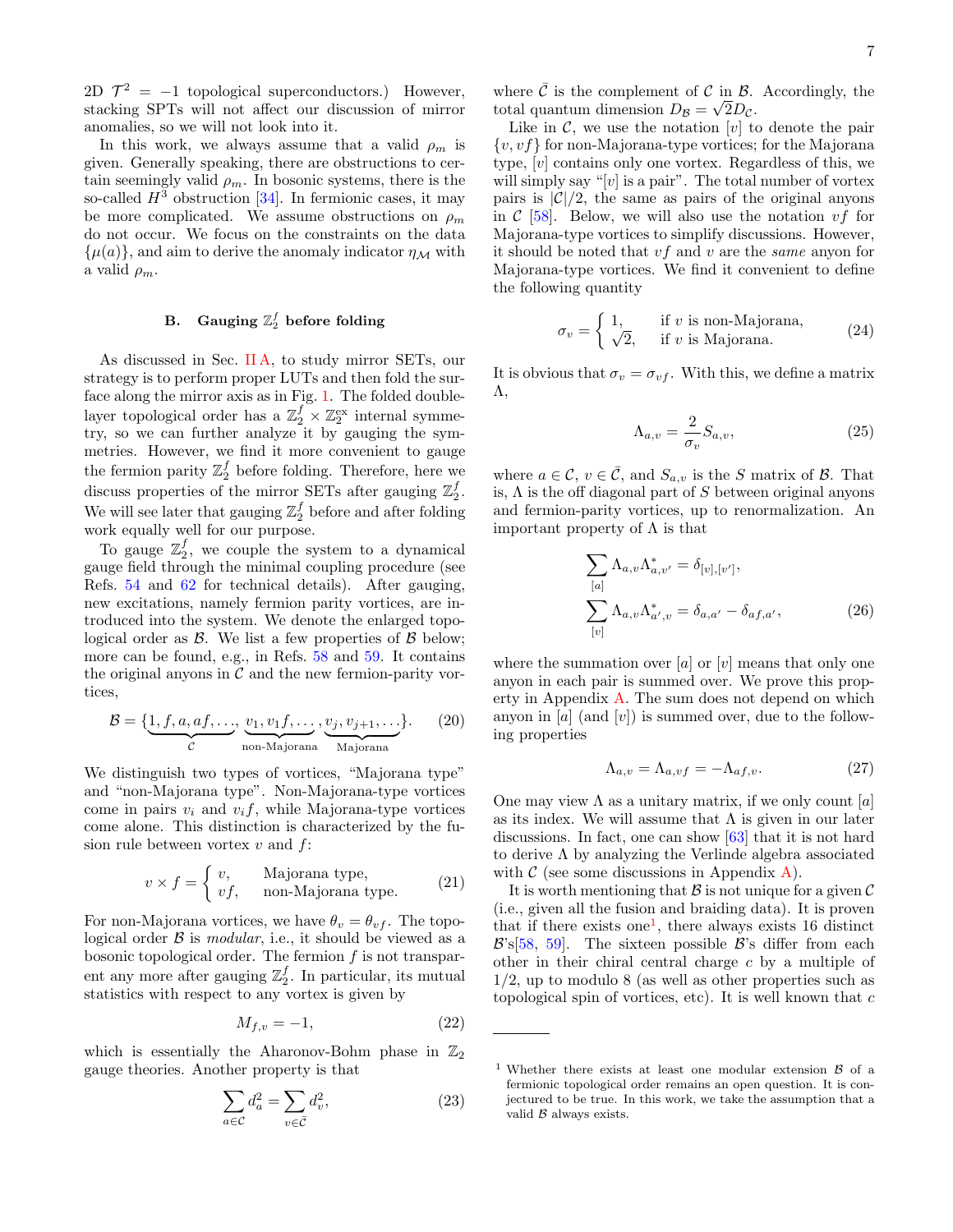2D $\mathcal{T}^2 = -1$ topological superconductors.) However, stacking SPTs will not affect our discussion of mirror anomalies, so we will not look into it.

In this work, we always assume that a valid $\rho_m$ is given. Generally speaking, there are obstructions to certain seemingly valid $\rho_m$. In bosonic systems, there is the so-called $H^3$ obstruction [34]. In fermionic cases, it may be more complicated. We assume obstructions on $\rho_m$ do not occur. We focus on the constraints on the data $\{\mu(a)\}$, and aim to derive the anomaly indicator $\eta_{\mathcal{M}}$ with a valid $\rho_m$.

### B. Gauging $\mathbb{Z}_2^f$ before folding

As discussed in Sec. II A, to study mirror SETs, our strategy is to perform proper LUTs and then fold the surface along the mirror axis as in Fig. 1. The folded double-layer topological order has a $\mathbb{Z}_2^f \times \mathbb{Z}_2^{\text{ex}}$ internal symmetry, so we can further analyze it by gauging the symmetries. However, we find it more convenient to gauge the fermion parity $\mathbb{Z}_2^f$ before folding. Therefore, here we discuss properties of the mirror SETs after gauging $\mathbb{Z}_2^f$. We will see later that gauging $\mathbb{Z}_2^f$ before and after folding work equally well for our purpose.

To gauge $\mathbb{Z}_2^f$, we couple the system to a dynamical gauge field through the minimal coupling procedure (see Refs. 54 and 62 for technical details). After gauging, new excitations, namely fermion parity vortices, are introduced into the system. We denote the enlarged topological order as $\mathcal{B}$. We list a few properties of $\mathcal{B}$ below; more can be found, e.g., in Refs. 58 and 59. It contains the original anyons in $\mathcal{C}$ and the new fermion-parity vortices,

$$\mathcal{B} = \{\underbrace{1, f, a, af, \ldots}_{\mathcal{C}}, \underbrace{v_1, v_1 f, \ldots}_{\text{non-Majorana}}, \underbrace{v_j, v_{j+1}, \ldots}_{\text{Majorana}}\}. \tag{20}$$

We distinguish two types of vortices, "Majorana type" and "non-Majorana type". Non-Majorana-type vortices come in pairs $v_i$ and $v_i f$, while Majorana-type vortices come alone. This distinction is characterized by the fusion rule between vortex $v$ and $f$:

$$v \times f = \begin{cases} v, & \text{Majorana type,} \\ vf, & \text{non-Majorana type.} \end{cases} \tag{21}$$

For non-Majorana vortices, we have $\theta_v = \theta_{vf}$. The topological order $\mathcal{B}$ is *modular*, i.e., it should be viewed as a bosonic topological order. The fermion $f$ is not transparent any more after gauging $\mathbb{Z}_2^f$. In particular, its mutual statistics with respect to any vortex is given by

$$M_{f,v} = -1, \tag{22}$$

which is essentially the Aharonov-Bohm phase in $\mathbb{Z}_2$ gauge theories. Another property is that

$$\sum_{a\in\mathcal{C}} d_a^2 = \sum_{v\in\bar{\mathcal{C}}} d_v^2, \tag{23}$$

where $\bar{\mathcal{C}}$ is the complement of $\mathcal{C}$ in $\mathcal{B}$. Accordingly, the total quantum dimension $D_{\mathcal{B}} = \sqrt{2}D_{\mathcal{C}}$.

Like in $\mathcal{C}$, we use the notation $[v]$ to denote the pair $\{v, vf\}$ for non-Majorana-type vortices; for the Majorana type, $[v]$ contains only one vortex. Regardless of this, we will simply say "$[v]$ is a pair". The total number of vortex pairs is $|\mathcal{C}|/2$, the same as pairs of the original anyons in $\mathcal{C}$ [58]. Below, we will also use the notation $vf$ for Majorana-type vortices to simplify discussions. However, it should be noted that $vf$ and $v$ are the *same* anyon for Majorana-type vortices. We find it convenient to define the following quantity

$$\sigma_v = \begin{cases} 1, & \text{if } v \text{ is non-Majorana,} \\ \sqrt{2}, & \text{if } v \text{ is Majorana.} \end{cases} \tag{24}$$

It is obvious that $\sigma_v = \sigma_{vf}$. With this, we define a matrix $\Lambda$,

$$\Lambda_{a,v} = \frac{2}{\sigma_v} S_{a,v}, \tag{25}$$

where $a \in \mathcal{C}$, $v \in \bar{\mathcal{C}}$, and $S_{a,v}$ is the $S$ matrix of $\mathcal{B}$. That is, $\Lambda$ is the off diagonal part of $S$ between original anyons and fermion-parity vortices, up to renormalization. An important property of $\Lambda$ is that

$$\begin{aligned} \sum_{[a]} \Lambda_{a,v}\Lambda^*_{a,v'} &= \delta_{[v],[v']}, \\ \sum_{[v]} \Lambda_{a,v}\Lambda^*_{a',v} &= \delta_{a,a'} - \delta_{af,a'}, \end{aligned} \tag{26}$$

where the summation over $[a]$ or $[v]$ means that only one anyon in each pair is summed over. We prove this property in Appendix A. The sum does not depend on which anyon in $[a]$ (and $[v]$) is summed over, due to the following properties

$$\Lambda_{a,v} = \Lambda_{a,vf} = -\Lambda_{af,v}. \tag{27}$$

One may view $\Lambda$ as a unitary matrix, if we only count $[a]$ as its index. We will assume that $\Lambda$ is given in our later discussions. In fact, one can show [63] that it is not hard to derive $\Lambda$ by analyzing the Verlinde algebra associated with $\mathcal{C}$ (see some discussions in Appendix A).

It is worth mentioning that $\mathcal{B}$ is not unique for a given $\mathcal{C}$ (i.e., given all the fusion and braiding data). It is proven that if there exists one[1], there always exists 16 distinct $\mathcal{B}$'s[58, 59]. The sixteen possible $\mathcal{B}$'s differ from each other in their chiral central charge $c$ by a multiple of 1/2, up to modulo 8 (as well as other properties such as topological spin of vortices, etc). It is well known that $c$

---

[1] Whether there exists at least one modular extension $\mathcal{B}$ of a fermionic topological order remains an open question. It is conjectured to be true. In this work, we take the assumption that a valid $\mathcal{B}$ always exists.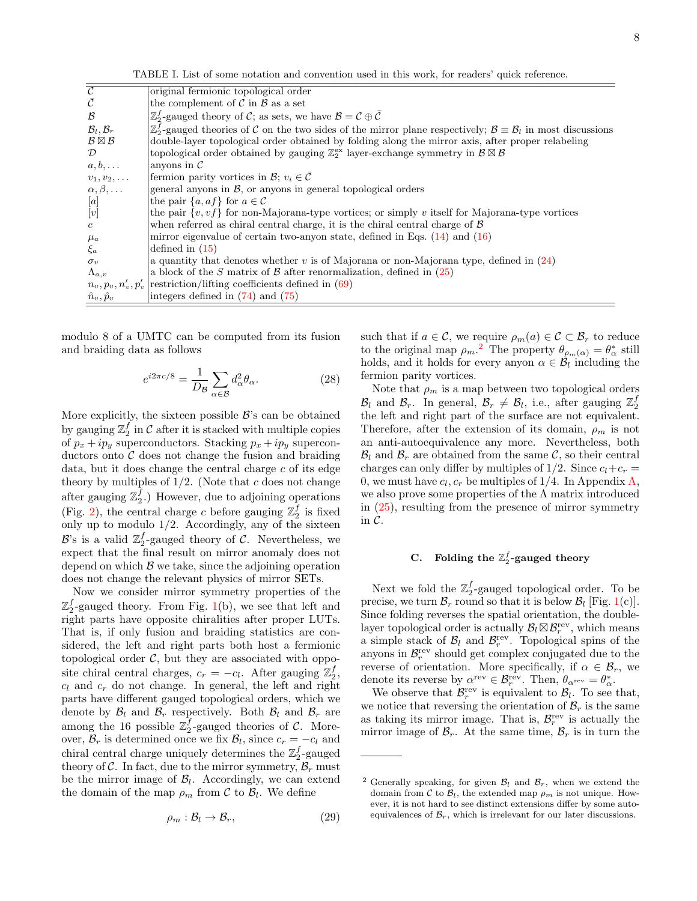TABLE I. List of some notation and convention used in this work, for readers' quick reference.

| | |
|---|---|
| $\mathcal{C}$ | original fermionic topological order |
| $\bar{\mathcal{C}}$ | the complement of $\mathcal{C}$ in $\mathcal{B}$ as a set |
| $\mathcal{B}$ | $\mathbb{Z}_2^f$-gauged theory of $\mathcal{C}$; as sets, we have $\mathcal{B} = \mathcal{C} \oplus \bar{\mathcal{C}}$ |
| $\mathcal{B}_l, \mathcal{B}_r$ | $\mathbb{Z}_2^f$-gauged theories of $\mathcal{C}$ on the two sides of the mirror plane respectively; $\mathcal{B} \equiv \mathcal{B}_l$ in most discussions |
| $\mathcal{B} \boxtimes \mathcal{B}$ | double-layer topological order obtained by folding along the mirror axis, after proper relabeling |
| $\mathcal{D}$ | topological order obtained by gauging $\mathbb{Z}_2^{\text{ex}}$ layer-exchange symmetry in $\mathcal{B} \boxtimes \mathcal{B}$ |
| $a, b, \ldots$ | anyons in $\mathcal{C}$ |
| $v_1, v_2, \ldots$ | fermion parity vortices in $\mathcal{B}$; $v_i \in \bar{\mathcal{C}}$ |
| $\alpha, \beta, \ldots$ | general anyons in $\mathcal{B}$, or anyons in general topological orders |
| $[a]$ | the pair $\{a, af\}$ for $a \in \mathcal{C}$ |
| $[v]$ | the pair $\{v, vf\}$ for non-Majorana-type vortices; or simply $v$ itself for Majorana-type vortices |
| $c$ | when referred as chiral central charge, it is the chiral central charge of $\mathcal{B}$ |
| $\mu_a$ | mirror eigenvalue of certain two-anyon state, defined in Eqs. (14) and (16) |
| $\xi_a$ | defined in (15) |
| $\sigma_v$ | a quantity that denotes whether $v$ is of Majorana or non-Majorana type, defined in (24) |
| $\Lambda_{a,v}$ | a block of the $S$ matrix of $\mathcal{B}$ after renormalization, defined in (25) |
| $n_v, p_v, n_v', p_v'$ | restriction/lifting coefficients defined in (69) |
| $\hat{n}_v, \hat{p}_v$ | integers defined in (74) and (75) |

modulo 8 of a UMTC can be computed from its fusion and braiding data as follows

$$e^{i2\pi c/8} = \frac{1}{D_{\mathcal{B}}} \sum_{\alpha \in \mathcal{B}} d_\alpha^2 \theta_\alpha. \tag{28}$$

More explicitly, the sixteen possible $\mathcal{B}$'s can be obtained by gauging $\mathbb{Z}_2^f$ in $\mathcal{C}$ after it is stacked with multiple copies of $p_x + ip_y$ superconductors. Stacking $p_x + ip_y$ superconductors onto $\mathcal{C}$ does not change the fusion and braiding data, but it does change the central charge $c$ of its edge theory by multiples of $1/2$. (Note that $c$ does not change after gauging $\mathbb{Z}_2^f$.) However, due to adjoining operations (Fig. 2), the central charge $c$ before gauging $\mathbb{Z}_2^f$ is fixed only up to modulo $1/2$. Accordingly, any of the sixteen $\mathcal{B}$'s is a valid $\mathbb{Z}_2^f$-gauged theory of $\mathcal{C}$. Nevertheless, we expect that the final result on mirror anomaly does not depend on which $\mathcal{B}$ we take, since the adjoining operation does not change the relevant physics of mirror SETs.

Now we consider mirror symmetry properties of the $\mathbb{Z}_2^f$-gauged theory. From Fig. 1(b), we see that left and right parts have opposite chiralities after proper LUTs. That is, if only fusion and braiding statistics are considered, the left and right parts both host a fermionic topological order $\mathcal{C}$, but they are associated with opposite chiral central charges, $c_r = -c_l$. After gauging $\mathbb{Z}_2^f$, $c_l$ and $c_r$ do not change. In general, the left and right parts have different gauged topological orders, which we denote by $\mathcal{B}_l$ and $\mathcal{B}_r$ respectively. Both $\mathcal{B}_l$ and $\mathcal{B}_r$ are among the 16 possible $\mathbb{Z}_2^f$-gauged theories of $\mathcal{C}$. Moreover, $\mathcal{B}_r$ is determined once we fix $\mathcal{B}_l$, since $c_r = -c_l$ and chiral central charge uniquely determines the $\mathbb{Z}_2^f$-gauged theory of $\mathcal{C}$. In fact, due to the mirror symmetry, $\mathcal{B}_r$ must be the mirror image of $\mathcal{B}_l$. Accordingly, we can extend the domain of the map $\rho_m$ from $\mathcal{C}$ to $\mathcal{B}_l$. We define

$$\rho_m : \mathcal{B}_l \to \mathcal{B}_r, \tag{29}$$

such that if $a \in \mathcal{C}$, we require $\rho_m(a) \in \mathcal{C} \subset \mathcal{B}_r$ to reduce to the original map $\rho_m$.[2] The property $\theta_{\rho_m(\alpha)} = \theta_\alpha^*$ still holds, and it holds for every anyon $\alpha \in \mathcal{B}_l$ including the fermion parity vortices.

Note that $\rho_m$ is a map between two topological orders $\mathcal{B}_l$ and $\mathcal{B}_r$. In general, $\mathcal{B}_r \neq \mathcal{B}_l$, i.e., after gauging $\mathbb{Z}_2^f$ the left and right part of the surface are not equivalent. Therefore, after the extension of its domain, $\rho_m$ is not an anti-autoequivalence any more. Nevertheless, both $\mathcal{B}_l$ and $\mathcal{B}_r$ are obtained from the same $\mathcal{C}$, so their central charges can only differ by multiples of $1/2$. Since $c_l + c_r = 0$, we must have $c_l, c_r$ be multiples of $1/4$. In Appendix A, we also prove some properties of the $\Lambda$ matrix introduced in (25), resulting from the presence of mirror symmetry in $\mathcal{C}$.

### C. Folding the $\mathbb{Z}_2^f$-gauged theory

Next we fold the $\mathbb{Z}_2^f$-gauged topological order. To be precise, we turn $\mathcal{B}_r$ round so that it is below $\mathcal{B}_l$ [Fig. 1(c)]. Since folding reverses the spatial orientation, the double-layer topological order is actually $\mathcal{B}_l \boxtimes \mathcal{B}_r^{\text{rev}}$, which means a simple stack of $\mathcal{B}_l$ and $\mathcal{B}_r^{\text{rev}}$. Topological spins of the anyons in $\mathcal{B}_r^{\text{rev}}$ should get complex conjugated due to the reverse of orientation. More specifically, if $\alpha \in \mathcal{B}_r$, we denote its reverse by $\alpha^{\text{rev}} \in \mathcal{B}_r^{\text{rev}}$. Then, $\theta_{\alpha^{\text{rev}}} = \theta_\alpha^*$.

We observe that $\mathcal{B}_r^{\text{rev}}$ is equivalent to $\mathcal{B}_l$. To see that, we notice that reversing the orientation of $\mathcal{B}_r$ is the same as taking its mirror image. That is, $\mathcal{B}_r^{\text{rev}}$ is actually the mirror image of $\mathcal{B}_r$. At the same time, $\mathcal{B}_r$ is in turn the

[2] Generally speaking, for given $\mathcal{B}_l$ and $\mathcal{B}_r$, when we extend the domain from $\mathcal{C}$ to $\mathcal{B}_l$, the extended map $\rho_m$ is not unique. However, it is not hard to see distinct extensions differ by some autoequivalences of $\mathcal{B}_r$, which is irrelevant for our later discussions.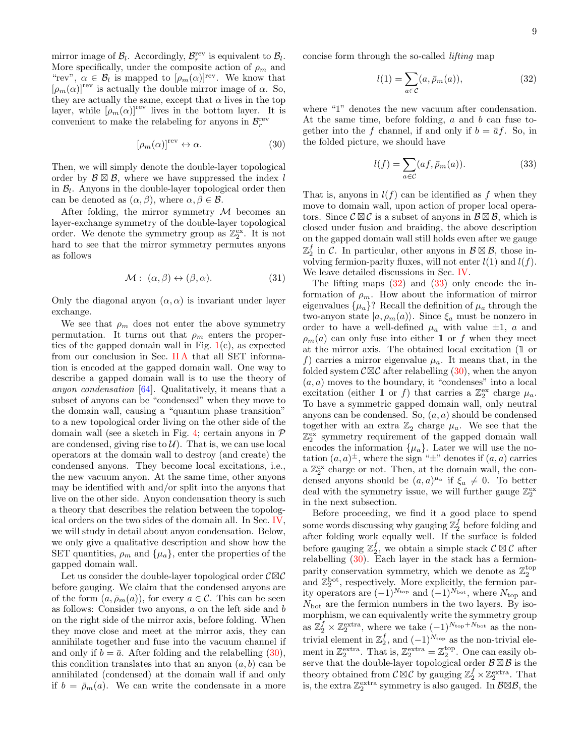mirror image of $\mathcal{B}_l$. Accordingly, $\mathcal{B}_r^{\text{rev}}$ is equivalent to $\mathcal{B}_l$. More specifically, under the composite action of $\rho_m$ and "rev", $\alpha \in \mathcal{B}_l$ is mapped to $[\rho_m(\alpha)]^{\text{rev}}$. We know that $[\rho_m(\alpha)]^{\text{rev}}$ is actually the double mirror image of $\alpha$. So, they are actually the same, except that $\alpha$ lives in the top layer, while $[\rho_m(\alpha)]^{\text{rev}}$ lives in the bottom layer. It is convenient to make the relabeling for anyons in $\mathcal{B}_r^{\text{rev}}$

$$[\rho_m(\alpha)]^{\text{rev}} \leftrightarrow \alpha. \tag{30}$$

Then, we will simply denote the double-layer topological order by $\mathcal{B} \boxtimes \mathcal{B}$, where we have suppressed the index $l$ in $\mathcal{B}_l$. Anyons in the double-layer topological order then can be denoted as $(\alpha, \beta)$, where $\alpha, \beta \in \mathcal{B}$.

After folding, the mirror symmetry $\mathcal{M}$ becomes an layer-exchange symmetry of the double-layer topological order. We denote the symmetry group as $\mathbb{Z}_2^{\text{ex}}$. It is not hard to see that the mirror symmetry permutes anyons as follows

$$\mathcal{M}: \ (\alpha, \beta) \leftrightarrow (\beta, \alpha). \tag{31}$$

Only the diagonal anyon $(\alpha, \alpha)$ is invariant under layer exchange.

We see that $\rho_m$ does not enter the above symmetry permutation. It turns out that $\rho_m$ enters the properties of the gapped domain wall in Fig. 1(c), as expected from our conclusion in Sec. II A that all SET information is encoded at the gapped domain wall. One way to describe a gapped domain wall is to use the theory of *anyon condensation* [64]. Qualitatively, it means that a subset of anyons can be "condensed" when they move to the domain wall, causing a "quantum phase transition" to a new topological order living on the other side of the domain wall (see a sketch in Fig. 4; certain anyons in $\mathcal{P}$ are condensed, giving rise to $\mathcal{U}$). That is, we can use local operators at the domain wall to destroy (and create) the condensed anyons. They become local excitations, i.e., the new vacuum anyon. At the same time, other anyons may be identified with and/or split into the anyons that live on the other side. Anyon condensation theory is such a theory that describes the relation between the topological orders on the two sides of the domain all. In Sec. IV, we will study in detail about anyon condensation. Below, we only give a qualitative description and show how the SET quantities, $\rho_m$ and $\{\mu_a\}$, enter the properties of the gapped domain wall.

Let us consider the double-layer topological order $\mathcal{C}\boxtimes\mathcal{C}$ before gauging. We claim that the condensed anyons are of the form $(a, \bar{\rho}_m(a))$, for every $a \in \mathcal{C}$. This can be seen as follows: Consider two anyons, $a$ on the left side and $b$ on the right side of the mirror axis, before folding. When they move close and meet at the mirror axis, they can annihilate together and fuse into the vacuum channel if and only if $b = \bar{a}$. After folding and the relabelling (30), this condition translates into that an anyon $(a, b)$ can be annihilated (condensed) at the domain wall if and only if $b = \bar{\rho}_m(a)$. We can write the condensate in a more concise form through the so-called *lifting* map

$$l(1) = \sum_{a\in\mathcal{C}} (a, \bar{\rho}_m(a)), \tag{32}$$

where "1" denotes the new vacuum after condensation. At the same time, before folding, $a$ and $b$ can fuse together into the $f$ channel, if and only if $b = \bar{a}f$. So, in the folded picture, we should have

$$l(f) = \sum_{a\in\mathcal{C}} (af, \bar{\rho}_m(a)). \tag{33}$$

That is, anyons in $l(f)$ can be identified as $f$ when they move to domain wall, upon action of proper local operators. Since $\mathcal{C}\boxtimes\mathcal{C}$ is a subset of anyons in $\mathcal{B}\boxtimes\mathcal{B}$, which is closed under fusion and braiding, the above description on the gapped domain wall still holds even after we gauge $\mathbb{Z}_2^f$ in $\mathcal{C}$. In particular, other anyons in $\mathcal{B}\boxtimes\mathcal{B}$, those involving fermion-parity fluxes, will not enter $l(1)$ and $l(f)$. We leave detailed discussions in Sec. IV.

The lifting maps (32) and (33) only encode the information of $\rho_m$. How about the information of mirror eigenvalues $\{\mu_a\}$? Recall the definition of $\mu_a$ through the two-anyon state $|a, \rho_m(a)\rangle$. Since $\xi_a$ must be nonzero in order to have a well-defined $\mu_a$ with value $\pm1$, $a$ and $\rho_m(a)$ can only fuse into either $\mathbb{1}$ or $f$ when they meet at the mirror axis. The obtained local excitation ($\mathbb{1}$ or $f$) carries a mirror eigenvalue $\mu_a$. It means that, in the folded system $\mathcal{C}\boxtimes\mathcal{C}$ after relabelling (30), when the anyon $(a, a)$ moves to the boundary, it "condenses" into a local excitation (either $\mathbb{1}$ or $f$) that carries a $\mathbb{Z}_2^{\text{ex}}$ charge $\mu_a$. To have a symmetric gapped domain wall, only neutral anyons can be condensed. So, $(a, a)$ should be condensed together with an extra $\mathbb{Z}_2$ charge $\mu_a$. We see that the $\mathbb{Z}_2^{\text{ex}}$ symmetry requirement of the gapped domain wall encodes the information $\{\mu_a\}$. Later we will use the notation $(a, a)^{\pm}$, where the sign "$\pm$" denotes if $(a, a)$ carries a $\mathbb{Z}_2^{\text{ex}}$ charge or not. Then, at the domain wall, the condensed anyons should be $(a, a)^{\mu_a}$ if $\xi_a \neq 0$. To better deal with the symmetry issue, we will further gauge $\mathbb{Z}_2^{\text{ex}}$ in the next subsection.

Before proceeding, we find it a good place to spend some words discussing why gauging $\mathbb{Z}_2^f$ before folding and after folding work equally well. If the surface is folded before gauging $\mathbb{Z}_2^f$, we obtain a simple stack $\mathcal{C}\boxtimes\mathcal{C}$ after relabelling (30). Each layer in the stack has a fermion-parity conservation symmetry, which we denote as $\mathbb{Z}_2^{\text{top}}$ and $\mathbb{Z}_2^{\text{bot}}$, respectively. More explicitly, the fermion parity operators are $(-1)^{N_{\text{top}}}$ and $(-1)^{N_{\text{bot}}}$, where $N_{\text{top}}$ and $N_{\text{bot}}$ are the fermion numbers in the two layers. By isomorphism, we can equivalently write the symmetry group as $\mathbb{Z}_2^f \times \mathbb{Z}_2^{\text{extra}}$, where we take $(-1)^{N_{\text{top}}+N_{\text{bot}}}$ as the non-trivial element in $\mathbb{Z}_2^f$, and $(-1)^{N_{\text{top}}}$ as the non-trivial element in $\mathbb{Z}_2^{\text{extra}}$. That is, $\mathbb{Z}_2^{\text{extra}} = \mathbb{Z}_2^{\text{top}}$. One can easily observe that the double-layer topological order $\mathcal{B}\boxtimes\mathcal{B}$ is the theory obtained from $\mathcal{C}\boxtimes\mathcal{C}$ by gauging $\mathbb{Z}_2^f \times \mathbb{Z}_2^{\text{extra}}$. That is, the extra $\mathbb{Z}_2^{\text{extra}}$ symmetry is also gauged. In $\mathcal{B}\boxtimes\mathcal{B}$, the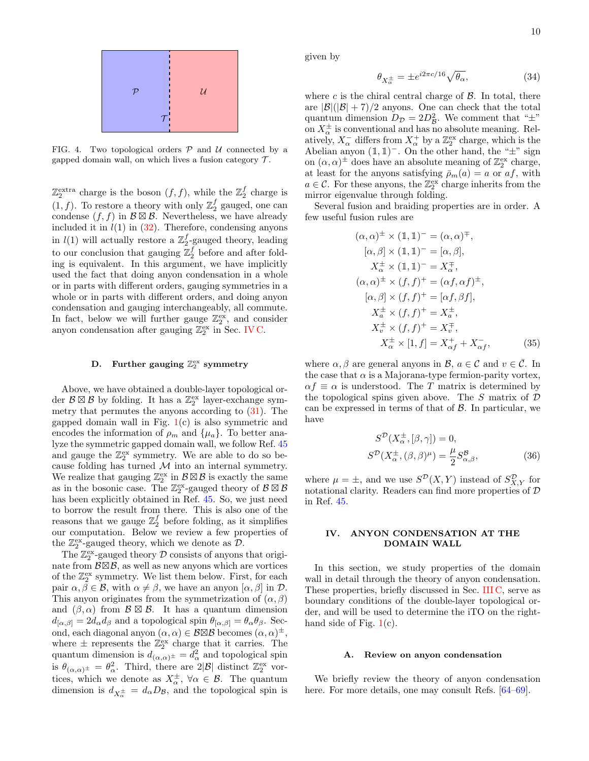FIG. 4. Two topological orders $\mathcal{P}$ and $\mathcal{U}$ connected by a gapped domain wall, on which lives a fusion category $\mathcal{T}$.

$\mathbb{Z}_2^{\text{extra}}$ charge is the boson $(f,f)$, while the $\mathbb{Z}_2^f$ charge is $(1,f)$. To restore a theory with only $\mathbb{Z}_2^f$ gauged, one can condense $(f,f)$ in $\mathcal{B}\boxtimes\mathcal{B}$. Nevertheless, we have already included it in $l(1)$ in (32). Therefore, condensing anyons in $l(1)$ will actually restore a $\mathbb{Z}_2^f$-gauged theory, leading to our conclusion that gauging $\mathbb{Z}_2^f$ before and after folding is equivalent. In this argument, we have implicitly used the fact that doing anyon condensation in a whole or in parts with different orders, gauging symmetries in a whole or in parts with different orders, and doing anyon condensation and gauging interchangeably, all commute. In fact, below we will further gauge $\mathbb{Z}_2^{\text{ex}}$, and consider anyon condensation after gauging $\mathbb{Z}_2^{\text{ex}}$ in Sec. IV C.

### D. Further gauging $\mathbb{Z}_2^{\text{ex}}$ symmetry

Above, we have obtained a double-layer topological order $\mathcal{B}\boxtimes\mathcal{B}$ by folding. It has a $\mathbb{Z}_2^{\text{ex}}$ layer-exchange symmetry that permutes the anyons according to (31). The gapped domain wall in Fig. 1(c) is also symmetric and encodes the information of $\rho_m$ and $\{\mu_a\}$. To better analyze the symmetric gapped domain wall, we follow Ref. 45 and gauge the $\mathbb{Z}_2^{\text{ex}}$ symmetry. We are able to do so because folding has turned $\mathcal{M}$ into an internal symmetry. We realize that gauging $\mathbb{Z}_2^{\text{ex}}$ in $\mathcal{B}\boxtimes\mathcal{B}$ is exactly the same as in the bosonic case. The $\mathbb{Z}_2^{\text{ex}}$-gauged theory of $\mathcal{B}\boxtimes\mathcal{B}$ has been explicitly obtained in Ref. 45. So, we just need to borrow the result from there. This is also one of the reasons that we gauge $\mathbb{Z}_2^f$ before folding, as it simplifies our computation. Below we review a few properties of the $\mathbb{Z}_2^{\text{ex}}$-gauged theory, which we denote as $\mathcal{D}$.

The $\mathbb{Z}_2^{\text{ex}}$-gauged theory $\mathcal{D}$ consists of anyons that originate from $\mathcal{B}\boxtimes\mathcal{B}$, as well as new anyons which are vortices of the $\mathbb{Z}_2^{\text{ex}}$ symmetry. We list them below. First, for each pair $\alpha,\beta\in\mathcal{B}$, with $\alpha\neq\beta$, we have an anyon $[\alpha,\beta]$ in $\mathcal{D}$. This anyon originates from the symmetrization of $(\alpha,\beta)$ and $(\beta,\alpha)$ from $\mathcal{B}\boxtimes\mathcal{B}$. It has a quantum dimension $d_{[\alpha,\beta]}=2d_\alpha d_\beta$ and a topological spin $\theta_{[\alpha,\beta]}=\theta_\alpha\theta_\beta$. Second, each diagonal anyon $(\alpha,\alpha)\in\mathcal{B}\boxtimes\mathcal{B}$ becomes $(\alpha,\alpha)^\pm$, where $\pm$ represents the $\mathbb{Z}_2^{\text{ex}}$ charge that it carries. The quantum dimension is $d_{(\alpha,\alpha)^\pm}=d_\alpha^2$ and topological spin is $\theta_{(\alpha,\alpha)^\pm}=\theta_\alpha^2$. Third, there are $2|\mathcal{B}|$ distinct $\mathbb{Z}_2^{\text{ex}}$ vortices, which we denote as $X_\alpha^\pm$, $\forall\alpha\in\mathcal{B}$. The quantum dimension is $d_{X_\alpha^\pm}=d_\alpha D_\mathcal{B}$, and the topological spin is given by

$$\theta_{X_\alpha^\pm}=\pm e^{i2\pi c/16}\sqrt{\theta_\alpha},\tag{34}$$

where $c$ is the chiral central charge of $\mathcal{B}$. In total, there are $|\mathcal{B}|(|\mathcal{B}|+7)/2$ anyons. One can check that the total quantum dimension $D_\mathcal{D}=2D_\mathcal{B}^2$. We comment that "$\pm$" on $X_\alpha^\pm$ is conventional and has no absolute meaning. Relatively, $X_\alpha^-$ differs from $X_\alpha^+$ by a $\mathbb{Z}_2^{\text{ex}}$ charge, which is the Abelian anyon $(\mathbb{1},\mathbb{1})^-$. On the other hand, the "$\pm$" sign on $(\alpha,\alpha)^\pm$ does have an absolute meaning of $\mathbb{Z}_2^{\text{ex}}$ charge, at least for the anyons satisfying $\bar\rho_m(a)=a$ or $af$, with $a\in\mathcal{C}$. For these anyons, the $\mathbb{Z}_2^{\text{ex}}$ charge inherits from the mirror eigenvalue through folding.

Several fusion and braiding properties are in order. A few useful fusion rules are

$$\begin{aligned}
(\alpha,\alpha)^\pm\times(\mathbb{1},\mathbb{1})^- &= (\alpha,\alpha)^\mp,\\
[\alpha,\beta]\times(\mathbb{1},\mathbb{1})^- &= [\alpha,\beta],\\
X_\alpha^\pm\times(\mathbb{1},\mathbb{1})^- &= X_\alpha^\mp,\\
(\alpha,\alpha)^\pm\times(f,f)^+ &= (\alpha f,\alpha f)^\pm,\\
[\alpha,\beta]\times(f,f)^+ &= [\alpha f,\beta f],\\
X_a^\pm\times(f,f)^+ &= X_a^\pm,\\
X_v^\pm\times(f,f)^+ &= X_v^\mp,\\
X_\alpha^\pm\times[1,f] &= X_{\alpha f}^+ + X_{\alpha f}^-,
\end{aligned}\tag{35}$$

where $\alpha,\beta$ are general anyons in $\mathcal{B}$, $a\in\mathcal{C}$ and $v\in\bar{\mathcal{C}}$. In the case that $\alpha$ is a Majorana-type fermion-parity vortex, $\alpha f\equiv\alpha$ is understood. The $T$ matrix is determined by the topological spins given above. The $S$ matrix of $\mathcal{D}$ can be expressed in terms of that of $\mathcal{B}$. In particular, we have

$$\begin{aligned}
S^\mathcal{D}(X_\alpha^\pm,[\beta,\gamma]) &= 0,\\
S^\mathcal{D}(X_\alpha^\pm,(\beta,\beta)^\mu) &= \frac{\mu}{2}S^\mathcal{B}_{\alpha,\beta},
\end{aligned}\tag{36}$$

where $\mu=\pm$, and we use $S^\mathcal{D}(X,Y)$ instead of $S^\mathcal{D}_{X,Y}$ for notational clarity. Readers can find more properties of $\mathcal{D}$ in Ref. 45.

## IV. ANYON CONDENSATION AT THE DOMAIN WALL

In this section, we study properties of the domain wall in detail through the theory of anyon condensation. These properties, briefly discussed in Sec. III C, serve as boundary conditions of the double-layer topological order, and will be used to determine the iTO on the right-hand side of Fig. 1(c).

### A. Review on anyon condensation

We briefly review the theory of anyon condensation here. For more details, one may consult Refs. [64–69].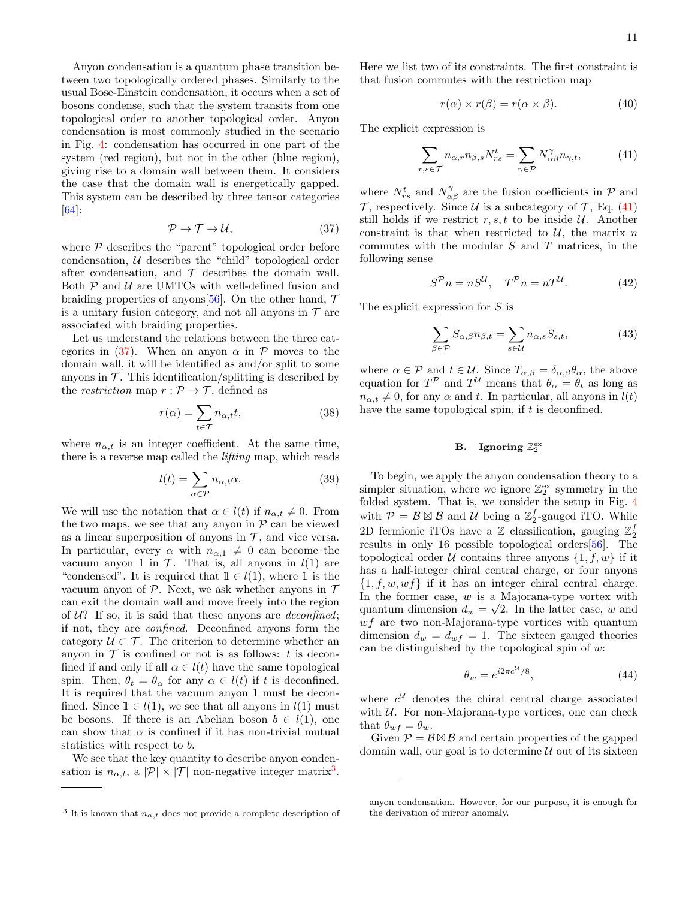Anyon condensation is a quantum phase transition between two topologically ordered phases. Similarly to the usual Bose-Einstein condensation, it occurs when a set of bosons condense, such that the system transits from one topological order to another topological order. Anyon condensation is most commonly studied in the scenario in Fig. 4: condensation has occurred in one part of the system (red region), but not in the other (blue region), giving rise to a domain wall between them. It considers the case that the domain wall is energetically gapped. This system can be described by three tensor categories [64]:

$$\mathcal{P} \to \mathcal{T} \to \mathcal{U}, \tag{37}$$

where $\mathcal{P}$ describes the "parent" topological order before condensation, $\mathcal{U}$ describes the "child" topological order after condensation, and $\mathcal{T}$ describes the domain wall. Both $\mathcal{P}$ and $\mathcal{U}$ are UMTCs with well-defined fusion and braiding properties of anyons[56]. On the other hand, $\mathcal{T}$ is a unitary fusion category, and not all anyons in $\mathcal{T}$ are associated with braiding properties.

Let us understand the relations between the three categories in (37). When an anyon $\alpha$ in $\mathcal{P}$ moves to the domain wall, it will be identified as and/or split to some anyons in $\mathcal{T}$. This identification/splitting is described by the *restriction* map $r : \mathcal{P} \to \mathcal{T}$, defined as

$$r(\alpha) = \sum_{t\in\mathcal{T}} n_{\alpha,t} t, \tag{38}$$

where $n_{\alpha,t}$ is an integer coefficient. At the same time, there is a reverse map called the *lifting* map, which reads

$$l(t) = \sum_{\alpha\in\mathcal{P}} n_{\alpha,t} \alpha. \tag{39}$$

We will use the notation that $\alpha \in l(t)$ if $n_{\alpha,t} \neq 0$. From the two maps, we see that any anyon in $\mathcal{P}$ can be viewed as a linear superposition of anyons in $\mathcal{T}$, and vice versa. In particular, every $\alpha$ with $n_{\alpha,1} \neq 0$ can become the vacuum anyon 1 in $\mathcal{T}$. That is, all anyons in $l(1)$ are "condensed". It is required that $\mathbb{1} \in l(1)$, where $\mathbb{1}$ is the vacuum anyon of $\mathcal{P}$. Next, we ask whether anyons in $\mathcal{T}$ can exit the domain wall and move freely into the region of $\mathcal{U}$? If so, it is said that these anyons are *deconfined*; if not, they are *confined*. Deconfined anyons form the category $\mathcal{U} \subset \mathcal{T}$. The criterion to determine whether an anyon in $\mathcal{T}$ is confined or not is as follows: $t$ is deconfined if and only if all $\alpha \in l(t)$ have the same topological spin. Then, $\theta_t = \theta_\alpha$ for any $\alpha \in l(t)$ if $t$ is deconfined. It is required that the vacuum anyon 1 must be deconfined. Since $\mathbb{1} \in l(1)$, we see that all anyons in $l(1)$ must be bosons. If there is an Abelian boson $b \in l(1)$, one can show that $\alpha$ is confined if it has non-trivial mutual statistics with respect to $b$.

We see that the key quantity to describe anyon condensation is $n_{\alpha,t}$, a $|\mathcal{P}| \times |\mathcal{T}|$ non-negative integer matrix[3]. Here we list two of its constraints. The first constraint is that fusion commutes with the restriction map

$$r(\alpha) \times r(\beta) = r(\alpha \times \beta). \tag{40}$$

The explicit expression is

$$\sum_{r,s\in\mathcal{T}} n_{\alpha,r} n_{\beta,s} N_{rs}^t = \sum_{\gamma\in\mathcal{P}} N_{\alpha\beta}^\gamma n_{\gamma,t}, \tag{41}$$

where $N_{rs}^t$ and $N_{\alpha\beta}^\gamma$ are the fusion coefficients in $\mathcal{P}$ and $\mathcal{T}$, respectively. Since $\mathcal{U}$ is a subcategory of $\mathcal{T}$, Eq. (41) still holds if we restrict $r, s, t$ to be inside $\mathcal{U}$. Another constraint is that when restricted to $\mathcal{U}$, the matrix $n$ commutes with the modular $S$ and $T$ matrices, in the following sense

$$S^{\mathcal{P}} n = n S^{\mathcal{U}}, \quad T^{\mathcal{P}} n = n T^{\mathcal{U}}. \tag{42}$$

The explicit expression for $S$ is

$$\sum_{\beta\in\mathcal{P}} S_{\alpha,\beta} n_{\beta,t} = \sum_{s\in\mathcal{U}} n_{\alpha,s} S_{s,t}, \tag{43}$$

where $\alpha \in \mathcal{P}$ and $t \in \mathcal{U}$. Since $T_{\alpha,\beta} = \delta_{\alpha,\beta}\theta_\alpha$, the above equation for $T^{\mathcal{P}}$ and $T^{\mathcal{U}}$ means that $\theta_\alpha = \theta_t$ as long as $n_{\alpha,t} \neq 0$, for any $\alpha$ and $t$. In particular, all anyons in $l(t)$ have the same topological spin, if $t$ is deconfined.

### B. Ignoring $\mathbb{Z}_2^{\text{ex}}$

To begin, we apply the anyon condensation theory to a simpler situation, where we ignore $\mathbb{Z}_2^{\text{ex}}$ symmetry in the folded system. That is, we consider the setup in Fig. 4 with $\mathcal{P} = \mathcal{B} \boxtimes \mathcal{B}$ and $\mathcal{U}$ being a $\mathbb{Z}_2^f$-gauged iTO. While 2D fermionic iTOs have a $\mathbb{Z}$ classification, gauging $\mathbb{Z}_2^f$ results in only 16 possible topological orders[56]. The topological order $\mathcal{U}$ contains three anyons $\{1, f, w\}$ if it has a half-integer chiral central charge, or four anyons $\{1, f, w, wf\}$ if it has an integer chiral central charge. In the former case, $w$ is a Majorana-type vortex with quantum dimension $d_w = \sqrt{2}$. In the latter case, $w$ and $wf$ are two non-Majorana-type vortices with quantum dimension $d_w = d_{wf} = 1$. The sixteen gauged theories can be distinguished by the topological spin of $w$:

$$\theta_w = e^{i2\pi c^{\mathcal{U}}/8}, \tag{44}$$

where $c^{\mathcal{U}}$ denotes the chiral central charge associated with $\mathcal{U}$. For non-Majorana-type vortices, one can check that $\theta_{wf} = \theta_w$.

Given $\mathcal{P} = \mathcal{B} \boxtimes \mathcal{B}$ and certain properties of the gapped domain wall, our goal is to determine $\mathcal{U}$ out of its sixteen

[3] It is known that $n_{\alpha,t}$ does not provide a complete description of anyon condensation. However, for our purpose, it is enough for the derivation of mirror anomaly.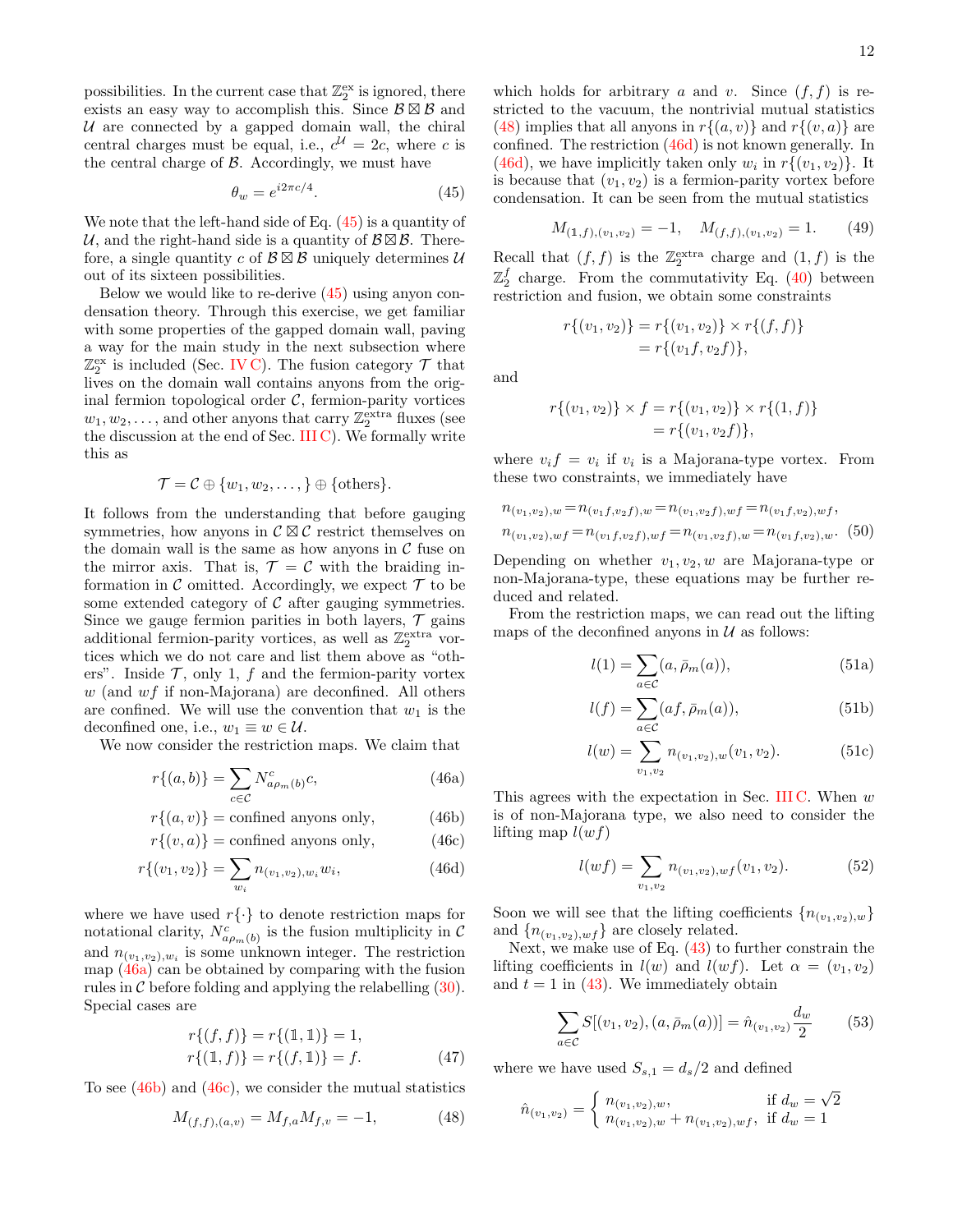possibilities. In the current case that $\mathbb{Z}_2^{\rm ex}$ is ignored, there exists an easy way to accomplish this. Since $\mathcal{B}\boxtimes\mathcal{B}$ and $\mathcal{U}$ are connected by a gapped domain wall, the chiral central charges must be equal, i.e., $c^{\mathcal{U}}=2c$, where $c$ is the central charge of $\mathcal{B}$. Accordingly, we must have

$$\theta_w = e^{i2\pi c/4}. \tag{45}$$

We note that the left-hand side of Eq. (45) is a quantity of $\mathcal{U}$, and the right-hand side is a quantity of $\mathcal{B}\boxtimes\mathcal{B}$. Therefore, a single quantity $c$ of $\mathcal{B}\boxtimes\mathcal{B}$ uniquely determines $\mathcal{U}$ out of its sixteen possibilities.

Below we would like to re-derive (45) using anyon condensation theory. Through this exercise, we get familiar with some properties of the gapped domain wall, paving a way for the main study in the next subsection where $\mathbb{Z}_2^{\rm ex}$ is included (Sec. IV C). The fusion category $\mathcal{T}$ that lives on the domain wall contains anyons from the original fermion topological order $\mathcal{C}$, fermion-parity vortices $w_1, w_2, \ldots$, and other anyons that carry $\mathbb{Z}_2^{\rm extra}$ fluxes (see the discussion at the end of Sec. III C). We formally write this as

$$\mathcal{T} = \mathcal{C}\oplus\{w_1, w_2, \ldots\}\oplus\{\text{others}\}.$$

It follows from the understanding that before gauging symmetries, how anyons in $\mathcal{C}\boxtimes\mathcal{C}$ restrict themselves on the domain wall is the same as how anyons in $\mathcal{C}$ fuse on the mirror axis. That is, $\mathcal{T}=\mathcal{C}$ with the braiding information in $\mathcal{C}$ omitted. Accordingly, we expect $\mathcal{T}$ to be some extended category of $\mathcal{C}$ after gauging symmetries. Since we gauge fermion parities in both layers, $\mathcal{T}$ gains additional fermion-parity vortices, as well as $\mathbb{Z}_2^{\rm extra}$ vortices which we do not care and list them above as "others". Inside $\mathcal{T}$, only 1, $f$ and the fermion-parity vortex $w$ (and $wf$ if non-Majorana) are deconfined. All others are confined. We will use the convention that $w_1$ is the deconfined one, i.e., $w_1\equiv w\in\mathcal{U}$.

We now consider the restriction maps. We claim that

$$r\{(a,b)\} = \sum_{c\in\mathcal{C}} N^c_{a\rho_m(b)}c, \tag{46a}$$

$$r\{(a,v)\} = \text{confined anyons only}, \tag{46b}$$

$$r\{(v,a)\} = \text{confined anyons only}, \tag{46c}$$

$$r\{(v_1,v_2)\} = \sum_{w_i} n_{(v_1,v_2),w_i}w_i, \tag{46d}$$

where we have used $r\{\cdot\}$ to denote restriction maps for notational clarity, $N^c_{a\rho_m(b)}$ is the fusion multiplicity in $\mathcal{C}$ and $n_{(v_1,v_2),w_i}$ is some unknown integer. The restriction map (46a) can be obtained by comparing with the fusion rules in $\mathcal{C}$ before folding and applying the relabelling (30). Special cases are

$$\begin{aligned} r\{(f,f)\} &= r\{(\mathbb{1},\mathbb{1})\} = 1,\\ r\{(\mathbb{1},f)\} &= r\{(f,\mathbb{1})\} = f. \end{aligned} \tag{47}$$

To see (46b) and (46c), we consider the mutual statistics

$$M_{(f,f),(a,v)} = M_{f,a}M_{f,v} = -1, \tag{48}$$

which holds for arbitrary $a$ and $v$. Since $(f,f)$ is restricted to the vacuum, the nontrivial mutual statistics (48) implies that all anyons in $r\{(a,v)\}$ and $r\{(v,a)\}$ are confined. The restriction (46d) is not known generally. In (46d), we have implicitly taken only $w_i$ in $r\{(v_1,v_2)\}$. It is because that $(v_1,v_2)$ is a fermion-parity vortex before condensation. It can be seen from the mutual statistics

$$M_{(\mathbb{1},f),(v_1,v_2)} = -1, \quad M_{(f,f),(v_1,v_2)} = 1. \tag{49}$$

Recall that $(f,f)$ is the $\mathbb{Z}_2^{\rm extra}$ charge and $(1,f)$ is the $\mathbb{Z}_2^f$ charge. From the commutativity Eq. (40) between restriction and fusion, we obtain some constraints

$$\begin{aligned} r\{(v_1,v_2)\} &= r\{(v_1,v_2)\}\times r\{(f,f)\}\\ &= r\{(v_1f,v_2f)\}, \end{aligned}$$

and

$$\begin{aligned} r\{(v_1,v_2)\}\times f &= r\{(v_1,v_2)\}\times r\{(1,f)\}\\ &= r\{(v_1,v_2f)\}, \end{aligned}$$

where $v_if=v_i$ if $v_i$ is a Majorana-type vortex. From these two constraints, we immediately have

$$\begin{aligned} n_{(v_1,v_2),w} &= n_{(v_1f,v_2f),w} = n_{(v_1,v_2f),wf} = n_{(v_1f,v_2),wf},\\ n_{(v_1,v_2),wf} &= n_{(v_1f,v_2f),wf} = n_{(v_1,v_2f),w} = n_{(v_1f,v_2),w}. \end{aligned} \tag{50}$$

Depending on whether $v_1, v_2, w$ are Majorana-type or non-Majorana-type, these equations may be further reduced and related.

From the restriction maps, we can read out the lifting maps of the deconfined anyons in $\mathcal{U}$ as follows:

$$l(1) = \sum_{a\in\mathcal{C}}(a,\bar{\rho}_m(a)), \tag{51a}$$

$$l(f) = \sum_{a\in\mathcal{C}}(af,\bar{\rho}_m(a)), \tag{51b}$$

$$l(w) = \sum_{v_1,v_2} n_{(v_1,v_2),w}(v_1,v_2). \tag{51c}$$

This agrees with the expectation in Sec. III C. When $w$ is of non-Majorana type, we also need to consider the lifting map $l(wf)$

$$l(wf) = \sum_{v_1,v_2} n_{(v_1,v_2),wf}(v_1,v_2). \tag{52}$$

Soon we will see that the lifting coefficients $\{n_{(v_1,v_2),w}\}$ and $\{n_{(v_1,v_2),wf}\}$ are closely related.

Next, we make use of Eq. (43) to further constrain the lifting coefficients in $l(w)$ and $l(wf)$. Let $\alpha=(v_1,v_2)$ and $t=1$ in (43). We immediately obtain

$$\sum_{a\in\mathcal{C}} S[(v_1,v_2),(a,\bar{\rho}_m(a))] = \hat{n}_{(v_1,v_2)}\frac{d_w}{2} \tag{53}$$

where we have used $S_{s,1}=d_s/2$ and defined

$$\hat{n}_{(v_1,v_2)} = \begin{cases} n_{(v_1,v_2),w}, & \text{if } d_w=\sqrt{2}\\ n_{(v_1,v_2),w}+n_{(v_1,v_2),wf}, & \text{if } d_w=1 \end{cases}$$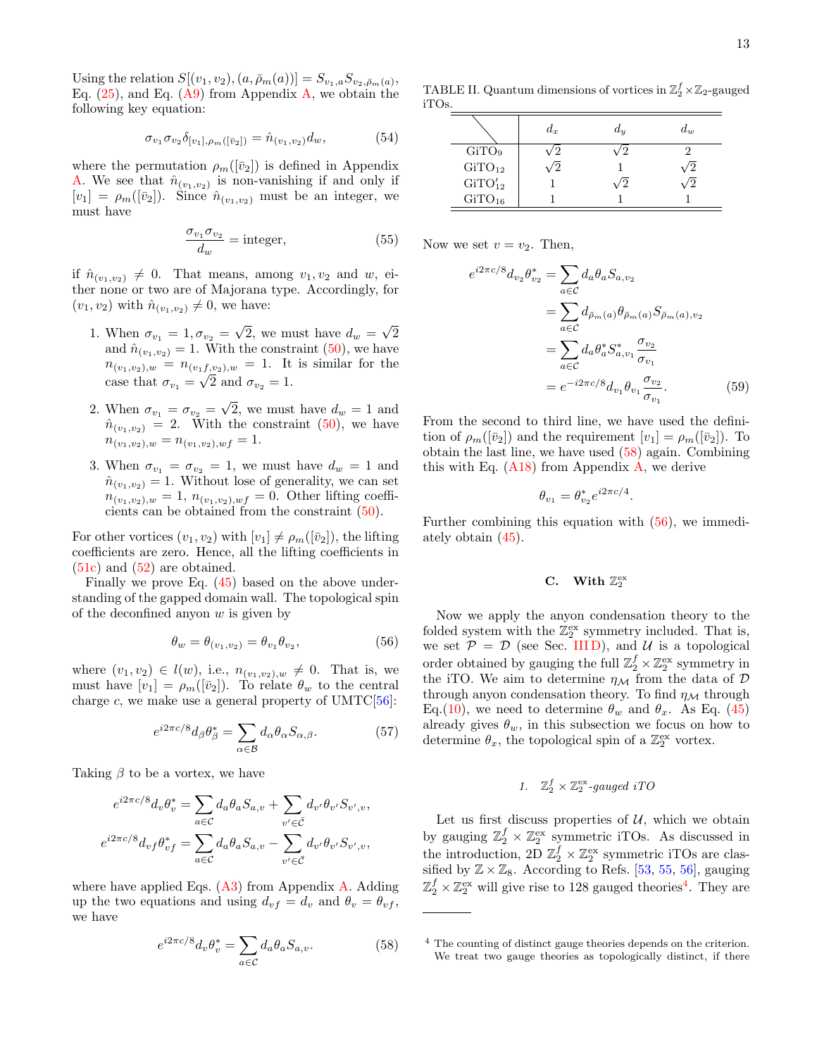Using the relation $S[(v_1, v_2), (a, \bar{\rho}_m(a))] = S_{v_1,a} S_{v_2,\bar{\rho}_m(a)}$, Eq. (25), and Eq. (A9) from Appendix A, we obtain the following key equation:

$$\sigma_{v_1}\sigma_{v_2}\delta_{[v_1],\rho_m([\bar{v}_2])} = \hat{n}_{(v_1,v_2)} d_w, \tag{54}$$

where the permutation $\rho_m([\bar{v}_2])$ is defined in Appendix A. We see that $\hat{n}_{(v_1,v_2)}$ is non-vanishing if and only if $[v_1] = \rho_m([\bar{v}_2])$. Since $\hat{n}_{(v_1,v_2)}$ must be an integer, we must have

$$\frac{\sigma_{v_1}\sigma_{v_2}}{d_w} = \text{integer}, \tag{55}$$

if $\hat{n}_{(v_1,v_2)} \neq 0$. That means, among $v_1, v_2$ and $w$, either none or two are of Majorana type. Accordingly, for $(v_1, v_2)$ with $\hat{n}_{(v_1,v_2)} \neq 0$, we have:

1. When $\sigma_{v_1} = 1, \sigma_{v_2} = \sqrt{2}$, we must have $d_w = \sqrt{2}$ and $\hat{n}_{(v_1,v_2)} = 1$. With the constraint (50), we have $n_{(v_1,v_2),w} = n_{(v_1 f,v_2),w} = 1$. It is similar for the case that $\sigma_{v_1} = \sqrt{2}$ and $\sigma_{v_2} = 1$.
2. When $\sigma_{v_1} = \sigma_{v_2} = \sqrt{2}$, we must have $d_w = 1$ and $\hat{n}_{(v_1,v_2)} = 2$. With the constraint (50), we have $n_{(v_1,v_2),w} = n_{(v_1,v_2),wf} = 1$.
3. When $\sigma_{v_1} = \sigma_{v_2} = 1$, we must have $d_w = 1$ and $\hat{n}_{(v_1,v_2)} = 1$. Without lose of generality, we can set $n_{(v_1,v_2),w} = 1$, $n_{(v_1,v_2),wf} = 0$. Other lifting coefficients can be obtained from the constraint (50).

For other vortices $(v_1, v_2)$ with $[v_1] \neq \rho_m([\bar{v}_2])$, the lifting coefficients are zero. Hence, all the lifting coefficients in (51c) and (52) are obtained.

Finally we prove Eq. (45) based on the above understanding of the gapped domain wall. The topological spin of the deconfined anyon $w$ is given by

$$\theta_w = \theta_{(v_1,v_2)} = \theta_{v_1}\theta_{v_2}, \tag{56}$$

where $(v_1, v_2) \in l(w)$, i.e., $n_{(v_1,v_2),w} \neq 0$. That is, we must have $[v_1] = \rho_m([\bar{v}_2])$. To relate $\theta_w$ to the central charge $c$, we make use a general property of UMTC[56]:

$$e^{i2\pi c/8} d_\beta \theta_\beta^* = \sum_{\alpha\in\mathcal{B}} d_\alpha \theta_\alpha S_{\alpha,\beta}. \tag{57}$$

Taking $\beta$ to be a vortex, we have

$$e^{i2\pi c/8} d_v \theta_v^* = \sum_{a\in\mathcal{C}} d_a \theta_a S_{a,v} + \sum_{v'\in\bar{\mathcal{C}}} d_{v'} \theta_{v'} S_{v',v},$$
$$e^{i2\pi c/8} d_{vf} \theta_{vf}^* = \sum_{a\in\mathcal{C}} d_a \theta_a S_{a,v} - \sum_{v'\in\bar{\mathcal{C}}} d_{v'} \theta_{v'} S_{v',v},$$

where have applied Eqs. (A3) from Appendix A. Adding up the two equations and using $d_{vf} = d_v$ and $\theta_v = \theta_{vf}$, we have

$$e^{i2\pi c/8} d_v \theta_v^* = \sum_{a\in\mathcal{C}} d_a \theta_a S_{a,v}. \tag{58}$$

TABLE II. Quantum dimensions of vortices in $\mathbb{Z}_2^f \times \mathbb{Z}_2$-gauged iTOs.

| | $d_x$ | $d_y$ | $d_w$ |
|---|---|---|---|
| GiTO$_9$ | $\sqrt{2}$ | $\sqrt{2}$ | 2 |
| GiTO$_{12}$ | $\sqrt{2}$ | 1 | $\sqrt{2}$ |
| GiTO$'_{12}$ | 1 | $\sqrt{2}$ | $\sqrt{2}$ |
| GiTO$_{16}$ | 1 | 1 | 1 |

Now we set $v = v_2$. Then,

$$\begin{aligned}
e^{i2\pi c/8} d_{v_2} \theta_{v_2}^* &= \sum_{a\in\mathcal{C}} d_a \theta_a S_{a,v_2} \\
&= \sum_{a\in\mathcal{C}} d_{\bar{\rho}_m(a)} \theta_{\bar{\rho}_m(a)} S_{\bar{\rho}_m(a),v_2} \\
&= \sum_{a\in\mathcal{C}} d_a \theta_a^* S_{a,v_1}^* \frac{\sigma_{v_2}}{\sigma_{v_1}} \\
&= e^{-i2\pi c/8} d_{v_1} \theta_{v_1} \frac{\sigma_{v_2}}{\sigma_{v_1}}.
\end{aligned} \tag{59}$$

From the second to third line, we have used the definition of $\rho_m([\bar{v}_2])$ and the requirement $[v_1] = \rho_m([\bar{v}_2])$. To obtain the last line, we have used (58) again. Combining this with Eq. (A18) from Appendix A, we derive

$$\theta_{v_1} = \theta_{v_2}^* e^{i2\pi c/4}.$$

Further combining this equation with (56), we immediately obtain (45).

### C. With $\mathbb{Z}_2^{\text{ex}}$

Now we apply the anyon condensation theory to the folded system with the $\mathbb{Z}_2^{\text{ex}}$ symmetry included. That is, we set $\mathcal{P} = \mathcal{D}$ (see Sec. III D), and $\mathcal{U}$ is a topological order obtained by gauging the full $\mathbb{Z}_2^f \times \mathbb{Z}_2^{\text{ex}}$ symmetry in the iTO. We aim to determine $\eta_\mathcal{M}$ from the data of $\mathcal{D}$ through anyon condensation theory. To find $\eta_\mathcal{M}$ through Eq.(10), we need to determine $\theta_w$ and $\theta_x$. As Eq. (45) already gives $\theta_w$, in this subsection we focus on how to determine $\theta_x$, the topological spin of a $\mathbb{Z}_2^{\text{ex}}$ vortex.

#### 1. $\mathbb{Z}_2^f \times \mathbb{Z}_2^{\text{ex}}$-gauged iTO

Let us first discuss properties of $\mathcal{U}$, which we obtain by gauging $\mathbb{Z}_2^f \times \mathbb{Z}_2^{\text{ex}}$ symmetric iTOs. As discussed in the introduction, 2D $\mathbb{Z}_2^f \times \mathbb{Z}_2^{\text{ex}}$ symmetric iTOs are classified by $\mathbb{Z} \times \mathbb{Z}_8$. According to Refs. [53, 55, 56], gauging $\mathbb{Z}_2^f \times \mathbb{Z}_2^{\text{ex}}$ will give rise to 128 gauged theories[4]. They are

[4] The counting of distinct gauge theories depends on the criterion. We treat two gauge theories as topologically distinct, if there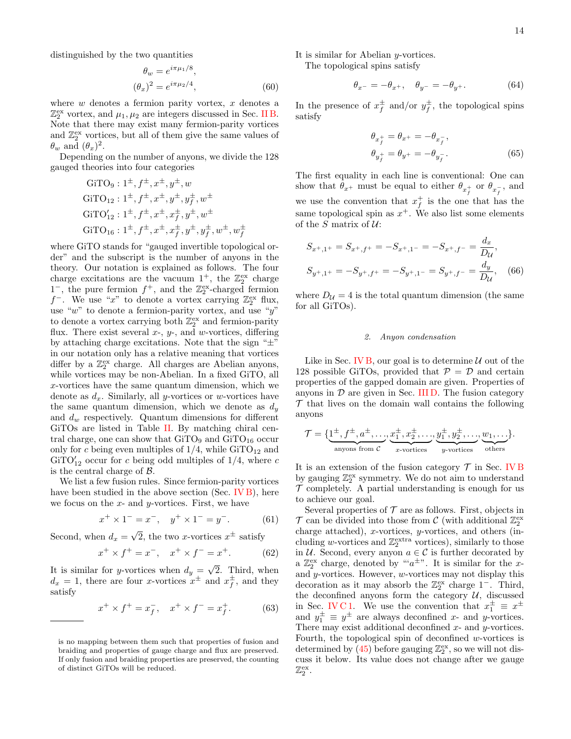distinguished by the two quantities

$$
\begin{aligned}
\theta_w &= e^{i\pi\mu_1/8},\\
(\theta_x)^2 &= e^{i\pi\mu_2/4},
\end{aligned}
\tag{60}
$$

where $w$ denotes a fermion parity vortex, $x$ denotes a $\mathbb{Z}_2^{\text{ex}}$ vortex, and $\mu_1, \mu_2$ are integers discussed in Sec. II B. Note that there may exist many fermion-parity vortices and $\mathbb{Z}_2^{\text{ex}}$ vortices, but all of them give the same values of $\theta_w$ and $(\theta_x)^2$.

Depending on the number of anyons, we divide the 128 gauged theories into four categories

$$
\begin{aligned}
&\text{GiTO}_9 : 1^\pm, f^\pm, x^\pm, y^\pm, w\\
&\text{GiTO}_{12} : 1^\pm, f^\pm, x^\pm, y^\pm, y_f^\pm, w^\pm\\
&\text{GiTO}'_{12} : 1^\pm, f^\pm, x^\pm, x_f^\pm, y^\pm, w^\pm\\
&\text{GiTO}_{16} : 1^\pm, f^\pm, x^\pm, x_f^\pm, y^\pm, y_f^\pm, w^\pm, w_f^\pm
\end{aligned}
$$

where GiTO stands for "gauged invertible topological order" and the subscript is the number of anyons in the theory. Our notation is explained as follows. The four charge excitations are the vacuum $1^+$, the $\mathbb{Z}_2^{\text{ex}}$ charge $1^-$, the pure fermion $f^+$, and the $\mathbb{Z}_2^{\text{ex}}$-charged fermion $f^-$. We use "$x$" to denote a vortex carrying $\mathbb{Z}_2^{\text{ex}}$ flux, use "$w$" to denote a fermion-parity vortex, and use "$y$" to denote a vortex carrying both $\mathbb{Z}_2^{\text{ex}}$ and fermion-parity flux. There exist several $x$-, $y$-, and $w$-vortices, differing by attaching charge excitations. Note that the sign "$\pm$" in our notation only has a relative meaning that vortices differ by a $\mathbb{Z}_2^{\text{ex}}$ charge. All charges are Abelian anyons, while vortices may be non-Abelian. In a fixed GiTO, all $x$-vortices have the same quantum dimension, which we denote as $d_x$. Similarly, all $y$-vortices or $w$-vortices have the same quantum dimension, which we denote as $d_y$ and $d_w$ respectively. Quantum dimensions for different GiTOs are listed in Table II. By matching chiral central charge, one can show that $\text{GiTO}_9$ and $\text{GiTO}_{16}$ occur only for $c$ being even multiples of $1/4$, while $\text{GiTO}_{12}$ and $\text{GiTO}'_{12}$ occur for $c$ being odd multiples of $1/4$, where $c$ is the central charge of $\mathcal{B}$.

We list a few fusion rules. Since fermion-parity vortices have been studied in the above section (Sec. IV B), here we focus on the $x$- and $y$-vortices. First, we have

$$
x^+ \times 1^- = x^-, \quad y^+ \times 1^- = y^-. \tag{61}
$$

Second, when $d_x = \sqrt{2}$, the two $x$-vortices $x^\pm$ satisfy

$$
x^+ \times f^+ = x^-, \quad x^+ \times f^- = x^+. \tag{62}
$$

It is similar for $y$-vortices when $d_y = \sqrt{2}$. Third, when $d_x = 1$, there are four $x$-vortices $x^\pm$ and $x_f^\pm$, and they satisfy

$$
x^+ \times f^+ = x_f^-, \quad x^+ \times f^- = x_f^+. \tag{63}
$$

It is similar for Abelian $y$-vortices.

The topological spins satisfy

$$
\theta_{x^-} = -\theta_{x^+}, \quad \theta_{y^-} = -\theta_{y^+}. \tag{64}
$$

In the presence of $x_f^\pm$ and/or $y_f^\pm$, the topological spins satisfy

$$
\begin{aligned}
\theta_{x_f^+} &= \theta_{x^+} = -\theta_{x_f^-},\\
\theta_{y_f^+} &= \theta_{y^+} = -\theta_{y_f^-}.
\end{aligned}
\tag{65}
$$

The first equality in each line is conventional: One can show that $\theta_{x^+}$ must be equal to either $\theta_{x_f^+}$ or $\theta_{x_f^-}$, and we use the convention that $x_f^+$ is the one that has the same topological spin as $x^+$. We also list some elements of the $S$ matrix of $\mathcal{U}$:

$$
\begin{aligned}
S_{x^+,1^+} &= S_{x^+,f^+} = -S_{x^+,1^-} = -S_{x^+,f^-} = \frac{d_x}{D_\mathcal{U}},\\
S_{y^+,1^+} &= -S_{y^+,f^+} = -S_{y^+,1^-} = S_{y^+,f^-} = \frac{d_y}{D_\mathcal{U}},
\end{aligned}
\tag{66}
$$

where $D_\mathcal{U} = 4$ is the total quantum dimension (the same for all GiTOs).

#### 2. Anyon condensation

Like in Sec. IV B, our goal is to determine $\mathcal{U}$ out of the 128 possible GiTOs, provided that $\mathcal{P} = \mathcal{D}$ and certain properties of the gapped domain are given. Properties of anyons in $\mathcal{D}$ are given in Sec. III D. The fusion category $\mathcal{T}$ that lives on the domain wall contains the following anyons

$$
\mathcal{T} = \{\underbrace{1^\pm, f^\pm, a^\pm, \dots}_{\text{anyons from } \mathcal{C}}, \underbrace{x_1^\pm, x_2^\pm, \dots}_{x\text{-vortices}}, \underbrace{y_1^\pm, y_2^\pm, \dots}_{y\text{-vortices}}, \underbrace{w_1, \dots}_{\text{others}}\}.
$$

It is an extension of the fusion category $\mathcal{T}$ in Sec. IV B by gauging $\mathbb{Z}_2^{\text{ex}}$ symmetry. We do not aim to understand $\mathcal{T}$ completely. A partial understanding is enough for us to achieve our goal.

Several properties of $\mathcal{T}$ are as follows. First, objects in $\mathcal{T}$ can be divided into those from $\mathcal{C}$ (with additional $\mathbb{Z}_2^{\text{ex}}$ charge attached), $x$-vortices, $y$-vortices, and others (including $w$-vortices and $\mathbb{Z}_2^{\text{extra}}$ vortices), similarly to those in $\mathcal{U}$. Second, every anyon $a \in \mathcal{C}$ is further decorated by a $\mathbb{Z}_2^{\text{ex}}$ charge, denoted by "$a^\pm$". It is similar for the $x$- and $y$-vortices. However, $w$-vortices may not display this decoration as it may absorb the $\mathbb{Z}_2^{\text{ex}}$ charge $1^-$. Third, the deconfined anyons form the category $\mathcal{U}$, discussed in Sec. IV C 1. We use the convention that $x_1^\pm \equiv x^\pm$ and $y_1^\pm \equiv y^\pm$ are always deconfined $x$- and $y$-vortices. There may exist additional deconfined $x$- and $y$-vortices. Fourth, the topological spin of deconfined $w$-vortices is determined by (45) before gauging $\mathbb{Z}_2^{\text{ex}}$, so we will not discuss it below. Its value does not change after we gauge $\mathbb{Z}_2^{\text{ex}}$.

---

is no mapping between them such that properties of fusion and braiding and properties of gauge charge and flux are preserved. If only fusion and braiding properties are preserved, the counting of distinct GiTOs will be reduced.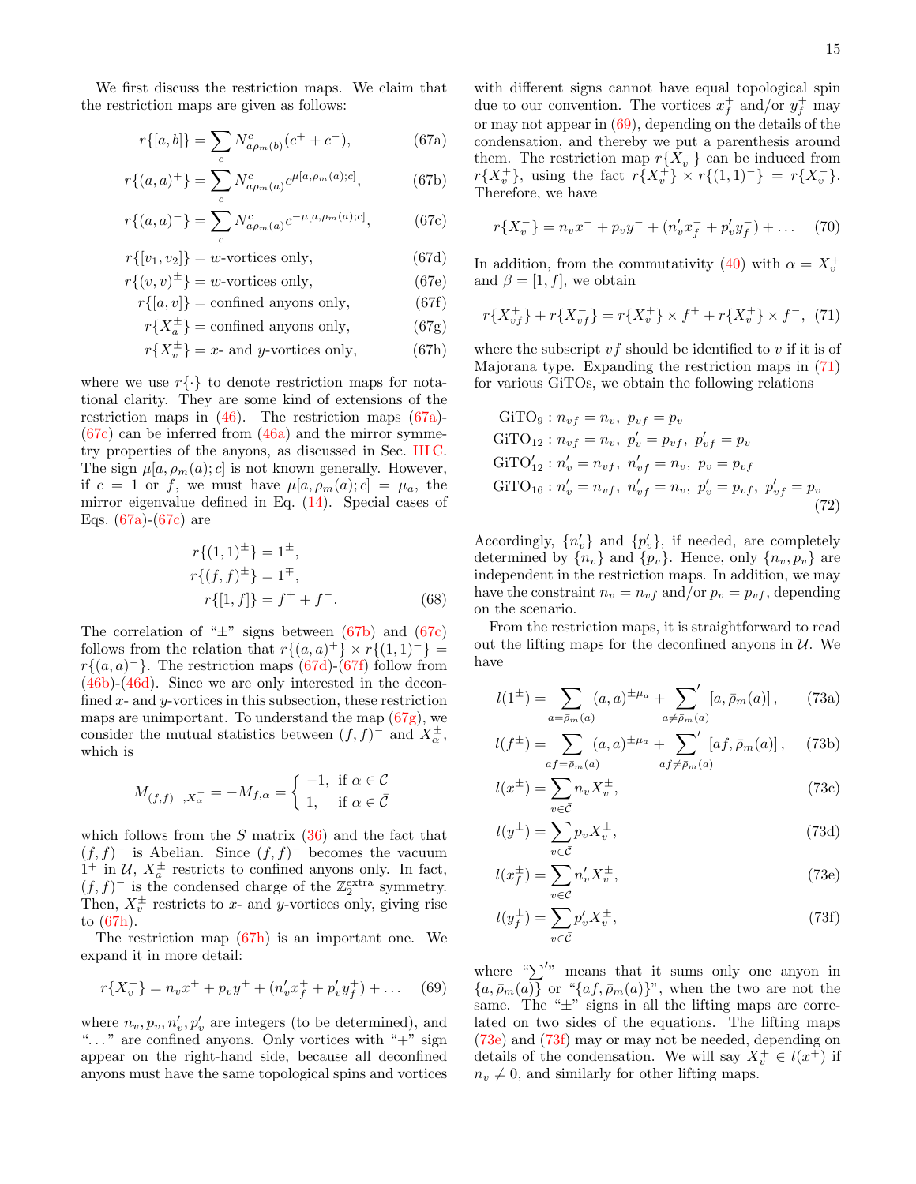We first discuss the restriction maps. We claim that the restriction maps are given as follows:

$$r\{[a,b]\} = \sum_c N^c_{a\rho_m(b)}(c^+ + c^-), \tag{67a}$$

$$r\{(a,a)^+\} = \sum_c N^c_{a\rho_m(a)} c^{\mu[a,\rho_m(a);c]}, \tag{67b}$$

$$r\{(a,a)^-\} = \sum_c N^c_{a\rho_m(a)} c^{-\mu[a,\rho_m(a);c]}, \tag{67c}$$

$$r\{[v_1,v_2]\} = w\text{-vortices only}, \tag{67d}$$

$$r\{(v,v)^\pm\} = w\text{-vortices only}, \tag{67e}$$

$$r\{[a,v]\} = \text{confined anyons only}, \tag{67f}$$

$$r\{X^\pm_a\} = \text{confined anyons only}, \tag{67g}$$

$$r\{X^\pm_v\} = x\text{- and } y\text{-vortices only}, \tag{67h}$$

where we use $r\{\cdot\}$ to denote restriction maps for notational clarity. They are some kind of extensions of the restriction maps in (46). The restriction maps (67a)-(67c) can be inferred from (46a) and the mirror symmetry properties of the anyons, as discussed in Sec. III C. The sign $\mu[a,\rho_m(a);c]$ is not known generally. However, if $c=1$ or $f$, we must have $\mu[a,\rho_m(a);c] = \mu_a$, the mirror eigenvalue defined in Eq. (14). Special cases of Eqs. (67a)-(67c) are

$$\begin{aligned} r\{(1,1)^\pm\} &= 1^\pm, \\ r\{(f,f)^\pm\} &= 1^\mp, \\ r\{[1,f]\} &= f^+ + f^-. \end{aligned} \tag{68}$$

The correlation of "$\pm$" signs between (67b) and (67c) follows from the relation that $r\{(a,a)^+\}\times r\{(1,1)^-\} = r\{(a,a)^-\}$. The restriction maps (67d)-(67f) follow from (46b)-(46d). Since we are only interested in the deconfined $x$- and $y$-vortices in this subsection, these restriction maps are unimportant. To understand the map (67g), we consider the mutual statistics between $(f,f)^-$ and $X^\pm_\alpha$, which is

$$M_{(f,f)^-, X^\pm_\alpha} = -M_{f,\alpha} = \begin{cases} -1, & \text{if } \alpha\in\mathcal{C} \\ 1, & \text{if } \alpha \in \bar{\mathcal{C}} \end{cases}$$

which follows from the $S$ matrix (36) and the fact that $(f,f)^-$ is Abelian. Since $(f,f)^-$ becomes the vacuum $1^+$ in $\mathcal{U}$, $X^\pm_a$ restricts to confined anyons only. In fact, $(f,f)^-$ is the condensed charge of the $\mathbb{Z}_2^{\text{extra}}$ symmetry. Then, $X^\pm_v$ restricts to $x$- and $y$-vortices only, giving rise to (67h).

The restriction map (67h) is an important one. We expand it in more detail:

$$r\{X^+_v\} = n_v x^+ + p_v y^+ + (n'_v x^+_f + p'_v y^+_f) + \dots \tag{69}$$

where $n_v, p_v, n'_v, p'_v$ are integers (to be determined), and "$\dots$" are confined anyons. Only vortices with "+" sign appear on the right-hand side, because all deconfined anyons must have the same topological spins and vortices with different signs cannot have equal topological spin due to our convention. The vortices $x^+_f$ and/or $y^+_f$ may or may not appear in (69), depending on the details of the condensation, and thereby we put a parenthesis around them. The restriction map $r\{X^-_v\}$ can be induced from $r\{X^+_v\}$, using the fact $r\{X^+_v\}\times r\{(1,1)^-\} = r\{X^-_v\}$. Therefore, we have

$$r\{X^-_v\} = n_v x^- + p_v y^- + (n'_v x^-_f + p'_v y^-_f) + \dots \tag{70}$$

In addition, from the commutativity (40) with $\alpha = X^+_v$ and $\beta = [1,f]$, we obtain

$$r\{X^+_{vf}\} + r\{X^-_{vf}\} = r\{X^+_v\}\times f^+ + r\{X^+_v\}\times f^-, \tag{71}$$

where the subscript $vf$ should be identified to $v$ if it is of Majorana type. Expanding the restriction maps in (71) for various GiTOs, we obtain the following relations

$$\begin{aligned} &\text{GiTO}_9: n_{vf} = n_v,\ p_{vf} = p_v \\ &\text{GiTO}_{12}: n_{vf} = n_v,\ p'_v = p_{vf},\ p'_{vf} = p_v \\ &\text{GiTO}'_{12}: n'_v = n_{vf},\ n'_{vf} = n_v,\ p_v = p_{vf} \\ &\text{GiTO}_{16}: n'_v = n_{vf},\ n'_{vf} = n_v,\ p'_v = p_{vf},\ p'_{vf} = p_v \end{aligned} \tag{72}$$

Accordingly, $\{n'_v\}$ and $\{p'_v\}$, if needed, are completely determined by $\{n_v\}$ and $\{p_v\}$. Hence, only $\{n_v, p_v\}$ are independent in the restriction maps. In addition, we may have the constraint $n_v = n_{vf}$ and/or $p_v = p_{vf}$, depending on the scenario.

From the restriction maps, it is straightforward to read out the lifting maps for the deconfined anyons in $\mathcal{U}$. We have

$$l(1^\pm) = \sum_{a=\bar{\rho}_m(a)} (a,a)^{\pm\mu_a} + {\sum_{a\neq\bar{\rho}_m(a)}}' [a,\bar{\rho}_m(a)], \tag{73a}$$

$$l(f^\pm) = \sum_{af=\bar{\rho}_m(a)} (a,a)^{\pm\mu_a} + {\sum_{af\neq\bar{\rho}_m(a)}}' [af,\bar{\rho}_m(a)], \tag{73b}$$

$$l(x^\pm) = \sum_{v\in\bar{\mathcal{C}}} n_v X^\pm_v, \tag{73c}$$

$$l(y^\pm) = \sum_{v\in\bar{\mathcal{C}}} p_v X^\pm_v, \tag{73d}$$

$$l(x^\pm_f) = \sum_{v\in\bar{\mathcal{C}}} n'_v X^\pm_v, \tag{73e}$$

$$l(y^\pm_f) = \sum_{v\in\bar{\mathcal{C}}} p'_v X^\pm_v, \tag{73f}$$

where "$\sum'$" means that it sums only one anyon in $\{a, \bar{\rho}_m(a)\}$ or "$\{af, \bar{\rho}_m(a)\}$", when the two are not the same. The "$\pm$" signs in all the lifting maps are correlated on two sides of the equations. The lifting maps (73e) and (73f) may or may not be needed, depending on details of the condensation. We will say $X^+_v \in l(x^+)$ if $n_v \neq 0$, and similarly for other lifting maps.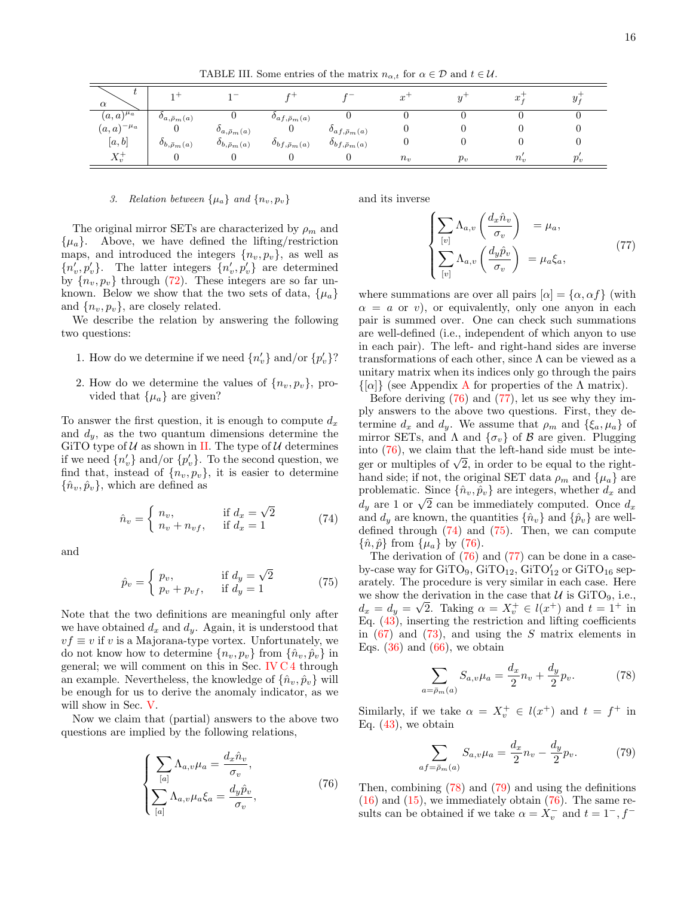TABLE III. Some entries of the matrix $n_{\alpha,t}$ for $\alpha \in \mathcal{D}$ and $t \in \mathcal{U}$.

| $\alpha$ \ $t$ | $1^+$ | $1^-$ | $f^+$ | $f^-$ | $x^+$ | $y^+$ | $x_f^+$ | $y_f^+$ |
|---|---|---|---|---|---|---|---|---|
| $(a,a)^{\mu_a}$ | $\delta_{a,\bar{\rho}_m(a)}$ | 0 | $\delta_{af,\bar{\rho}_m(a)}$ | 0 | 0 | 0 | 0 | 0 |
| $(a,a)^{-\mu_a}$ | 0 | $\delta_{a,\bar{\rho}_m(a)}$ | 0 | $\delta_{af,\bar{\rho}_m(a)}$ | 0 | 0 | 0 | 0 |
| $[a,b]$ | $\delta_{b,\bar{\rho}_m(a)}$ | $\delta_{b,\bar{\rho}_m(a)}$ | $\delta_{bf,\bar{\rho}_m(a)}$ | $\delta_{bf,\bar{\rho}_m(a)}$ | 0 | 0 | 0 | 0 |
| $X_v^+$ | 0 | 0 | 0 | 0 | $n_v$ | $p_v$ | $n'_v$ | $p'_v$ |

### 3. Relation between $\{\mu_a\}$ and $\{n_v, p_v\}$

The original mirror SETs are characterized by $\rho_m$ and $\{\mu_a\}$. Above, we have defined the lifting/restriction maps, and introduced the integers $\{n_v, p_v\}$, as well as $\{n'_v, p'_v\}$. The latter integers $\{n'_v, p'_v\}$ are determined by $\{n_v, p_v\}$ through (72). These integers are so far unknown. Below we show that the two sets of data, $\{\mu_a\}$ and $\{n_v, p_v\}$, are closely related.

We describe the relation by answering the following two questions:

1. How do we determine if we need $\{n'_v\}$ and/or $\{p'_v\}$?
2. How do we determine the values of $\{n_v, p_v\}$, provided that $\{\mu_a\}$ are given?

To answer the first question, it is enough to compute $d_x$ and $d_y$, as the two quantum dimensions determine the GiTO type of $\mathcal{U}$ as shown in II. The type of $\mathcal{U}$ determines if we need $\{n'_v\}$ and/or $\{p'_v\}$. To the second question, we find that, instead of $\{n_v, p_v\}$, it is easier to determine $\{\hat{n}_v, \hat{p}_v\}$, which are defined as

$$\hat{n}_v = \begin{cases} n_v, & \text{if } d_x = \sqrt{2} \\ n_v + n_{vf}, & \text{if } d_x = 1 \end{cases} \tag{74}$$

and

$$\hat{p}_v = \begin{cases} p_v, & \text{if } d_y = \sqrt{2} \\ p_v + p_{vf}, & \text{if } d_y = 1 \end{cases} \tag{75}$$

Note that the two definitions are meaningful only after we have obtained $d_x$ and $d_y$. Again, it is understood that $vf \equiv v$ if $v$ is a Majorana-type vortex. Unfortunately, we do not know how to determine $\{n_v, p_v\}$ from $\{\hat{n}_v, \hat{p}_v\}$ in general; we will comment on this in Sec. IV C 4 through an example. Nevertheless, the knowledge of $\{\hat{n}_v, \hat{p}_v\}$ will be enough for us to derive the anomaly indicator, as we will show in Sec. V.

Now we claim that (partial) answers to the above two questions are implied by the following relations,

$$\begin{cases} \displaystyle\sum_{[a]} \Lambda_{a,v}\mu_a = \frac{d_x \hat{n}_v}{\sigma_v}, \\ \displaystyle\sum_{[a]} \Lambda_{a,v}\mu_a \xi_a = \frac{d_y \hat{p}_v}{\sigma_v}, \end{cases} \tag{76}$$

and its inverse

$$\begin{cases} \displaystyle\sum_{[v]} \Lambda_{a,v}\left(\frac{d_x \hat{n}_v}{\sigma_v}\right) = \mu_a, \\ \displaystyle\sum_{[v]} \Lambda_{a,v}\left(\frac{d_y \hat{p}_v}{\sigma_v}\right) = \mu_a \xi_a, \end{cases} \tag{77}$$

where summations are over all pairs $[\alpha] = \{\alpha, \alpha f\}$ (with $\alpha = a$ or $v$), or equivalently, only one anyon in each pair is summed over. One can check such summations are well-defined (i.e., independent of which anyon to use in each pair). The left- and right-hand sides are inverse transformations of each other, since $\Lambda$ can be viewed as a unitary matrix when its indices only go through the pairs $\{[\alpha]\}$ (see Appendix A for properties of the $\Lambda$ matrix).

Before deriving (76) and (77), let us see why they imply answers to the above two questions. First, they determine $d_x$ and $d_y$. We assume that $\rho_m$ and $\{\xi_a, \mu_a\}$ of mirror SETs, and $\Lambda$ and $\{\sigma_v\}$ of $\mathcal{B}$ are given. Plugging into (76), we claim that the left-hand side must be integer or multiples of $\sqrt{2}$, in order to be equal to the right-hand side; if not, the original SET data $\rho_m$ and $\{\mu_a\}$ are problematic. Since $\{\hat{n}_v, \hat{p}_v\}$ are integers, whether $d_x$ and $d_y$ are 1 or $\sqrt{2}$ can be immediately computed. Once $d_x$ and $d_y$ are known, the quantities $\{\hat{n}_v\}$ and $\{\hat{p}_v\}$ are well-defined through (74) and (75). Then, we can compute $\{\hat{n}, \hat{p}\}$ from $\{\mu_a\}$ by (76).

The derivation of (76) and (77) can be done in a case-by-case way for GiTO$_9$, GiTO$_{12}$, GiTO$'_{12}$ or GiTO$_{16}$ separately. The procedure is very similar in each case. Here we show the derivation in the case that $\mathcal{U}$ is GiTO$_9$, i.e., $d_x = d_y = \sqrt{2}$. Taking $\alpha = X_v^+ \in l(x^+)$ and $t = 1^+$ in Eq. (43), inserting the restriction and lifting coefficients in (67) and (73), and using the $S$ matrix elements in Eqs. (36) and (66), we obtain

$$\sum_{a=\bar{\rho}_m(a)} S_{a,v}\mu_a = \frac{d_x}{2}n_v + \frac{d_y}{2}p_v. \tag{78}$$

Similarly, if we take $\alpha = X_v^+ \in l(x^+)$ and $t = f^+$ in Eq. (43), we obtain

$$\sum_{af=\bar{\rho}_m(a)} S_{a,v}\mu_a = \frac{d_x}{2}n_v - \frac{d_y}{2}p_v. \tag{79}$$

Then, combining (78) and (79) and using the definitions (16) and (15), we immediately obtain (76). The same results can be obtained if we take $\alpha = X_v^-$ and $t = 1^-, f^-$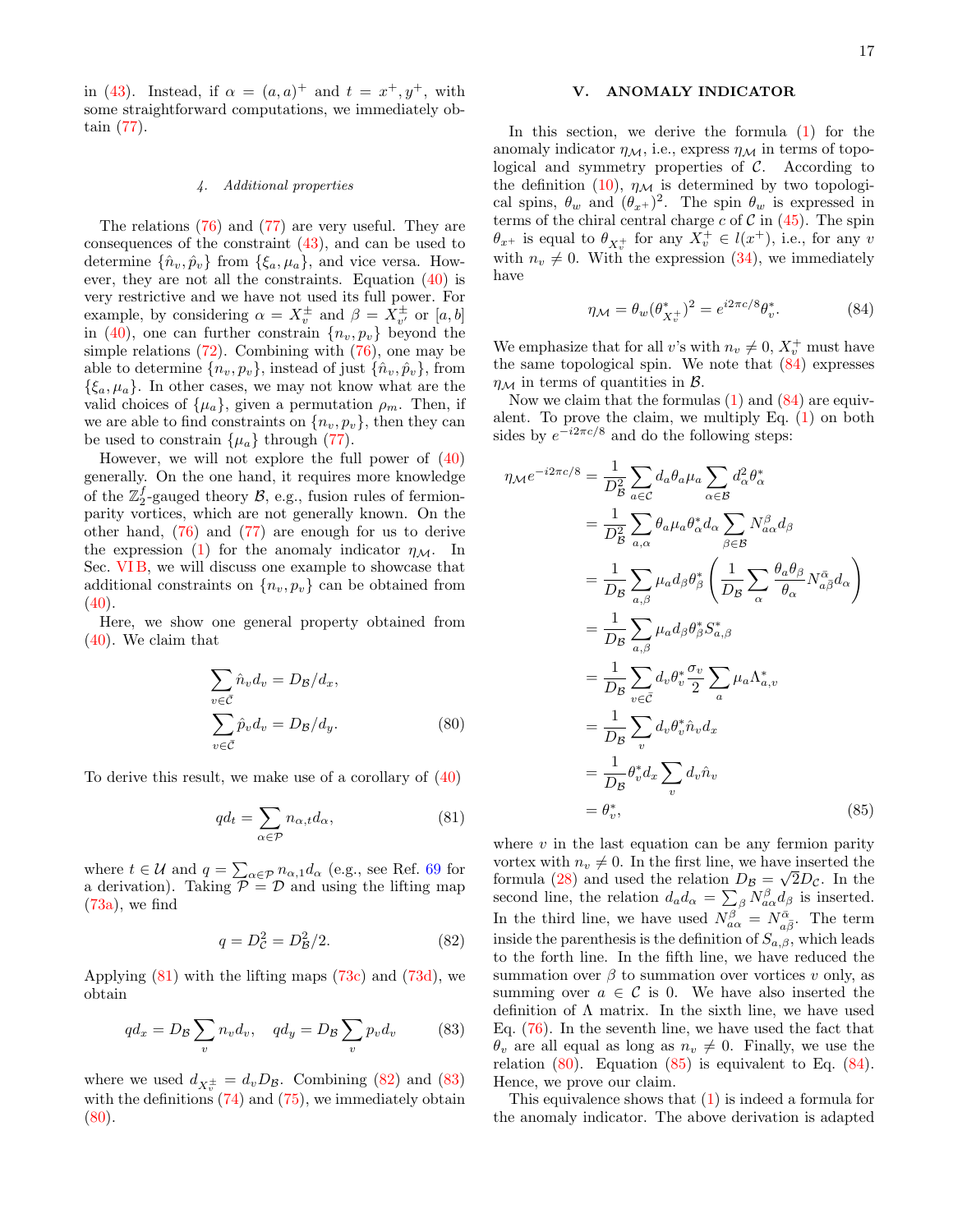in (43). Instead, if $\alpha = (a,a)^+$ and $t = x^+, y^+$, with some straightforward computations, we immediately obtain (77).

#### 4. Additional properties

The relations (76) and (77) are very useful. They are consequences of the constraint (43), and can be used to determine $\{\hat{n}_v, \hat{p}_v\}$ from $\{\xi_a, \mu_a\}$, and vice versa. However, they are not all the constraints. Equation (40) is very restrictive and we have not used its full power. For example, by considering $\alpha = X_v^\pm$ and $\beta = X_{v'}^\pm$ or $[a,b]$ in (40), one can further constrain $\{n_v, p_v\}$ beyond the simple relations (72). Combining with (76), one may be able to determine $\{n_v, p_v\}$, instead of just $\{\hat{n}_v, \hat{p}_v\}$, from $\{\xi_a, \mu_a\}$. In other cases, we may not know what are the valid choices of $\{\mu_a\}$, given a permutation $\rho_m$. Then, if we are able to find constraints on $\{n_v, p_v\}$, then they can be used to constrain $\{\mu_a\}$ through (77).

However, we will not explore the full power of (40) generally. On the one hand, it requires more knowledge of the $\mathbb{Z}_2^f$-gauged theory $\mathcal{B}$, e.g., fusion rules of fermion-parity vortices, which are not generally known. On the other hand, (76) and (77) are enough for us to derive the expression (1) for the anomaly indicator $\eta_\mathcal{M}$. In Sec. VI B, we will discuss one example to showcase that additional constraints on $\{n_v, p_v\}$ can be obtained from (40).

Here, we show one general property obtained from (40). We claim that

$$
\begin{aligned}
\sum_{v\in\bar{\mathcal{C}}} \hat{n}_v d_v &= D_\mathcal{B}/d_x, \\
\sum_{v\in\bar{\mathcal{C}}} \hat{p}_v d_v &= D_\mathcal{B}/d_y.
\end{aligned} \tag{80}
$$

To derive this result, we make use of a corollary of (40)

$$
q d_t = \sum_{\alpha\in\mathcal{P}} n_{\alpha,t} d_\alpha, \tag{81}
$$

where $t\in\mathcal{U}$ and $q = \sum_{\alpha\in\mathcal{P}} n_{\alpha,1} d_\alpha$ (e.g., see Ref. 69 for a derivation). Taking $\mathcal{P} = \mathcal{D}$ and using the lifting map (73a), we find

$$
q = D_\mathcal{C}^2 = D_\mathcal{B}^2/2. \tag{82}
$$

Applying (81) with the lifting maps (73c) and (73d), we obtain

$$
q d_x = D_\mathcal{B} \sum_v n_v d_v, \quad q d_y = D_\mathcal{B} \sum_v p_v d_v \tag{83}
$$

where we used $d_{X_v^\pm} = d_v D_\mathcal{B}$. Combining (82) and (83) with the definitions (74) and (75), we immediately obtain (80).

## V. ANOMALY INDICATOR

In this section, we derive the formula (1) for the anomaly indicator $\eta_\mathcal{M}$, i.e., express $\eta_\mathcal{M}$ in terms of topological and symmetry properties of $\mathcal{C}$. According to the definition (10), $\eta_\mathcal{M}$ is determined by two topological spins, $\theta_w$ and $(\theta_{x^+})^2$. The spin $\theta_w$ is expressed in terms of the chiral central charge $c$ of $\mathcal{C}$ in (45). The spin $\theta_{x^+}$ is equal to $\theta_{X_v^+}$ for any $X_v^+ \in l(x^+)$, i.e., for any $v$ with $n_v \neq 0$. With the expression (34), we immediately have

$$
\eta_\mathcal{M} = \theta_w (\theta^*_{X_v^+})^2 = e^{i2\pi c/8}\theta_v^*. \tag{84}
$$

We emphasize that for all $v$'s with $n_v \neq 0$, $X_v^+$ must have the same topological spin. We note that (84) expresses $\eta_\mathcal{M}$ in terms of quantities in $\mathcal{B}$.

Now we claim that the formulas (1) and (84) are equivalent. To prove the claim, we multiply Eq. (1) on both sides by $e^{-i2\pi c/8}$ and do the following steps:

$$
\begin{aligned}
\eta_\mathcal{M} e^{-i2\pi c/8} &= \frac{1}{D_\mathcal{B}^2}\sum_{a\in\mathcal{C}} d_a\theta_a\mu_a \sum_{\alpha\in\mathcal{B}} d_\alpha^2 \theta_\alpha^* \\
&= \frac{1}{D_\mathcal{B}^2}\sum_{a,\alpha} \theta_a \mu_a \theta_\alpha^* d_\alpha \sum_{\beta\in\mathcal{B}} N_{a\alpha}^\beta d_\beta \\
&= \frac{1}{D_\mathcal{B}}\sum_{a,\beta} \mu_a d_\beta \theta_\beta^* \left(\frac{1}{D_\mathcal{B}}\sum_\alpha \frac{\theta_a\theta_\beta}{\theta_\alpha} N_{a\bar{\beta}}^{\bar{\alpha}} d_\alpha\right) \\
&= \frac{1}{D_\mathcal{B}}\sum_{a,\beta} \mu_a d_\beta \theta_\beta^* S_{a,\beta}^* \\
&= \frac{1}{D_\mathcal{B}}\sum_{v\in\bar{\mathcal{C}}} d_v\theta_v^* \frac{\sigma_v}{2}\sum_a \mu_a \Lambda_{a,v}^* \\
&= \frac{1}{D_\mathcal{B}}\sum_v d_v\theta_v^* \hat{n}_v d_x \\
&= \frac{1}{D_\mathcal{B}}\theta_v^* d_x \sum_v d_v \hat{n}_v \\
&= \theta_v^*,
\end{aligned} \tag{85}
$$

where $v$ in the last equation can be any fermion parity vortex with $n_v \neq 0$. In the first line, we have inserted the formula (28) and used the relation $D_\mathcal{B} = \sqrt{2}D_\mathcal{C}$. In the second line, the relation $d_a d_\alpha = \sum_\beta N_{a\alpha}^\beta d_\beta$ is inserted. In the third line, we have used $N_{a\alpha}^\beta = N_{a\bar{\beta}}^{\bar{\alpha}}$. The term inside the parenthesis is the definition of $S_{a,\beta}$, which leads to the forth line. In the fifth line, we have reduced the summation over $\beta$ to summation over vortices $v$ only, as summing over $a\in\mathcal{C}$ is 0. We have also inserted the definition of $\Lambda$ matrix. In the sixth line, we have used Eq. (76). In the seventh line, we have used the fact that $\theta_v$ are all equal as long as $n_v \neq 0$. Finally, we use the relation (80). Equation (85) is equivalent to Eq. (84). Hence, we prove our claim.

This equivalence shows that (1) is indeed a formula for the anomaly indicator. The above derivation is adapted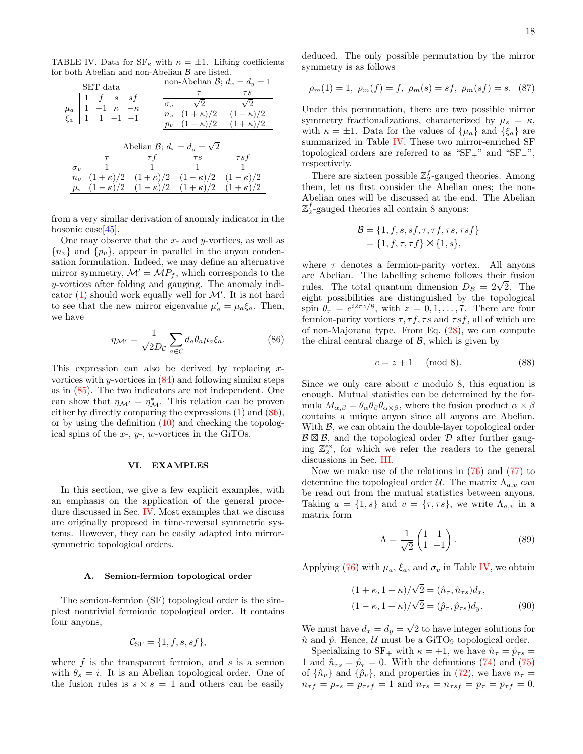TABLE IV. Data for $\mathrm{SF}_\kappa$ with $\kappa = \pm 1$. Lifting coefficients for both Abelian and non-Abelian $\mathcal{B}$ are listed.

SET data

| | $1$ | $f$ | $s$ | $sf$ |
|---|---|---|---|---|
| $\mu_a$ | $1$ | $-1$ | $\kappa$ | $-\kappa$ |
| $\xi_a$ | $1$ | $1$ | $-1$ | $-1$ |

non-Abelian $\mathcal{B}$; $d_x = d_y = 1$

| | $\tau$ | $\tau s$ |
|---|---|---|
| $\sigma_v$ | $\sqrt{2}$ | $\sqrt{2}$ |
| $n_v$ | $(1+\kappa)/2$ | $(1-\kappa)/2$ |
| $p_v$ | $(1-\kappa)/2$ | $(1+\kappa)/2$ |

Abelian $\mathcal{B}$; $d_x = d_y = \sqrt{2}$

| | $\tau$ | $\tau f$ | $\tau s$ | $\tau sf$ |
|---|---|---|---|---|
| $\sigma_v$ | $1$ | $1$ | $1$ | $1$ |
| $n_v$ | $(1+\kappa)/2$ | $(1+\kappa)/2$ | $(1-\kappa)/2$ | $(1-\kappa)/2$ |
| $p_v$ | $(1-\kappa)/2$ | $(1-\kappa)/2$ | $(1+\kappa)/2$ | $(1+\kappa)/2$ |

from a very similar derivation of anomaly indicator in the bosonic case[45].

One may observe that the $x$- and $y$-vortices, as well as $\{n_v\}$ and $\{p_v\}$, appear in parallel in the anyon condensation formulation. Indeed, we may define an alternative mirror symmetry, $\mathcal{M}' = \mathcal{M}P_f$, which corresponds to the $y$-vortices after folding and gauging. The anomaly indicator (1) should work equally well for $\mathcal{M}'$. It is not hard to see that the new mirror eigenvalue $\mu'_a = \mu_a \xi_a$. Then, we have

$$\eta_{\mathcal{M}'} = \frac{1}{\sqrt{2}D_{\mathcal{C}}} \sum_{a\in\mathcal{C}} d_a \theta_a \mu_a \xi_a. \tag{86}$$

This expression can also be derived by replacing $x$-vortices with $y$-vortices in (84) and following similar steps as in (85). The two indicators are not independent. One can show that $\eta_{\mathcal{M}'} = \eta^*_{\mathcal{M}}$. This relation can be proven either by directly comparing the expressions (1) and (86), or by using the definition (10) and checking the topological spins of the $x$-, $y$-, $w$-vortices in the GiTOs.

## VI. EXAMPLES

In this section, we give a few explicit examples, with an emphasis on the application of the general procedure discussed in Sec. IV. Most examples that we discuss are originally proposed in time-reversal symmetric systems. However, they can be easily adapted into mirror-symmetric topological orders.

### A. Semion-fermion topological order

The semion-fermion (SF) topological order is the simplest nontrivial fermionic topological order. It contains four anyons,

$$\mathcal{C}_{\mathrm{SF}} = \{1, f, s, sf\},$$

where $f$ is the transparent fermion, and $s$ is a semion with $\theta_s = i$. It is an Abelian topological order. One of the fusion rules is $s \times s = 1$ and others can be easily deduced. The only possible permutation by the mirror symmetry is as follows

$$\rho_m(1) = 1,\ \rho_m(f) = f,\ \rho_m(s) = sf,\ \rho_m(sf) = s. \tag{87}$$

Under this permutation, there are two possible mirror symmetry fractionalizations, characterized by $\mu_s = \kappa$, with $\kappa = \pm 1$. Data for the values of $\{\mu_a\}$ and $\{\xi_a\}$ are summarized in Table IV. These two mirror-enriched SF topological orders are referred to as "$\mathrm{SF}_+$" and "$\mathrm{SF}_-$", respectively.

There are sixteen possible $\mathbb{Z}_2^f$-gauged theories. Among them, let us first consider the Abelian ones; the non-Abelian ones will be discussed at the end. The Abelian $\mathbb{Z}_2^f$-gauged theories all contain 8 anyons:

$$\begin{aligned}\mathcal{B} &= \{1, f, s, sf, \tau, \tau f, \tau s, \tau sf\} \\ &= \{1, f, \tau, \tau f\} \boxtimes \{1, s\},\end{aligned}$$

where $\tau$ denotes a fermion-parity vortex. All anyons are Abelian. The labelling scheme follows their fusion rules. The total quantum dimension $D_{\mathcal{B}} = 2\sqrt{2}$. The eight possibilities are distinguished by the topological spin $\theta_\tau = e^{i2\pi z/8}$, with $z = 0, 1, \ldots, 7$. There are four fermion-parity vortices $\tau, \tau f, \tau s$ and $\tau sf$, all of which are of non-Majorana type. From Eq. (28), we can compute the chiral central charge of $\mathcal{B}$, which is given by

$$c = z + 1 \pmod 8. \tag{88}$$

Since we only care about $c$ modulo 8, this equation is enough. Mutual statistics can be determined by the formula $M_{\alpha,\beta} = \theta_\alpha \theta_\beta \theta_{\alpha\times\beta}$, where the fusion product $\alpha \times \beta$ contains a unique anyon since all anyons are Abelian. With $\mathcal{B}$, we can obtain the double-layer topological order $\mathcal{B} \boxtimes \mathcal{B}$, and the topological order $\mathcal{D}$ after further gauging $\mathbb{Z}_2^{\mathrm{ex}}$, for which we refer the readers to the general discussions in Sec. III.

Now we make use of the relations in (76) and (77) to determine the topological order $\mathcal{U}$. The matrix $\Lambda_{a,v}$ can be read out from the mutual statistics between anyons. Taking $a = \{1, s\}$ and $v = \{\tau, \tau s\}$, we write $\Lambda_{a,v}$ in a matrix form

$$\Lambda = \frac{1}{\sqrt{2}} \begin{pmatrix} 1 & 1 \\ 1 & -1 \end{pmatrix}. \tag{89}$$

Applying (76) with $\mu_a$, $\xi_a$, and $\sigma_v$ in Table IV, we obtain

$$\begin{aligned}(1+\kappa, 1-\kappa)/\sqrt{2} &= (\hat{n}_\tau, \hat{n}_{\tau s}) d_x, \\ (1-\kappa, 1+\kappa)/\sqrt{2} &= (\hat{p}_\tau, \hat{p}_{\tau s}) d_y.\end{aligned} \tag{90}$$

We must have $d_x = d_y = \sqrt{2}$ to have integer solutions for $\hat{n}$ and $\hat{p}$. Hence, $\mathcal{U}$ must be a $\mathrm{GiTO}_9$ topological order.

Specializing to $\mathrm{SF}_+$ with $\kappa = +1$, we have $\hat{n}_\tau = \hat{p}_{\tau s} = 1$ and $\hat{n}_{\tau s} = \hat{p}_\tau = 0$. With the definitions (74) and (75) of $\{\hat{n}_v\}$ and $\{\hat{p}_v\}$, and properties in (72), we have $n_\tau = n_{\tau f} = p_{\tau s} = p_{\tau sf} = 1$ and $n_{\tau s} = n_{\tau sf} = p_\tau = p_{\tau f} = 0$.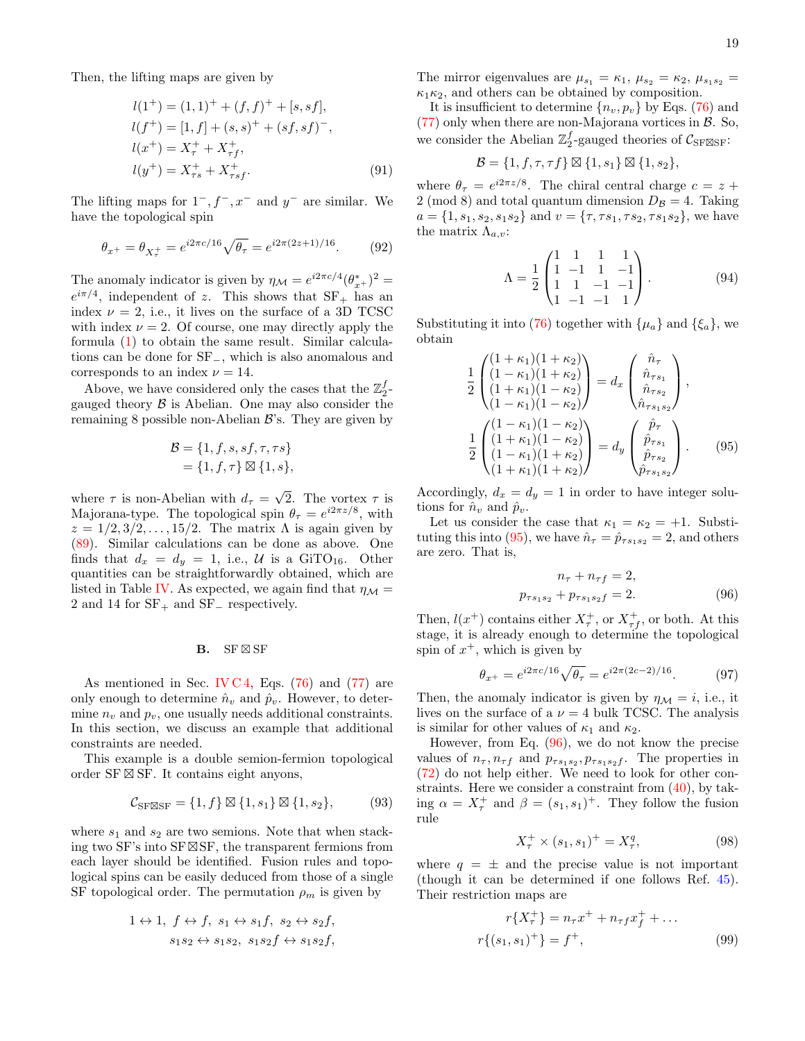Then, the lifting maps are given by

$$
\begin{aligned}
l(1^+) &= (1,1)^+ + (f,f)^+ + [s,sf],\\
l(f^+) &= [1,f] + (s,s)^+ + (sf,sf)^-,\\
l(x^+) &= X_\tau^+ + X_{\tau f}^+,\\
l(y^+) &= X_{\tau s}^+ + X_{\tau s f}^+.
\end{aligned}
\tag{91}
$$

The lifting maps for $1^-, f^-, x^-$ and $y^-$ are similar. We have the topological spin

$$
\theta_{x^+} = \theta_{X_\tau^+} = e^{i2\pi c/16}\sqrt{\theta_\tau} = e^{i2\pi(2z+1)/16}. \tag{92}
$$

The anomaly indicator is given by $\eta_{\mathcal{M}} = e^{i2\pi c/4}(\theta_{x^+}^*)^2 = e^{i\pi/4}$, independent of $z$. This shows that $\mathrm{SF}_+$ has an index $\nu = 2$, i.e., it lives on the surface of a 3D TCSC with index $\nu = 2$. Of course, one may directly apply the formula (1) to obtain the same result. Similar calculations can be done for $\mathrm{SF}_-$, which is also anomalous and corresponds to an index $\nu = 14$.

Above, we have considered only the cases that the $\mathbb{Z}_2^f$-gauged theory $\mathcal{B}$ is Abelian. One may also consider the remaining 8 possible non-Abelian $\mathcal{B}$'s. They are given by

$$
\begin{aligned}
\mathcal{B} &= \{1, f, s, sf, \tau, \tau s\}\\
&= \{1, f, \tau\} \boxtimes \{1, s\},
\end{aligned}
$$

where $\tau$ is non-Abelian with $d_\tau = \sqrt{2}$. The vortex $\tau$ is Majorana-type. The topological spin $\theta_\tau = e^{i2\pi z/8}$, with $z = 1/2, 3/2, \ldots, 15/2$. The matrix $\Lambda$ is again given by (89). Similar calculations can be done as above. One finds that $d_x = d_y = 1$, i.e., $\mathcal{U}$ is a $\mathrm{GiTO}_{16}$. Other quantities can be straightforwardly obtained, which are listed in Table IV. As expected, we again find that $\eta_{\mathcal{M}} = 2$ and 14 for $\mathrm{SF}_+$ and $\mathrm{SF}_-$ respectively.

### B. $\mathrm{SF} \boxtimes \mathrm{SF}$

As mentioned in Sec. IV C 4, Eqs. (76) and (77) are only enough to determine $\hat{n}_v$ and $\hat{p}_v$. However, to determine $n_v$ and $p_v$, one usually needs additional constraints. In this section, we discuss an example that additional constraints are needed.

This example is a double semion-fermion topological order $\mathrm{SF}\boxtimes\mathrm{SF}$. It contains eight anyons,

$$
\mathcal{C}_{\mathrm{SF}\boxtimes\mathrm{SF}} = \{1, f\} \boxtimes \{1, s_1\} \boxtimes \{1, s_2\}, \tag{93}
$$

where $s_1$ and $s_2$ are two semions. Note that when stacking two SF's into $\mathrm{SF}\boxtimes\mathrm{SF}$, the transparent fermions from each layer should be identified. Fusion rules and topological spins can be easily deduced from those of a single SF topological order. The permutation $\rho_m$ is given by

$$
\begin{aligned}
1 \leftrightarrow 1,\ f \leftrightarrow f,\ s_1 \leftrightarrow s_1 f,\ s_2 \leftrightarrow s_2 f,\\
s_1 s_2 \leftrightarrow s_1 s_2,\ s_1 s_2 f \leftrightarrow s_1 s_2 f,
\end{aligned}
$$

The mirror eigenvalues are $\mu_{s_1} = \kappa_1$, $\mu_{s_2} = \kappa_2$, $\mu_{s_1 s_2} = \kappa_1\kappa_2$, and others can be obtained by composition.

It is insufficient to determine $\{n_v, p_v\}$ by Eqs. (76) and (77) only when there are non-Majorana vortices in $\mathcal{B}$. So, we consider the Abelian $\mathbb{Z}_2^f$-gauged theories of $\mathcal{C}_{\mathrm{SF}\boxtimes\mathrm{SF}}$:

$$
\mathcal{B} = \{1, f, \tau, \tau f\} \boxtimes \{1, s_1\} \boxtimes \{1, s_2\},
$$

where $\theta_\tau = e^{i2\pi z/8}$. The chiral central charge $c = z + 2 \pmod 8$ and total quantum dimension $D_{\mathcal{B}} = 4$. Taking $a = \{1, s_1, s_2, s_1 s_2\}$ and $v = \{\tau, \tau s_1, \tau s_2, \tau s_1 s_2\}$, we have the matrix $\Lambda_{a,v}$:

$$
\Lambda = \frac{1}{2}\begin{pmatrix} 1 & 1 & 1 & 1\\ 1 & -1 & 1 & -1\\ 1 & 1 & -1 & -1\\ 1 & -1 & -1 & 1 \end{pmatrix}. \tag{94}
$$

Substituting it into (76) together with $\{\mu_a\}$ and $\{\xi_a\}$, we obtain

$$
\begin{aligned}
\frac{1}{2}\begin{pmatrix} (1+\kappa_1)(1+\kappa_2)\\ (1-\kappa_1)(1+\kappa_2)\\ (1+\kappa_1)(1-\kappa_2)\\ (1-\kappa_1)(1-\kappa_2) \end{pmatrix} &= d_x \begin{pmatrix} \hat{n}_\tau\\ \hat{n}_{\tau s_1}\\ \hat{n}_{\tau s_2}\\ \hat{n}_{\tau s_1 s_2} \end{pmatrix},\\
\frac{1}{2}\begin{pmatrix} (1-\kappa_1)(1-\kappa_2)\\ (1+\kappa_1)(1-\kappa_2)\\ (1-\kappa_1)(1+\kappa_2)\\ (1+\kappa_1)(1+\kappa_2) \end{pmatrix} &= d_y \begin{pmatrix} \hat{p}_\tau\\ \hat{p}_{\tau s_1}\\ \hat{p}_{\tau s_2}\\ \hat{p}_{\tau s_1 s_2} \end{pmatrix}.
\end{aligned}
\tag{95}
$$

Accordingly, $d_x = d_y = 1$ in order to have integer solutions for $\hat{n}_v$ and $\hat{p}_v$.

Let us consider the case that $\kappa_1 = \kappa_2 = +1$. Substituting this into (95), we have $\hat{n}_\tau = \hat{p}_{\tau s_1 s_2} = 2$, and others are zero. That is,

$$
\begin{aligned}
n_\tau + n_{\tau f} &= 2,\\
p_{\tau s_1 s_2} + p_{\tau s_1 s_2 f} &= 2.
\end{aligned}
\tag{96}
$$

Then, $l(x^+)$ contains either $X_\tau^+$, or $X_{\tau f}^+$, or both. At this stage, it is already enough to determine the topological spin of $x^+$, which is given by

$$
\theta_{x^+} = e^{i2\pi c/16}\sqrt{\theta_\tau} = e^{i2\pi(2c-2)/16}. \tag{97}
$$

Then, the anomaly indicator is given by $\eta_{\mathcal{M}} = i$, i.e., it lives on the surface of a $\nu = 4$ bulk TCSC. The analysis is similar for other values of $\kappa_1$ and $\kappa_2$.

However, from Eq. (96), we do not know the precise values of $n_\tau, n_{\tau f}$ and $p_{\tau s_1 s_2}, p_{\tau s_1 s_2 f}$. The properties in (72) do not help either. We need to look for other constraints. Here we consider a constraint from (40), by taking $\alpha = X_\tau^+$ and $\beta = (s_1, s_1)^+$. They follow the fusion rule

$$
X_\tau^+ \times (s_1, s_1)^+ = X_\tau^q, \tag{98}
$$

where $q = \pm$ and the precise value is not important (though it can be determined if one follows Ref. 45). Their restriction maps are

$$
\begin{aligned}
r\{X_\tau^+\} &= n_\tau x^+ + n_{\tau f} x_f^+ + \ldots\\
r\{(s_1, s_1)^+\} &= f^+,
\end{aligned}
\tag{99}
$$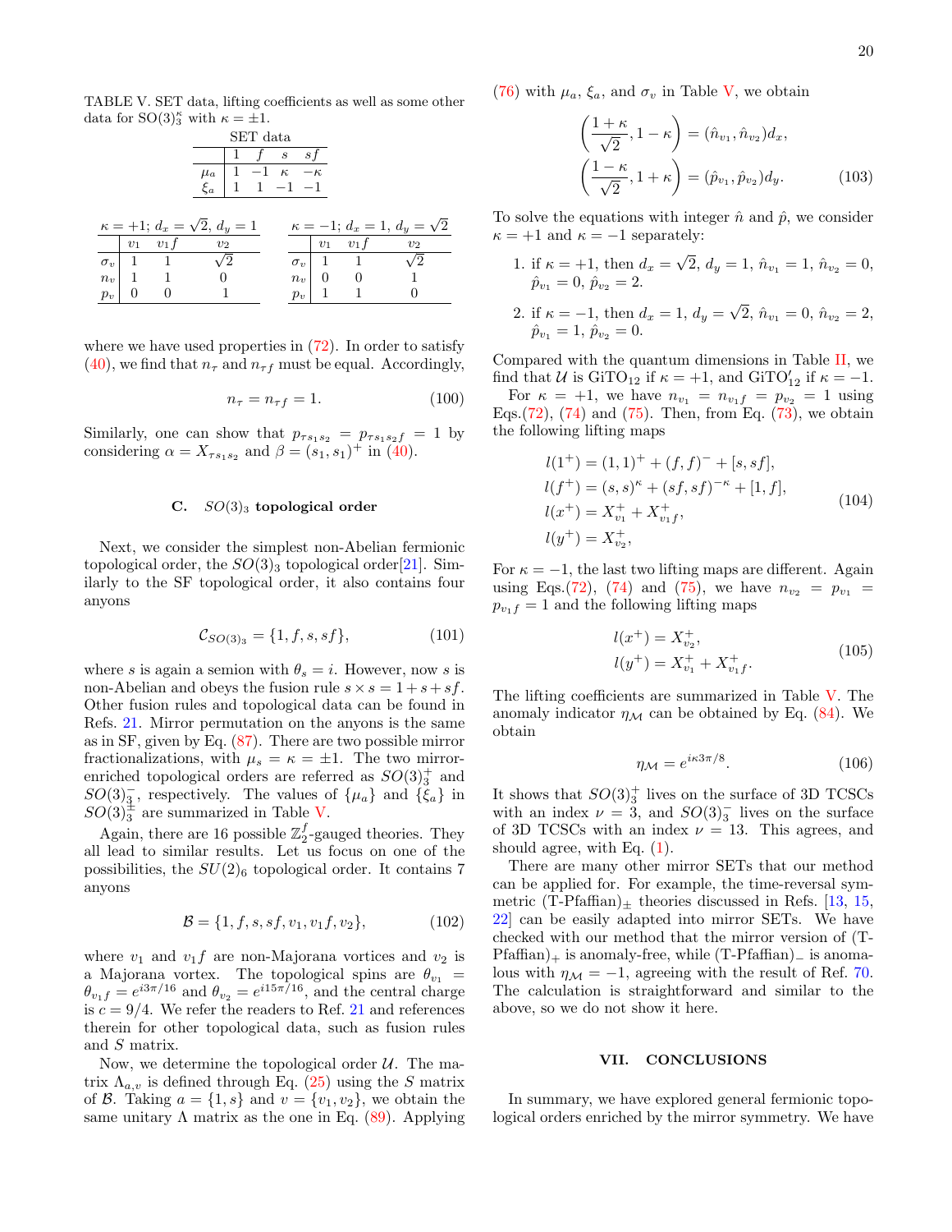TABLE V. SET data, lifting coefficients as well as some other data for $SO(3)_3^\kappa$ with $\kappa = \pm 1$.

SET data

| | 1 | $f$ | $s$ | $sf$ |
|---|---|---|---|---|
| $\mu_a$ | 1 | $-1$ | $\kappa$ | $-\kappa$ |
| $\xi_a$ | 1 | 1 | $-1$ | $-1$ |

$\kappa = +1$; $d_x = \sqrt{2}$, $d_y = 1$

| | $v_1$ | $v_1 f$ | $v_2$ |
|---|---|---|---|
| $\sigma_v$ | 1 | 1 | $\sqrt{2}$ |
| $n_v$ | 1 | 1 | 0 |
| $p_v$ | 0 | 0 | 1 |

$\kappa = -1$; $d_x = 1$, $d_y = \sqrt{2}$

| | $v_1$ | $v_1 f$ | $v_2$ |
|---|---|---|---|
| $\sigma_v$ | 1 | 1 | $\sqrt{2}$ |
| $n_v$ | 0 | 0 | 1 |
| $p_v$ | 1 | 1 | 0 |

where we have used properties in (72). In order to satisfy (40), we find that $n_\tau$ and $n_{\tau f}$ must be equal. Accordingly,

$$n_\tau = n_{\tau f} = 1. \tag{100}$$

Similarly, one can show that $p_{\tau s_1 s_2} = p_{\tau s_1 s_2 f} = 1$ by considering $\alpha = X_{\tau s_1 s_2}$ and $\beta = (s_1, s_1)^+$ in (40).

### C. $SO(3)_3$ topological order

Next, we consider the simplest non-Abelian fermionic topological order, the $SO(3)_3$ topological order[21]. Similarly to the SF topological order, it also contains four anyons

$$\mathcal{C}_{SO(3)_3} = \{1, f, s, sf\}, \tag{101}$$

where $s$ is again a semion with $\theta_s = i$. However, now $s$ is non-Abelian and obeys the fusion rule $s \times s = 1 + s + sf$. Other fusion rules and topological data can be found in Refs. 21. Mirror permutation on the anyons is the same as in SF, given by Eq. (87). There are two possible mirror fractionalizations, with $\mu_s = \kappa = \pm 1$. The two mirror-enriched topological orders are referred as $SO(3)_3^+$ and $SO(3)_3^-$, respectively. The values of $\{\mu_a\}$ and $\{\xi_a\}$ in $SO(3)_3^\pm$ are summarized in Table V.

Again, there are 16 possible $\mathbb{Z}_2^f$-gauged theories. They all lead to similar results. Let us focus on one of the possibilities, the $SU(2)_6$ topological order. It contains 7 anyons

$$\mathcal{B} = \{1, f, s, sf, v_1, v_1 f, v_2\}, \tag{102}$$

where $v_1$ and $v_1 f$ are non-Majorana vortices and $v_2$ is a Majorana vortex. The topological spins are $\theta_{v_1} = \theta_{v_1 f} = e^{i3\pi/16}$ and $\theta_{v_2} = e^{i15\pi/16}$, and the central charge is $c = 9/4$. We refer the readers to Ref. 21 and references therein for other topological data, such as fusion rules and $S$ matrix.

Now, we determine the topological order $\mathcal{U}$. The matrix $\Lambda_{a,v}$ is defined through Eq. (25) using the $S$ matrix of $\mathcal{B}$. Taking $a = \{1, s\}$ and $v = \{v_1, v_2\}$, we obtain the same unitary $\Lambda$ matrix as the one in Eq. (89). Applying (76) with $\mu_a$, $\xi_a$, and $\sigma_v$ in Table V, we obtain

$$\begin{aligned} \left(\frac{1+\kappa}{\sqrt{2}}, 1-\kappa\right) &= (\hat{n}_{v_1}, \hat{n}_{v_2}) d_x, \\ \left(\frac{1-\kappa}{\sqrt{2}}, 1+\kappa\right) &= (\hat{p}_{v_1}, \hat{p}_{v_2}) d_y. \end{aligned} \tag{103}$$

To solve the equations with integer $\hat{n}$ and $\hat{p}$, we consider $\kappa = +1$ and $\kappa = -1$ separately:

1. if $\kappa = +1$, then $d_x = \sqrt{2}$, $d_y = 1$, $\hat{n}_{v_1} = 1$, $\hat{n}_{v_2} = 0$, $\hat{p}_{v_1} = 0$, $\hat{p}_{v_2} = 2$.
2. if $\kappa = -1$, then $d_x = 1$, $d_y = \sqrt{2}$, $\hat{n}_{v_1} = 0$, $\hat{n}_{v_2} = 2$, $\hat{p}_{v_1} = 1$, $\hat{p}_{v_2} = 0$.

Compared with the quantum dimensions in Table II, we find that $\mathcal{U}$ is $\text{GiTO}_{12}$ if $\kappa = +1$, and $\text{GiTO}'_{12}$ if $\kappa = -1$.

For $\kappa = +1$, we have $n_{v_1} = n_{v_1 f} = p_{v_2} = 1$ using Eqs.(72), (74) and (75). Then, from Eq. (73), we obtain the following lifting maps

$$\begin{aligned} l(1^+) &= (1,1)^+ + (f,f)^- + [s, sf], \\ l(f^+) &= (s,s)^\kappa + (sf, sf)^{-\kappa} + [1, f], \\ l(x^+) &= X_{v_1}^+ + X_{v_1 f}^+, \\ l(y^+) &= X_{v_2}^+, \end{aligned} \tag{104}$$

For $\kappa = -1$, the last two lifting maps are different. Again using Eqs.(72), (74) and (75), we have $n_{v_2} = p_{v_1} = p_{v_1 f} = 1$ and the following lifting maps

$$\begin{aligned} l(x^+) &= X_{v_2}^+, \\ l(y^+) &= X_{v_1}^+ + X_{v_1 f}^+. \end{aligned} \tag{105}$$

The lifting coefficients are summarized in Table V. The anomaly indicator $\eta_{\mathcal{M}}$ can be obtained by Eq. (84). We obtain

$$\eta_{\mathcal{M}} = e^{i\kappa 3\pi/8}. \tag{106}$$

It shows that $SO(3)_3^+$ lives on the surface of 3D TCSCs with an index $\nu = 3$, and $SO(3)_3^-$ lives on the surface of 3D TCSCs with an index $\nu = 13$. This agrees, and should agree, with Eq. (1).

There are many other mirror SETs that our method can be applied for. For example, the time-reversal symmetric (T-Pfaffian)$_\pm$ theories discussed in Refs. [13, 15, 22] can be easily adapted into mirror SETs. We have checked with our method that the mirror version of (T-Pfaffian)$_+$ is anomaly-free, while (T-Pfaffian)$_-$ is anomalous with $\eta_{\mathcal{M}} = -1$, agreeing with the result of Ref. 70. The calculation is straightforward and similar to the above, so we do not show it here.

## VII. CONCLUSIONS

In summary, we have explored general fermionic topological orders enriched by the mirror symmetry. We have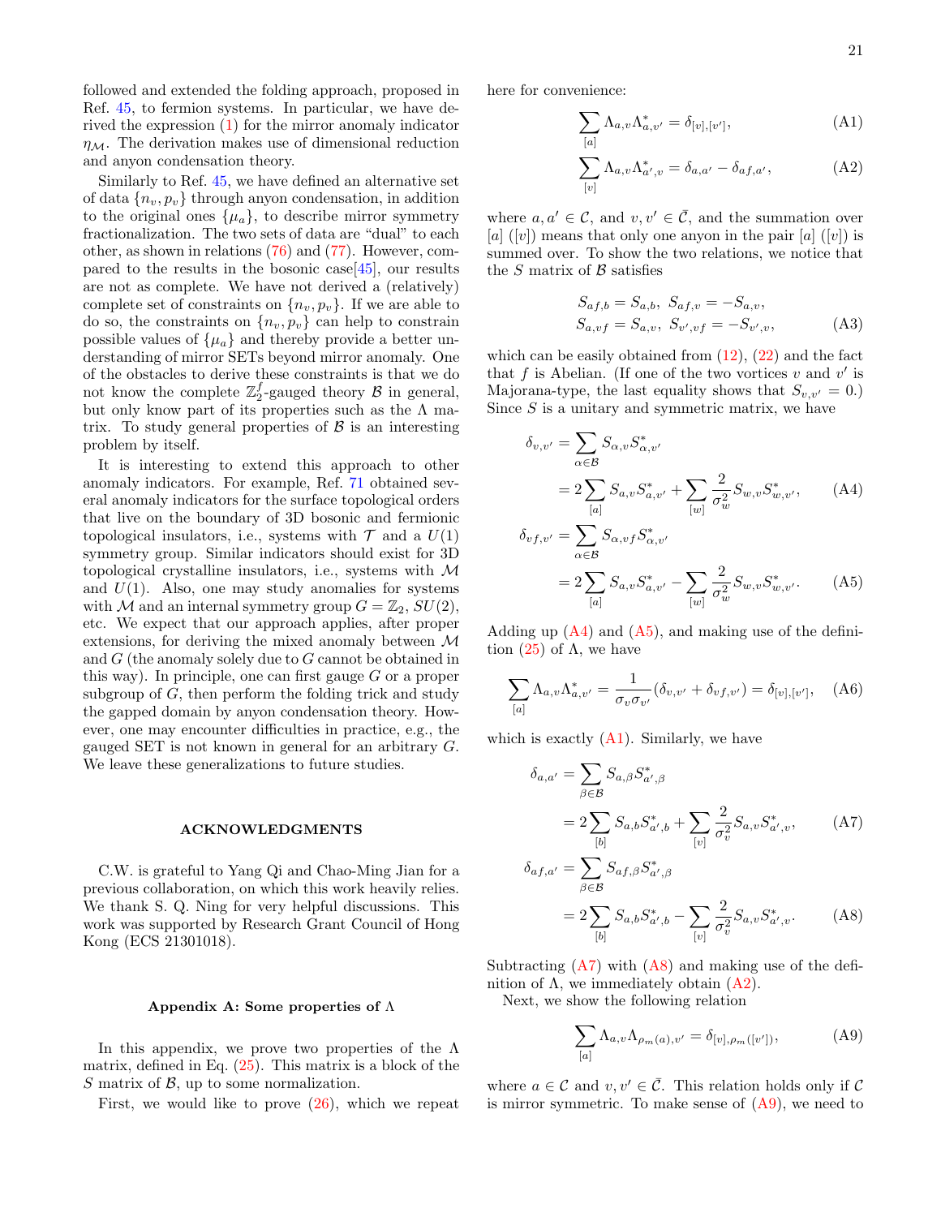followed and extended the folding approach, proposed in Ref. 45, to fermion systems. In particular, we have derived the expression (1) for the mirror anomaly indicator $\eta_{\mathcal{M}}$. The derivation makes use of dimensional reduction and anyon condensation theory.

Similarly to Ref. 45, we have defined an alternative set of data $\{n_v, p_v\}$ through anyon condensation, in addition to the original ones $\{\mu_a\}$, to describe mirror symmetry fractionalization. The two sets of data are "dual" to each other, as shown in relations (76) and (77). However, compared to the results in the bosonic case[45], our results are not as complete. We have not derived a (relatively) complete set of constraints on $\{n_v, p_v\}$. If we are able to do so, the constraints on $\{n_v, p_v\}$ can help to constrain possible values of $\{\mu_a\}$ and thereby provide a better understanding of mirror SETs beyond mirror anomaly. One of the obstacles to derive these constraints is that we do not know the complete $\mathbb{Z}_2^f$-gauged theory $\mathcal{B}$ in general, but only know part of its properties such as the $\Lambda$ matrix. To study general properties of $\mathcal{B}$ is an interesting problem by itself.

It is interesting to extend this approach to other anomaly indicators. For example, Ref. 71 obtained several anomaly indicators for the surface topological orders that live on the boundary of 3D bosonic and fermionic topological insulators, i.e., systems with $\mathcal{T}$ and a $U(1)$ symmetry group. Similar indicators should exist for 3D topological crystalline insulators, i.e., systems with $\mathcal{M}$ and $U(1)$. Also, one may study anomalies for systems with $\mathcal{M}$ and an internal symmetry group $G = \mathbb{Z}_2$, $SU(2)$, etc. We expect that our approach applies, after proper extensions, for deriving the mixed anomaly between $\mathcal{M}$ and $G$ (the anomaly solely due to $G$ cannot be obtained in this way). In principle, one can first gauge $G$ or a proper subgroup of $G$, then perform the folding trick and study the gapped domain by anyon condensation theory. However, one may encounter difficulties in practice, e.g., the gauged SET is not known in general for an arbitrary $G$. We leave these generalizations to future studies.

## ACKNOWLEDGMENTS

C.W. is grateful to Yang Qi and Chao-Ming Jian for a previous collaboration, on which this work heavily relies. We thank S. Q. Ning for very helpful discussions. This work was supported by Research Grant Council of Hong Kong (ECS 21301018).

## Appendix A: Some properties of $\Lambda$

In this appendix, we prove two properties of the $\Lambda$ matrix, defined in Eq. (25). This matrix is a block of the $S$ matrix of $\mathcal{B}$, up to some normalization.

First, we would like to prove (26), which we repeat here for convenience:

$$\sum_{[a]} \Lambda_{a,v}\Lambda^*_{a,v'} = \delta_{[v],[v']}, \tag{A1}$$

$$\sum_{[v]} \Lambda_{a,v}\Lambda^*_{a',v} = \delta_{a,a'} - \delta_{af,a'}, \tag{A2}$$

where $a, a' \in \mathcal{C}$, and $v, v' \in \bar{\mathcal{C}}$, and the summation over $[a]$ ($[v]$) means that only one anyon in the pair $[a]$ ($[v]$) is summed over. To show the two relations, we notice that the $S$ matrix of $\mathcal{B}$ satisfies

$$\begin{aligned} &S_{af,b} = S_{a,b},\ S_{af,v} = -S_{a,v}, \\ &S_{a,vf} = S_{a,v},\ S_{v',vf} = -S_{v',v}, \end{aligned} \tag{A3}$$

which can be easily obtained from (12), (22) and the fact that $f$ is Abelian. (If one of the two vortices $v$ and $v'$ is Majorana-type, the last equality shows that $S_{v,v'} = 0$.) Since $S$ is a unitary and symmetric matrix, we have

$$\begin{aligned} \delta_{v,v'} &= \sum_{\alpha\in\mathcal{B}} S_{\alpha,v}S^*_{\alpha,v'} \\ &= 2\sum_{[a]} S_{a,v}S^*_{a,v'} + \sum_{[w]} \frac{2}{\sigma_w^2} S_{w,v}S^*_{w,v'}, \end{aligned} \tag{A4}$$

$$\begin{aligned} \delta_{vf,v'} &= \sum_{\alpha\in\mathcal{B}} S_{\alpha,vf}S^*_{\alpha,v'} \\ &= 2\sum_{[a]} S_{a,v}S^*_{a,v'} - \sum_{[w]} \frac{2}{\sigma_w^2} S_{w,v}S^*_{w,v'}. \end{aligned} \tag{A5}$$

Adding up (A4) and (A5), and making use of the definition (25) of $\Lambda$, we have

$$\sum_{[a]} \Lambda_{a,v}\Lambda^*_{a,v'} = \frac{1}{\sigma_v\sigma_{v'}}(\delta_{v,v'} + \delta_{vf,v'}) = \delta_{[v],[v']}, \tag{A6}$$

which is exactly (A1). Similarly, we have

$$\begin{aligned} \delta_{a,a'} &= \sum_{\beta\in\mathcal{B}} S_{a,\beta}S^*_{a',\beta} \\ &= 2\sum_{[b]} S_{a,b}S^*_{a',b} + \sum_{[v]} \frac{2}{\sigma_v^2} S_{a,v}S^*_{a',v}, \end{aligned} \tag{A7}$$

$$\begin{aligned} \delta_{af,a'} &= \sum_{\beta\in\mathcal{B}} S_{af,\beta}S^*_{a',\beta} \\ &= 2\sum_{[b]} S_{a,b}S^*_{a',b} - \sum_{[v]} \frac{2}{\sigma_v^2} S_{a,v}S^*_{a',v}. \end{aligned} \tag{A8}$$

Subtracting (A7) with (A8) and making use of the definition of $\Lambda$, we immediately obtain (A2).

Next, we show the following relation

$$\sum_{[a]} \Lambda_{a,v}\Lambda_{\rho_m(a),v'} = \delta_{[v],\rho_m([v'])}, \tag{A9}$$

where $a \in \mathcal{C}$ and $v, v' \in \bar{\mathcal{C}}$. This relation holds only if $\mathcal{C}$ is mirror symmetric. To make sense of (A9), we need to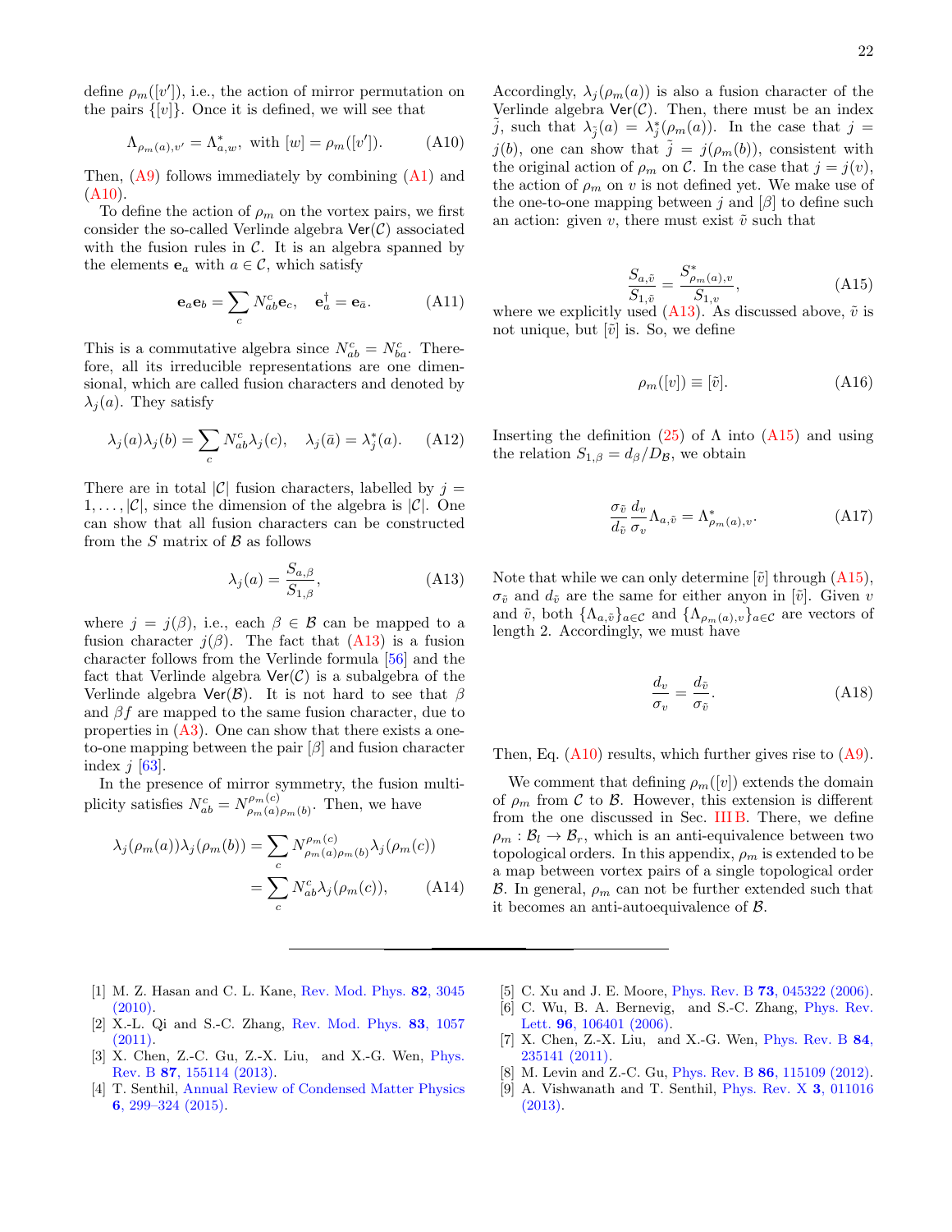define $\rho_m([v'])$, i.e., the action of mirror permutation on the pairs $\{[v]\}$. Once it is defined, we will see that

$$\Lambda_{\rho_m(a),v'} = \Lambda^*_{a,w}, \text{ with } [w] = \rho_m([v']). \tag{A10}$$

Then, (A9) follows immediately by combining (A1) and (A10).

To define the action of $\rho_m$ on the vortex pairs, we first consider the so-called Verlinde algebra $\mathsf{Ver}(\mathcal{C})$ associated with the fusion rules in $\mathcal{C}$. It is an algebra spanned by the elements $\mathbf{e}_a$ with $a \in \mathcal{C}$, which satisfy

$$\mathbf{e}_a \mathbf{e}_b = \sum_c N^c_{ab} \mathbf{e}_c, \quad \mathbf{e}^\dagger_a = \mathbf{e}_{\bar{a}}. \tag{A11}$$

This is a commutative algebra since $N^c_{ab} = N^c_{ba}$. Therefore, all its irreducible representations are one dimensional, which are called fusion characters and denoted by $\lambda_j(a)$. They satisfy

$$\lambda_j(a)\lambda_j(b) = \sum_c N^c_{ab}\lambda_j(c), \quad \lambda_j(\bar{a}) = \lambda^*_j(a). \tag{A12}$$

There are in total $|\mathcal{C}|$ fusion characters, labelled by $j = 1, \ldots, |\mathcal{C}|$, since the dimension of the algebra is $|\mathcal{C}|$. One can show that all fusion characters can be constructed from the $S$ matrix of $\mathcal{B}$ as follows

$$\lambda_j(a) = \frac{S_{a,\beta}}{S_{1,\beta}}, \tag{A13}$$

where $j = j(\beta)$, i.e., each $\beta \in \mathcal{B}$ can be mapped to a fusion character $j(\beta)$. The fact that (A13) is a fusion character follows from the Verlinde formula [56] and the fact that Verlinde algebra $\mathsf{Ver}(\mathcal{C})$ is a subalgebra of the Verlinde algebra $\mathsf{Ver}(\mathcal{B})$. It is not hard to see that $\beta$ and $\beta f$ are mapped to the same fusion character, due to properties in (A3). One can show that there exists a one-to-one mapping between the pair $[\beta]$ and fusion character index $j$ [63].

In the presence of mirror symmetry, the fusion multiplicity satisfies $N^c_{ab} = N^{\rho_m(c)}_{\rho_m(a)\rho_m(b)}$. Then, we have

$$\begin{aligned}\lambda_j(\rho_m(a))\lambda_j(\rho_m(b)) &= \sum_c N^{\rho_m(c)}_{\rho_m(a)\rho_m(b)}\lambda_j(\rho_m(c)) \\ &= \sum_c N^c_{ab}\lambda_j(\rho_m(c)),\end{aligned} \tag{A14}$$

Accordingly, $\lambda_j(\rho_m(a))$ is also a fusion character of the Verlinde algebra $\mathsf{Ver}(\mathcal{C})$. Then, there must be an index $\tilde{j}$, such that $\lambda_{\tilde{j}}(a) = \lambda^*_j(\rho_m(a))$. In the case that $j = j(b)$, one can show that $\tilde{j} = j(\rho_m(b))$, consistent with the original action of $\rho_m$ on $\mathcal{C}$. In the case that $j = j(v)$, the action of $\rho_m$ on $v$ is not defined yet. We make use of the one-to-one mapping between $j$ and $[\beta]$ to define such an action: given $v$, there must exist $\tilde{v}$ such that

$$\frac{S_{a,\tilde{v}}}{S_{1,\tilde{v}}} = \frac{S^*_{\rho_m(a),v}}{S_{1,v}}, \tag{A15}$$

where we explicitly used (A13). As discussed above, $\tilde{v}$ is not unique, but $[\tilde{v}]$ is. So, we define

$$\rho_m([v]) \equiv [\tilde{v}]. \tag{A16}$$

Inserting the definition (25) of $\Lambda$ into (A15) and using the relation $S_{1,\beta} = d_\beta/D_{\mathcal{B}}$, we obtain

$$\frac{\sigma_{\tilde{v}}}{d_{\tilde{v}}}\frac{d_v}{\sigma_v}\Lambda_{a,\tilde{v}} = \Lambda^*_{\rho_m(a),v}. \tag{A17}$$

Note that while we can only determine $[\tilde{v}]$ through (A15), $\sigma_{\tilde{v}}$ and $d_{\tilde{v}}$ are the same for either anyon in $[\tilde{v}]$. Given $v$ and $\tilde{v}$, both $\{\Lambda_{a,\tilde{v}}\}_{a\in\mathcal{C}}$ and $\{\Lambda_{\rho_m(a),v}\}_{a\in\mathcal{C}}$ are vectors of length 2. Accordingly, we must have

$$\frac{d_v}{\sigma_v} = \frac{d_{\tilde{v}}}{\sigma_{\tilde{v}}}. \tag{A18}$$

Then, Eq. (A10) results, which further gives rise to (A9).

We comment that defining $\rho_m([v])$ extends the domain of $\rho_m$ from $\mathcal{C}$ to $\mathcal{B}$. However, this extension is different from the one discussed in Sec. III B. There, we define $\rho_m : \mathcal{B}_l \to \mathcal{B}_r$, which is an anti-equivalence between two topological orders. In this appendix, $\rho_m$ is extended to be a map between vortex pairs of a single topological order $\mathcal{B}$. In general, $\rho_m$ can not be further extended such that it becomes an anti-autoequivalence of $\mathcal{B}$.

---

[1] M. Z. Hasan and C. L. Kane, Rev. Mod. Phys. **82**, 3045 (2010).

[2] X.-L. Qi and S.-C. Zhang, Rev. Mod. Phys. **83**, 1057 (2011).

[3] X. Chen, Z.-C. Gu, Z.-X. Liu, and X.-G. Wen, Phys. Rev. B **87**, 155114 (2013).

[4] T. Senthil, Annual Review of Condensed Matter Physics **6**, 299–324 (2015).

[5] C. Xu and J. E. Moore, Phys. Rev. B **73**, 045322 (2006).

[6] C. Wu, B. A. Bernevig, and S.-C. Zhang, Phys. Rev. Lett. **96**, 106401 (2006).

[7] X. Chen, Z.-X. Liu, and X.-G. Wen, Phys. Rev. B **84**, 235141 (2011).

[8] M. Levin and Z.-C. Gu, Phys. Rev. B **86**, 115109 (2012).

[9] A. Vishwanath and T. Senthil, Phys. Rev. X **3**, 011016 (2013).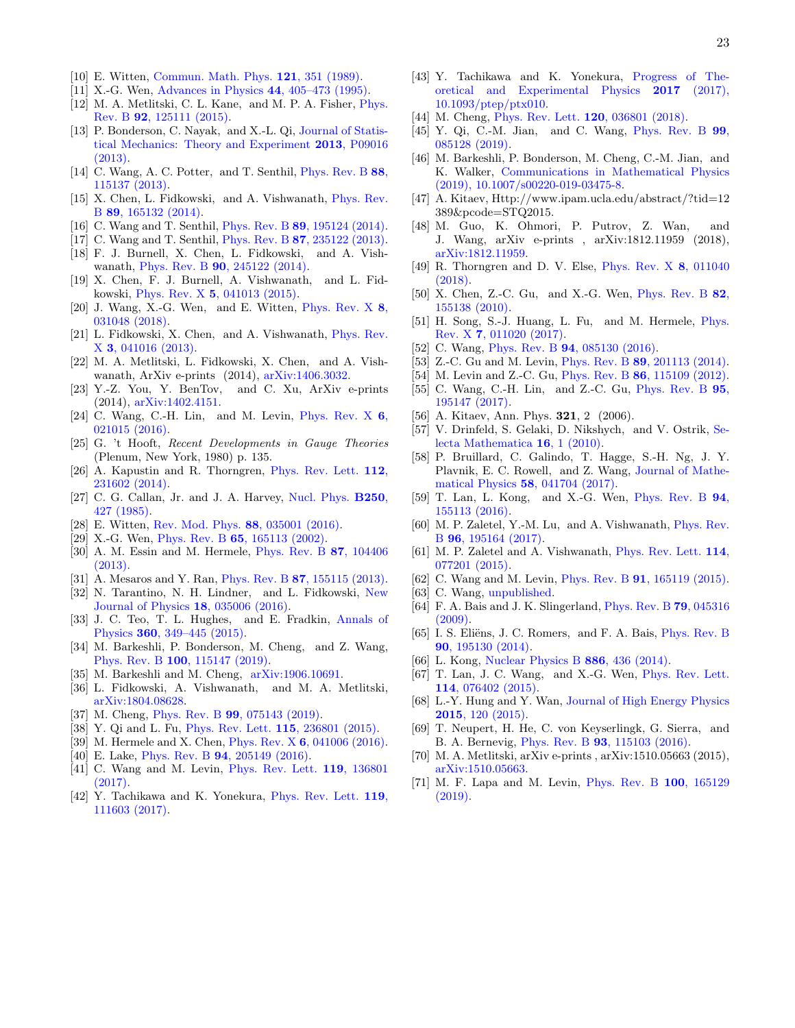[10] E. Witten, Commun. Math. Phys. **121**, 351 (1989).
[11] X.-G. Wen, Advances in Physics **44**, 405–473 (1995).
[12] M. A. Metlitski, C. L. Kane, and M. P. A. Fisher, Phys. Rev. B **92**, 125111 (2015).
[13] P. Bonderson, C. Nayak, and X.-L. Qi, Journal of Statistical Mechanics: Theory and Experiment **2013**, P09016 (2013).
[14] C. Wang, A. C. Potter, and T. Senthil, Phys. Rev. B **88**, 115137 (2013).
[15] X. Chen, L. Fidkowski, and A. Vishwanath, Phys. Rev. B **89**, 165132 (2014).
[16] C. Wang and T. Senthil, Phys. Rev. B **89**, 195124 (2014).
[17] C. Wang and T. Senthil, Phys. Rev. B **87**, 235122 (2013).
[18] F. J. Burnell, X. Chen, L. Fidkowski, and A. Vishwanath, Phys. Rev. B **90**, 245122 (2014).
[19] X. Chen, F. J. Burnell, A. Vishwanath, and L. Fidkowski, Phys. Rev. X **5**, 041013 (2015).
[20] J. Wang, X.-G. Wen, and E. Witten, Phys. Rev. X **8**, 031048 (2018).
[21] L. Fidkowski, X. Chen, and A. Vishwanath, Phys. Rev. X **3**, 041016 (2013).
[22] M. A. Metlitski, L. Fidkowski, X. Chen, and A. Vishwanath, ArXiv e-prints (2014), arXiv:1406.3032.
[23] Y.-Z. You, Y. BenTov, and C. Xu, ArXiv e-prints (2014), arXiv:1402.4151.
[24] C. Wang, C.-H. Lin, and M. Levin, Phys. Rev. X **6**, 021015 (2016).
[25] G. 't Hooft, *Recent Developments in Gauge Theories* (Plenum, New York, 1980) p. 135.
[26] A. Kapustin and R. Thorngren, Phys. Rev. Lett. **112**, 231602 (2014).
[27] C. G. Callan, Jr. and J. A. Harvey, Nucl. Phys. **B250**, 427 (1985).
[28] E. Witten, Rev. Mod. Phys. **88**, 035001 (2016).
[29] X.-G. Wen, Phys. Rev. B **65**, 165113 (2002).
[30] A. M. Essin and M. Hermele, Phys. Rev. B **87**, 104406 (2013).
[31] A. Mesaros and Y. Ran, Phys. Rev. B **87**, 155115 (2013).
[32] N. Tarantino, N. H. Lindner, and L. Fidkowski, New Journal of Physics **18**, 035006 (2016).
[33] J. C. Teo, T. L. Hughes, and E. Fradkin, Annals of Physics **360**, 349–445 (2015).
[34] M. Barkeshli, P. Bonderson, M. Cheng, and Z. Wang, Phys. Rev. B **100**, 115147 (2019).
[35] M. Barkeshli and M. Cheng, arXiv:1906.10691.
[36] L. Fidkowski, A. Vishwanath, and M. A. Metlitski, arXiv:1804.08628.
[37] M. Cheng, Phys. Rev. B **99**, 075143 (2019).
[38] Y. Qi and L. Fu, Phys. Rev. Lett. **115**, 236801 (2015).
[39] M. Hermele and X. Chen, Phys. Rev. X **6**, 041006 (2016).
[40] E. Lake, Phys. Rev. B **94**, 205149 (2016).
[41] C. Wang and M. Levin, Phys. Rev. Lett. **119**, 136801 (2017).
[42] Y. Tachikawa and K. Yonekura, Phys. Rev. Lett. **119**, 111603 (2017).
[43] Y. Tachikawa and K. Yonekura, Progress of Theoretical and Experimental Physics **2017** (2017), 10.1093/ptep/ptx010.
[44] M. Cheng, Phys. Rev. Lett. **120**, 036801 (2018).
[45] Y. Qi, C.-M. Jian, and C. Wang, Phys. Rev. B **99**, 085128 (2019).
[46] M. Barkeshli, P. Bonderson, M. Cheng, C.-M. Jian, and K. Walker, Communications in Mathematical Physics (2019), 10.1007/s00220-019-03475-8.
[47] A. Kitaev, Http://www.ipam.ucla.edu/abstract/?tid=12389&pcode=STQ2015.
[48] M. Guo, K. Ohmori, P. Putrov, Z. Wan, and J. Wang, arXiv e-prints , arXiv:1812.11959 (2018), arXiv:1812.11959.
[49] R. Thorngren and D. V. Else, Phys. Rev. X **8**, 011040 (2018).
[50] X. Chen, Z.-C. Gu, and X.-G. Wen, Phys. Rev. B **82**, 155138 (2010).
[51] H. Song, S.-J. Huang, L. Fu, and M. Hermele, Phys. Rev. X **7**, 011020 (2017).
[52] C. Wang, Phys. Rev. B **94**, 085130 (2016).
[53] Z.-C. Gu and M. Levin, Phys. Rev. B **89**, 201113 (2014).
[54] M. Levin and Z.-C. Gu, Phys. Rev. B **86**, 115109 (2012).
[55] C. Wang, C.-H. Lin, and Z.-C. Gu, Phys. Rev. B **95**, 195147 (2017).
[56] A. Kitaev, Ann. Phys. **321**, 2 (2006).
[57] V. Drinfeld, S. Gelaki, D. Nikshych, and V. Ostrik, Selecta Mathematica **16**, 1 (2010).
[58] P. Bruillard, C. Galindo, T. Hagge, S.-H. Ng, J. Y. Plavnik, E. C. Rowell, and Z. Wang, Journal of Mathematical Physics **58**, 041704 (2017).
[59] T. Lan, L. Kong, and X.-G. Wen, Phys. Rev. B **94**, 155113 (2016).
[60] M. P. Zaletel, Y.-M. Lu, and A. Vishwanath, Phys. Rev. B **96**, 195164 (2017).
[61] M. P. Zaletel and A. Vishwanath, Phys. Rev. Lett. **114**, 077201 (2015).
[62] C. Wang and M. Levin, Phys. Rev. B **91**, 165119 (2015).
[63] C. Wang, unpublished.
[64] F. A. Bais and J. K. Slingerland, Phys. Rev. B **79**, 045316 (2009).
[65] I. S. Eliëns, J. C. Romers, and F. A. Bais, Phys. Rev. B **90**, 195130 (2014).
[66] L. Kong, Nuclear Physics B **886**, 436 (2014).
[67] T. Lan, J. C. Wang, and X.-G. Wen, Phys. Rev. Lett. **114**, 076402 (2015).
[68] L.-Y. Hung and Y. Wan, Journal of High Energy Physics **2015**, 120 (2015).
[69] T. Neupert, H. He, C. von Keyserlingk, G. Sierra, and B. A. Bernevig, Phys. Rev. B **93**, 115103 (2016).
[70] M. A. Metlitski, arXiv e-prints , arXiv:1510.05663 (2015), arXiv:1510.05663.
[71] M. F. Lapa and M. Levin, Phys. Rev. B **100**, 165129 (2019).